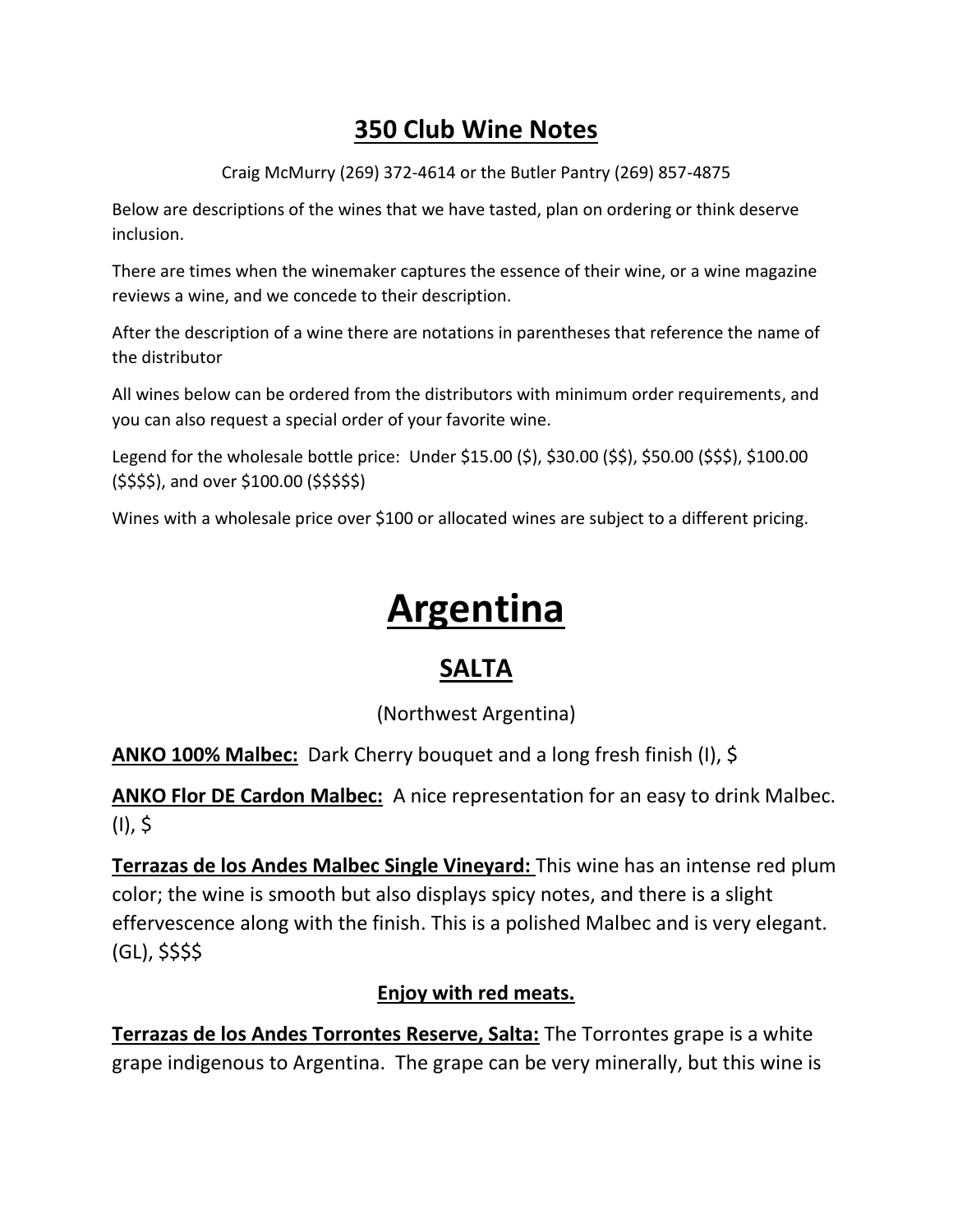# 350 Club Wine Notes

Craig McMurry (269) 372-4614 or the Butler Pantry (269) 857-4875

Below are descriptions of the wines that we have tasted, plan on ordering or think deserve inclusion.

There are times when the winemaker captures the essence of their wine, or a wine magazine reviews a wine, and we concede to their description.

After the description of a wine there are notations in parentheses that reference the name of the distributor

All wines below can be ordered from the distributors with minimum order requirements, and you can also request a special order of your favorite wine.

Legend for the wholesale bottle price: Under $15.00 ($), $30.00 ($$), $50.00 ($$$), $100.00 ($$$$), and over $100.00 ($$$$$)

Wines with a wholesale price over $100 or allocated wines are subject to a different pricing.

# Argentina

## SALTA

(Northwest Argentina)

**ANKO 100% Malbec:** Dark Cherry bouquet and a long fresh finish (I), $

**ANKO Flor DE Cardon Malbec:** A nice representation for an easy to drink Malbec. (I), $

**Terrazas de los Andes Malbec Single Vineyard:** This wine has an intense red plum color; the wine is smooth but also displays spicy notes, and there is a slight effervescence along with the finish. This is a polished Malbec and is very elegant. (GL), $$$$

**Enjoy with red meats.**

**Terrazas de los Andes Torrontes Reserve, Salta:** The Torrontes grape is a white grape indigenous to Argentina. The grape can be very minerally, but this wine is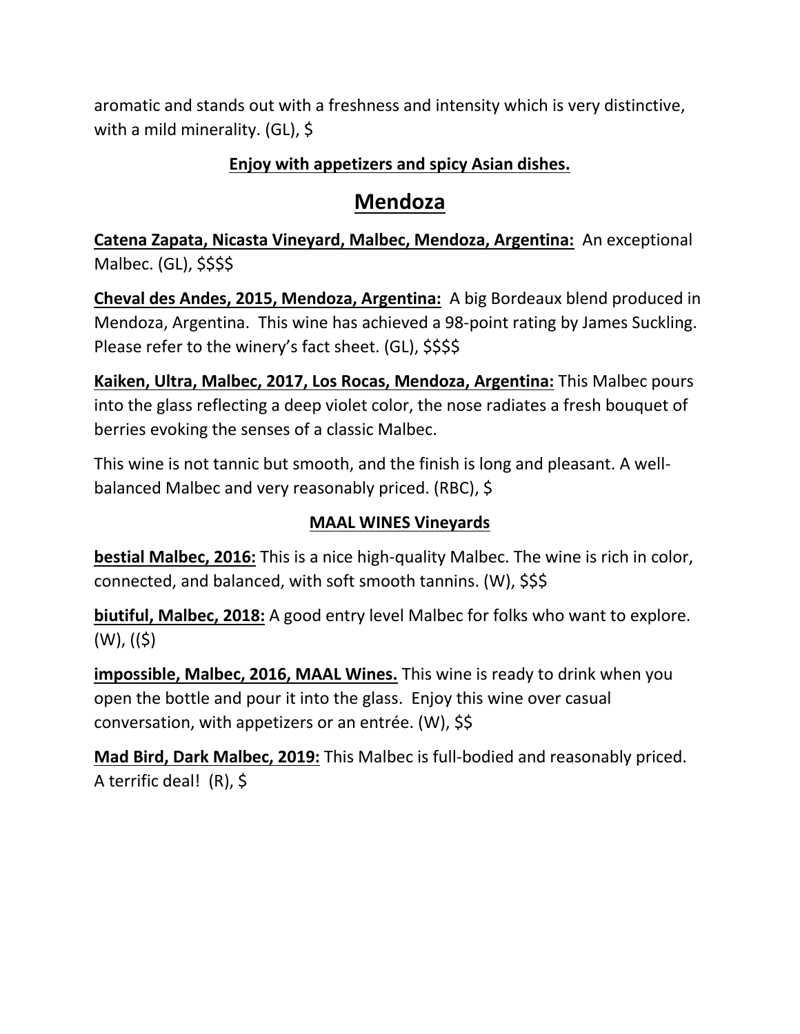aromatic and stands out with a freshness and intensity which is very distinctive, with a mild minerality. (GL), $

**Enjoy with appetizers and spicy Asian dishes.**

## Mendoza

**Catena Zapata, Nicasta Vineyard, Malbec, Mendoza, Argentina:** An exceptional Malbec. (GL), $$$$

**Cheval des Andes, 2015, Mendoza, Argentina:** A big Bordeaux blend produced in Mendoza, Argentina. This wine has achieved a 98-point rating by James Suckling. Please refer to the winery's fact sheet. (GL), $$$$

**Kaiken, Ultra, Malbec, 2017, Los Rocas, Mendoza, Argentina:** This Malbec pours into the glass reflecting a deep violet color, the nose radiates a fresh bouquet of berries evoking the senses of a classic Malbec.

This wine is not tannic but smooth, and the finish is long and pleasant. A well-balanced Malbec and very reasonably priced. (RBC), $

### MAAL WINES Vineyards

**bestial Malbec, 2016:** This is a nice high-quality Malbec. The wine is rich in color, connected, and balanced, with soft smooth tannins. (W), $$$

**biutiful, Malbec, 2018:** A good entry level Malbec for folks who want to explore. (W), (($)

**impossible, Malbec, 2016, MAAL Wines.** This wine is ready to drink when you open the bottle and pour it into the glass. Enjoy this wine over casual conversation, with appetizers or an entrée. (W), $$

**Mad Bird, Dark Malbec, 2019:** This Malbec is full-bodied and reasonably priced. A terrific deal! (R), $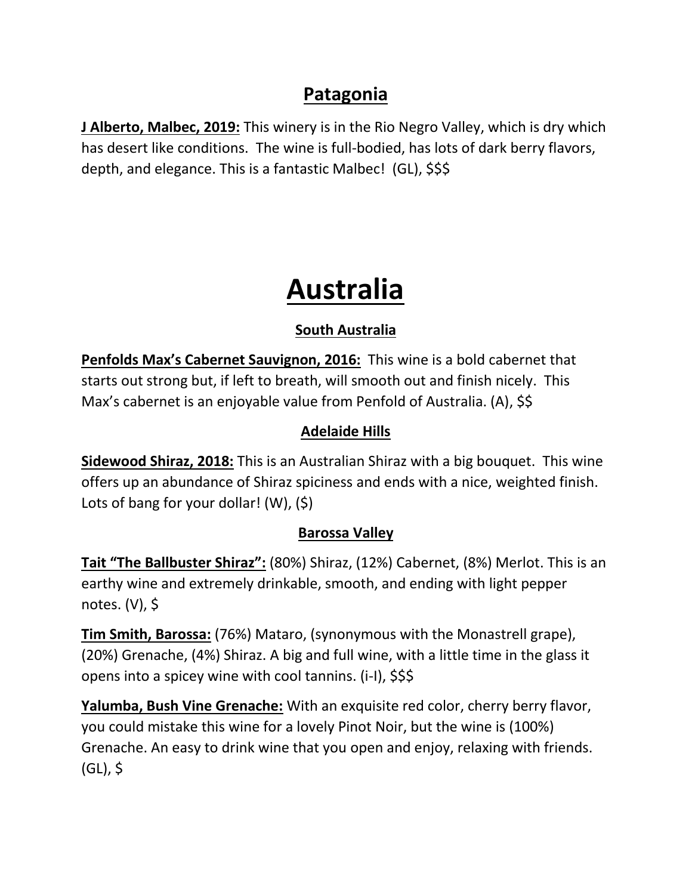## Patagonia

**J Alberto, Malbec, 2019:** This winery is in the Rio Negro Valley, which is dry which has desert like conditions. The wine is full-bodied, has lots of dark berry flavors, depth, and elegance. This is a fantastic Malbec! (GL), $$$

# Australia

### South Australia

**Penfolds Max's Cabernet Sauvignon, 2016:** This wine is a bold cabernet that starts out strong but, if left to breath, will smooth out and finish nicely. This Max's cabernet is an enjoyable value from Penfold of Australia. (A), $$

### Adelaide Hills

**Sidewood Shiraz, 2018:** This is an Australian Shiraz with a big bouquet. This wine offers up an abundance of Shiraz spiciness and ends with a nice, weighted finish. Lots of bang for your dollar! (W), ($)

### Barossa Valley

**Tait "The Ballbuster Shiraz":** (80%) Shiraz, (12%) Cabernet, (8%) Merlot. This is an earthy wine and extremely drinkable, smooth, and ending with light pepper notes. (V), $

**Tim Smith, Barossa:** (76%) Mataro, (synonymous with the Monastrell grape), (20%) Grenache, (4%) Shiraz. A big and full wine, with a little time in the glass it opens into a spicey wine with cool tannins. (i-I), $$$

**Yalumba, Bush Vine Grenache:** With an exquisite red color, cherry berry flavor, you could mistake this wine for a lovely Pinot Noir, but the wine is (100%) Grenache. An easy to drink wine that you open and enjoy, relaxing with friends. (GL), $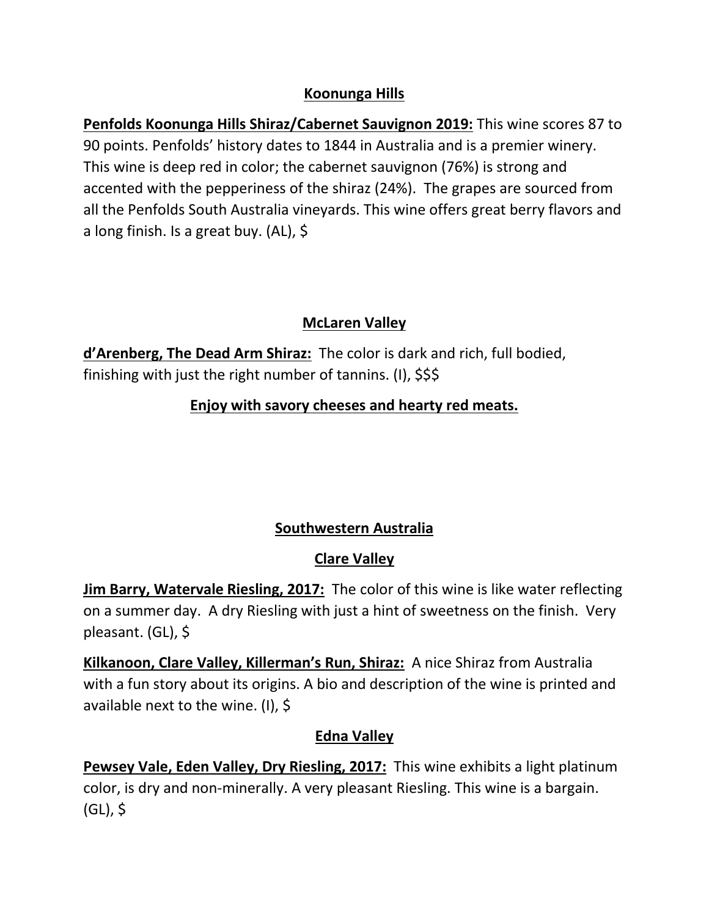## Koonunga Hills

**Penfolds Koonunga Hills Shiraz/Cabernet Sauvignon 2019:** This wine scores 87 to 90 points. Penfolds' history dates to 1844 in Australia and is a premier winery. This wine is deep red in color; the cabernet sauvignon (76%) is strong and accented with the pepperiness of the shiraz (24%). The grapes are sourced from all the Penfolds South Australia vineyards. This wine offers great berry flavors and a long finish. Is a great buy. (AL), $

## McLaren Valley

**d'Arenberg, The Dead Arm Shiraz:** The color is dark and rich, full bodied, finishing with just the right number of tannins. (I), $$$

**Enjoy with savory cheeses and hearty red meats.**

## Southwestern Australia

### Clare Valley

**Jim Barry, Watervale Riesling, 2017:** The color of this wine is like water reflecting on a summer day. A dry Riesling with just a hint of sweetness on the finish. Very pleasant. (GL), $

**Kilkanoon, Clare Valley, Killerman's Run, Shiraz:** A nice Shiraz from Australia with a fun story about its origins. A bio and description of the wine is printed and available next to the wine. (I), $

### Edna Valley

**Pewsey Vale, Eden Valley, Dry Riesling, 2017:** This wine exhibits a light platinum color, is dry and non-minerally. A very pleasant Riesling. This wine is a bargain. (GL), $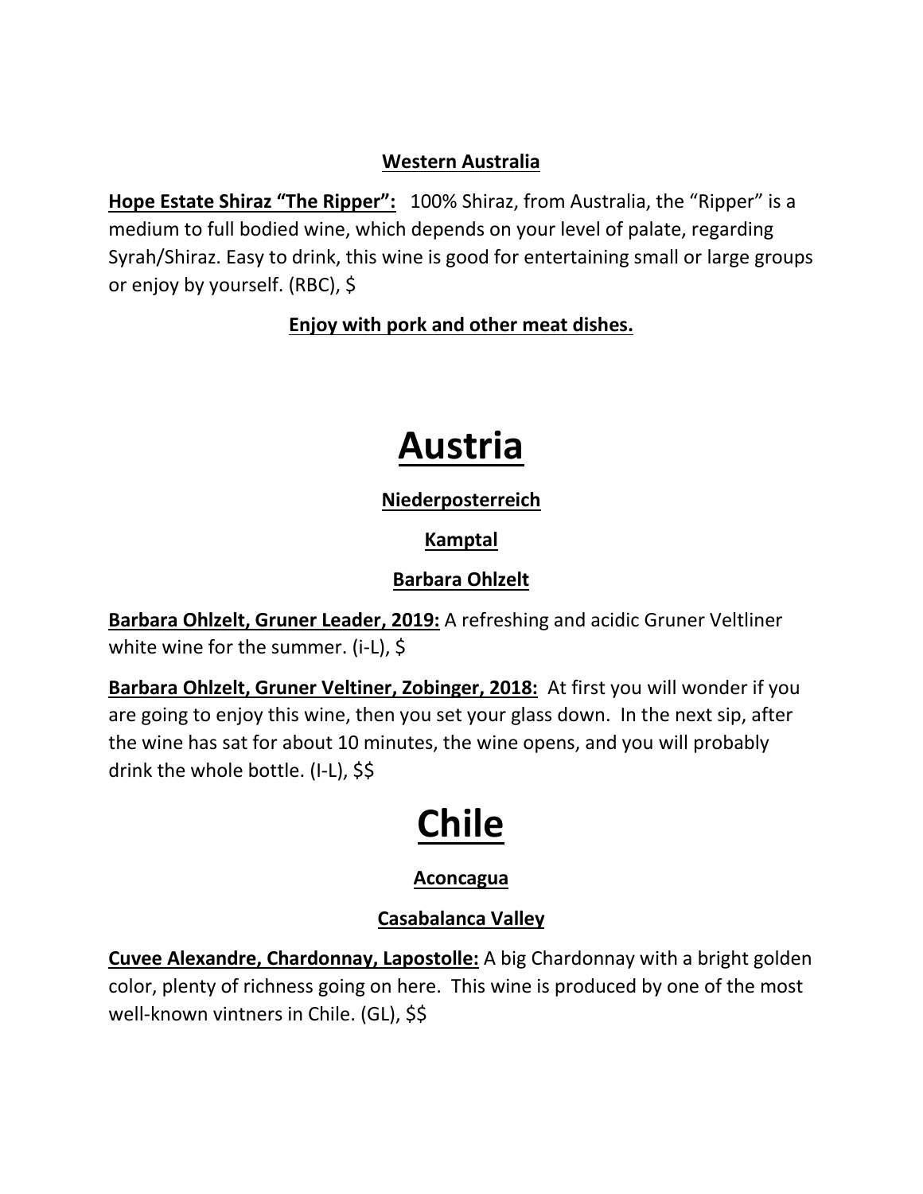### Western Australia

**Hope Estate Shiraz "The Ripper":** 100% Shiraz, from Australia, the "Ripper" is a medium to full bodied wine, which depends on your level of palate, regarding Syrah/Shiraz. Easy to drink, this wine is good for entertaining small or large groups or enjoy by yourself. (RBC), $

**Enjoy with pork and other meat dishes.**

# Austria

### Niederposterreich

### Kamptal

### Barbara Ohlzelt

**Barbara Ohlzelt, Gruner Leader, 2019:** A refreshing and acidic Gruner Veltliner white wine for the summer. (i-L), $

**Barbara Ohlzelt, Gruner Veltiner, Zobinger, 2018:** At first you will wonder if you are going to enjoy this wine, then you set your glass down. In the next sip, after the wine has sat for about 10 minutes, the wine opens, and you will probably drink the whole bottle. (I-L), $$

# Chile

### Aconcagua

### Casabalanca Valley

**Cuvee Alexandre, Chardonnay, Lapostolle:** A big Chardonnay with a bright golden color, plenty of richness going on here. This wine is produced by one of the most well-known vintners in Chile. (GL), $$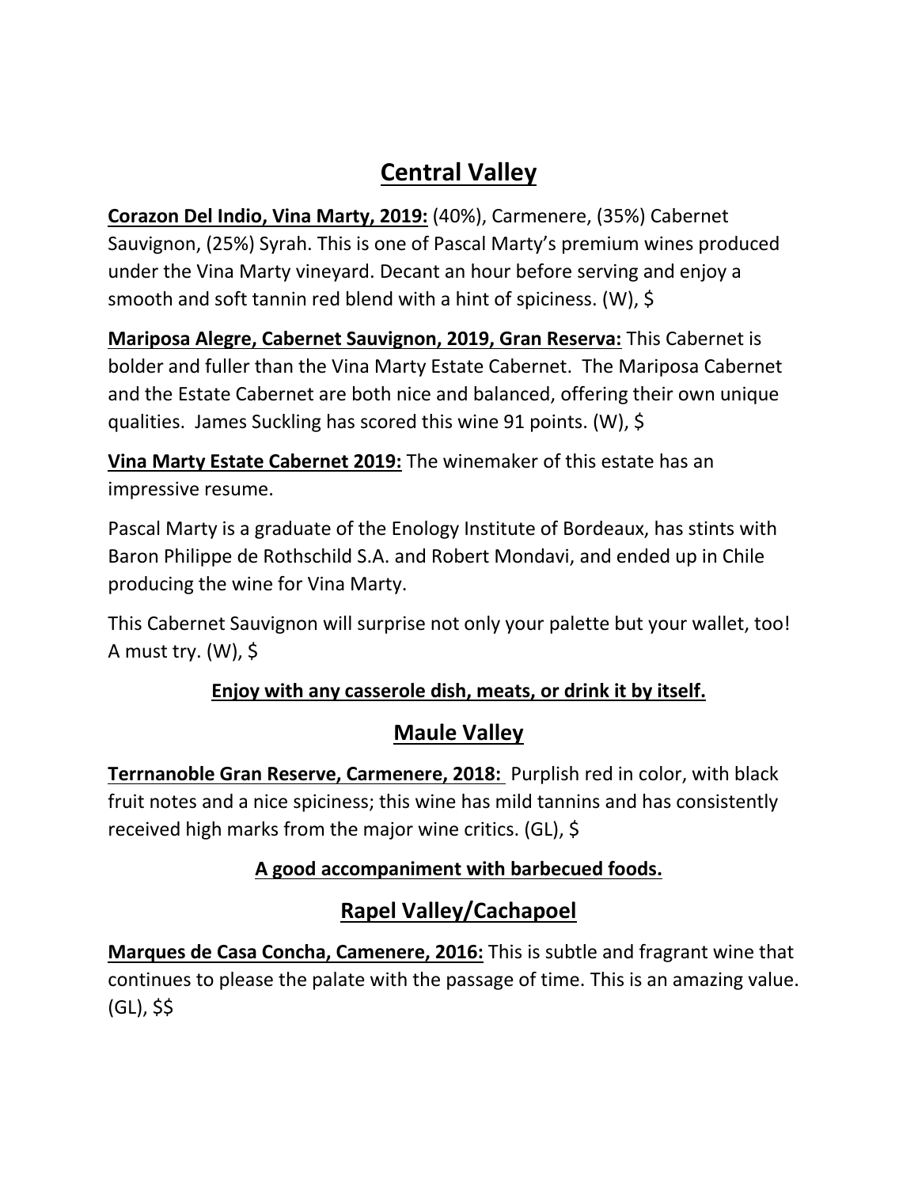## Central Valley

**Corazon Del Indio, Vina Marty, 2019:** (40%), Carmenere, (35%) Cabernet Sauvignon, (25%) Syrah. This is one of Pascal Marty's premium wines produced under the Vina Marty vineyard. Decant an hour before serving and enjoy a smooth and soft tannin red blend with a hint of spiciness. (W), $

**Mariposa Alegre, Cabernet Sauvignon, 2019, Gran Reserva:** This Cabernet is bolder and fuller than the Vina Marty Estate Cabernet. The Mariposa Cabernet and the Estate Cabernet are both nice and balanced, offering their own unique qualities. James Suckling has scored this wine 91 points. (W), $

**Vina Marty Estate Cabernet 2019:** The winemaker of this estate has an impressive resume.

Pascal Marty is a graduate of the Enology Institute of Bordeaux, has stints with Baron Philippe de Rothschild S.A. and Robert Mondavi, and ended up in Chile producing the wine for Vina Marty.

This Cabernet Sauvignon will surprise not only your palette but your wallet, too! A must try. (W), $

**Enjoy with any casserole dish, meats, or drink it by itself.**

## Maule Valley

**Terrnanoble Gran Reserve, Carmenere, 2018:** Purplish red in color, with black fruit notes and a nice spiciness; this wine has mild tannins and has consistently received high marks from the major wine critics. (GL), $

**A good accompaniment with barbecued foods.**

## Rapel Valley/Cachapoel

**Marques de Casa Concha, Camenere, 2016:** This is subtle and fragrant wine that continues to please the palate with the passage of time. This is an amazing value. (GL), $$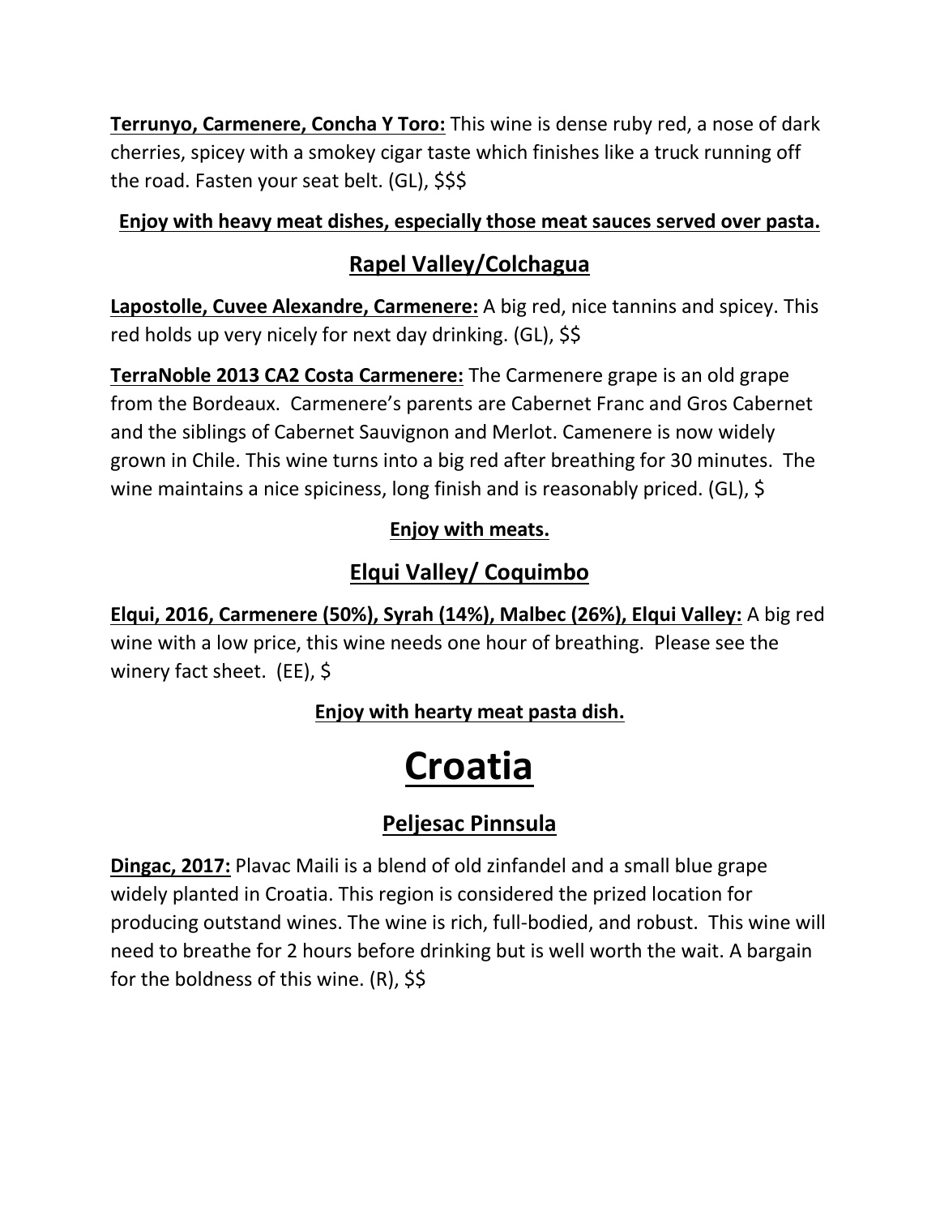**Terrunyo, Carmenere, Concha Y Toro:** This wine is dense ruby red, a nose of dark cherries, spicey with a smokey cigar taste which finishes like a truck running off the road. Fasten your seat belt. (GL), $$$

**Enjoy with heavy meat dishes, especially those meat sauces served over pasta.**

## Rapel Valley/Colchagua

**Lapostolle, Cuvee Alexandre, Carmenere:** A big red, nice tannins and spicey. This red holds up very nicely for next day drinking. (GL), $$

**TerraNoble 2013 CA2 Costa Carmenere:** The Carmenere grape is an old grape from the Bordeaux. Carmenere's parents are Cabernet Franc and Gros Cabernet and the siblings of Cabernet Sauvignon and Merlot. Camenere is now widely grown in Chile. This wine turns into a big red after breathing for 30 minutes. The wine maintains a nice spiciness, long finish and is reasonably priced. (GL), $

**Enjoy with meats.**

## Elqui Valley/ Coquimbo

**Elqui, 2016, Carmenere (50%), Syrah (14%), Malbec (26%), Elqui Valley:** A big red wine with a low price, this wine needs one hour of breathing. Please see the winery fact sheet. (EE), $

**Enjoy with hearty meat pasta dish.**

# Croatia

## Peljesac Pinnsula

**Dingac, 2017:** Plavac Maili is a blend of old zinfandel and a small blue grape widely planted in Croatia. This region is considered the prized location for producing outstand wines. The wine is rich, full-bodied, and robust. This wine will need to breathe for 2 hours before drinking but is well worth the wait. A bargain for the boldness of this wine. (R), $$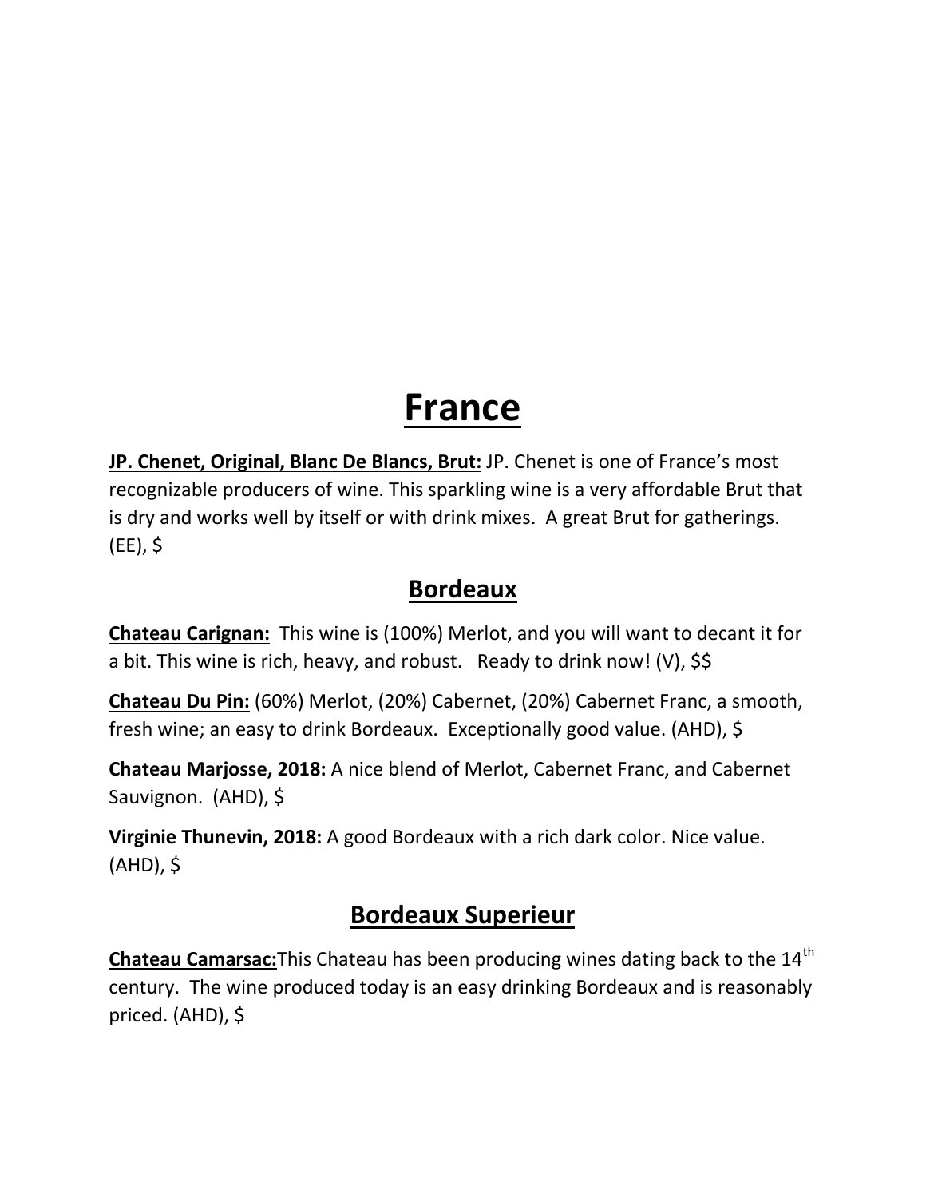# France

**JP. Chenet, Original, Blanc De Blancs, Brut:** JP. Chenet is one of France's most recognizable producers of wine. This sparkling wine is a very affordable Brut that is dry and works well by itself or with drink mixes. A great Brut for gatherings. (EE), $

## Bordeaux

**Chateau Carignan:** This wine is (100%) Merlot, and you will want to decant it for a bit. This wine is rich, heavy, and robust. Ready to drink now! (V), $$

**Chateau Du Pin:** (60%) Merlot, (20%) Cabernet, (20%) Cabernet Franc, a smooth, fresh wine; an easy to drink Bordeaux. Exceptionally good value. (AHD), $

**Chateau Marjosse, 2018:** A nice blend of Merlot, Cabernet Franc, and Cabernet Sauvignon. (AHD), $

**Virginie Thunevin, 2018:** A good Bordeaux with a rich dark color. Nice value. (AHD), $

## Bordeaux Superieur

**Chateau Camarsac:** This Chateau has been producing wines dating back to the 14th century. The wine produced today is an easy drinking Bordeaux and is reasonably priced. (AHD), $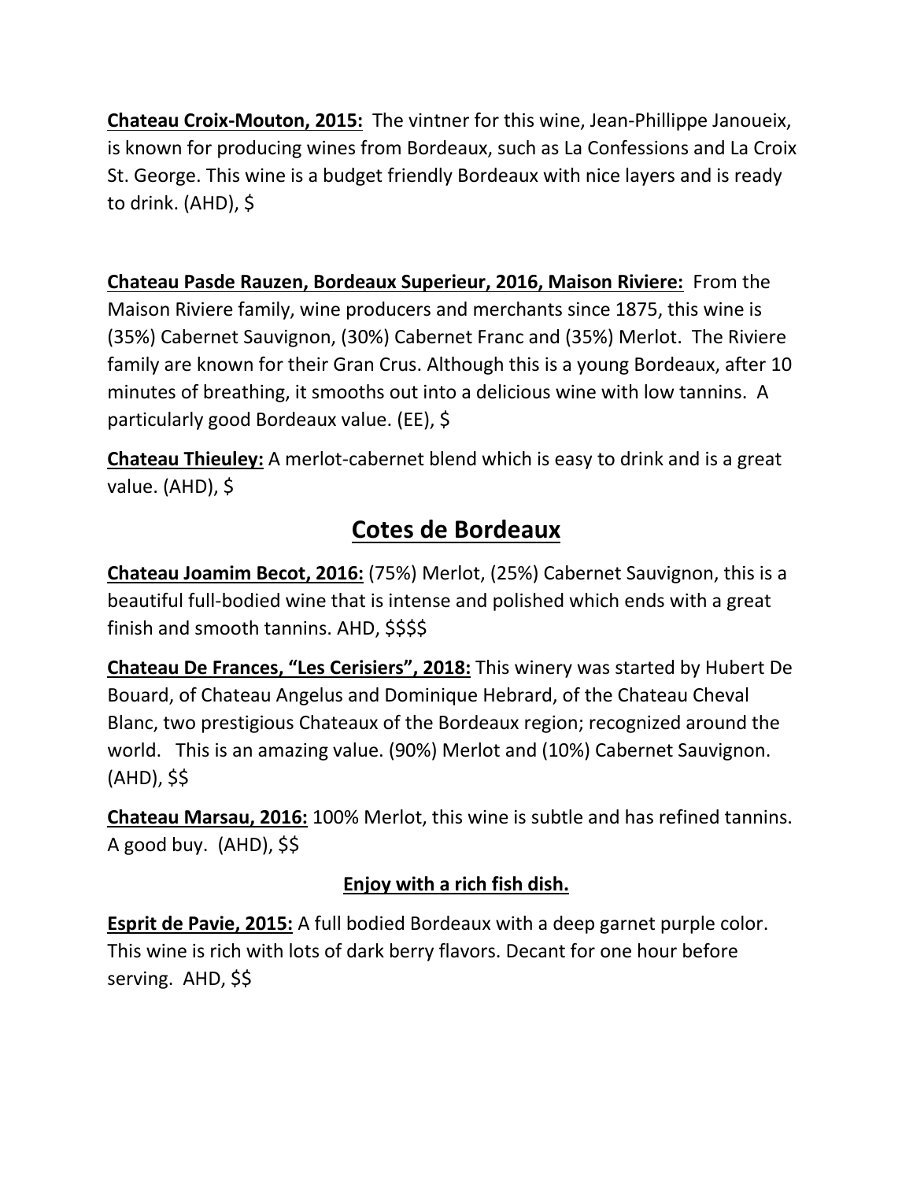**Chateau Croix-Mouton, 2015:** The vintner for this wine, Jean-Phillippe Janoueix, is known for producing wines from Bordeaux, such as La Confessions and La Croix St. George. This wine is a budget friendly Bordeaux with nice layers and is ready to drink. (AHD), $

**Chateau Pasde Rauzen, Bordeaux Superieur, 2016, Maison Riviere:** From the Maison Riviere family, wine producers and merchants since 1875, this wine is (35%) Cabernet Sauvignon, (30%) Cabernet Franc and (35%) Merlot. The Riviere family are known for their Gran Crus. Although this is a young Bordeaux, after 10 minutes of breathing, it smooths out into a delicious wine with low tannins. A particularly good Bordeaux value. (EE), $

**Chateau Thieuley:** A merlot-cabernet blend which is easy to drink and is a great value. (AHD), $

## Cotes de Bordeaux

**Chateau Joamim Becot, 2016:** (75%) Merlot, (25%) Cabernet Sauvignon, this is a beautiful full-bodied wine that is intense and polished which ends with a great finish and smooth tannins. AHD, $$$$

**Chateau De Frances, "Les Cerisiers", 2018:** This winery was started by Hubert De Bouard, of Chateau Angelus and Dominique Hebrard, of the Chateau Cheval Blanc, two prestigious Chateaux of the Bordeaux region; recognized around the world. This is an amazing value. (90%) Merlot and (10%) Cabernet Sauvignon. (AHD), $$

**Chateau Marsau, 2016:** 100% Merlot, this wine is subtle and has refined tannins. A good buy. (AHD), $$

**Enjoy with a rich fish dish.**

**Esprit de Pavie, 2015:** A full bodied Bordeaux with a deep garnet purple color. This wine is rich with lots of dark berry flavors. Decant for one hour before serving. AHD, $$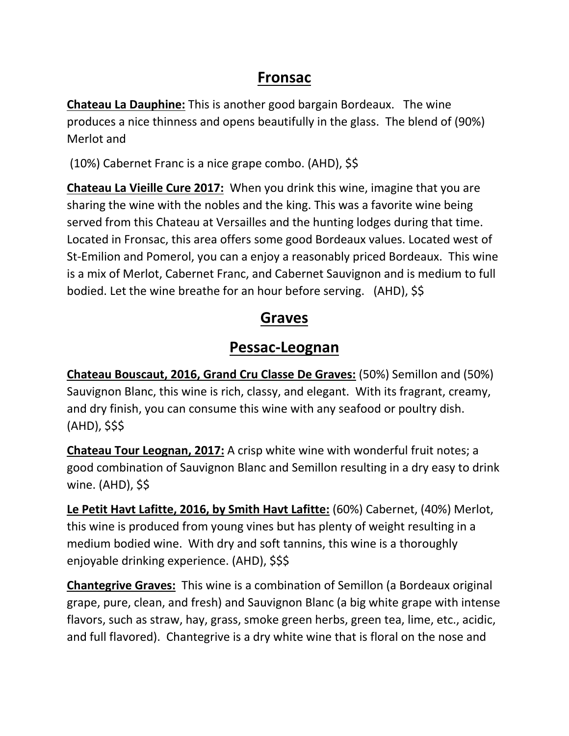## Fronsac

**Chateau La Dauphine:** This is another good bargain Bordeaux. The wine produces a nice thinness and opens beautifully in the glass. The blend of (90%) Merlot and

(10%) Cabernet Franc is a nice grape combo. (AHD), $$

**Chateau La Vieille Cure 2017:** When you drink this wine, imagine that you are sharing the wine with the nobles and the king. This was a favorite wine being served from this Chateau at Versailles and the hunting lodges during that time. Located in Fronsac, this area offers some good Bordeaux values. Located west of St-Emilion and Pomerol, you can a enjoy a reasonably priced Bordeaux. This wine is a mix of Merlot, Cabernet Franc, and Cabernet Sauvignon and is medium to full bodied. Let the wine breathe for an hour before serving. (AHD), $$

## Graves

## Pessac-Leognan

**Chateau Bouscaut, 2016, Grand Cru Classe De Graves:** (50%) Semillon and (50%) Sauvignon Blanc, this wine is rich, classy, and elegant. With its fragrant, creamy, and dry finish, you can consume this wine with any seafood or poultry dish. (AHD), $$$

**Chateau Tour Leognan, 2017:** A crisp white wine with wonderful fruit notes; a good combination of Sauvignon Blanc and Semillon resulting in a dry easy to drink wine. (AHD), $$

**Le Petit Havt Lafitte, 2016, by Smith Havt Lafitte:** (60%) Cabernet, (40%) Merlot, this wine is produced from young vines but has plenty of weight resulting in a medium bodied wine. With dry and soft tannins, this wine is a thoroughly enjoyable drinking experience. (AHD), $$$

**Chantegrive Graves:** This wine is a combination of Semillon (a Bordeaux original grape, pure, clean, and fresh) and Sauvignon Blanc (a big white grape with intense flavors, such as straw, hay, grass, smoke green herbs, green tea, lime, etc., acidic, and full flavored). Chantegrive is a dry white wine that is floral on the nose and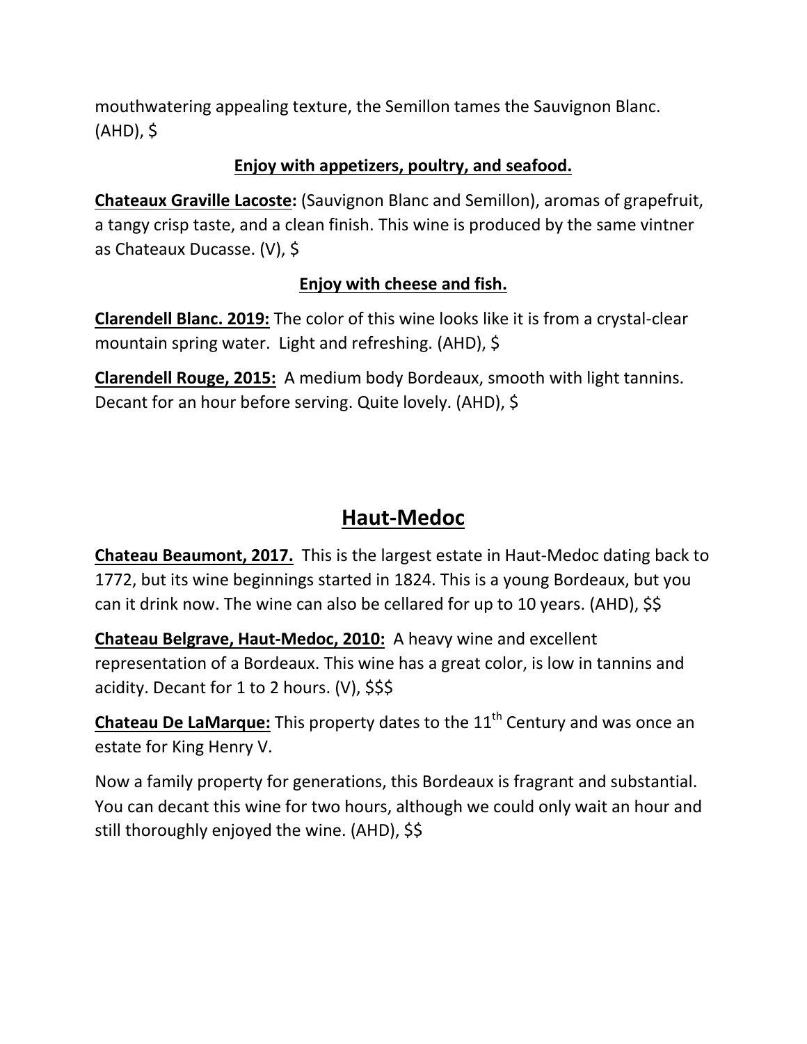mouthwatering appealing texture, the Semillon tames the Sauvignon Blanc. (AHD), $

**Enjoy with appetizers, poultry, and seafood.**

**Chateaux Graville Lacoste:** (Sauvignon Blanc and Semillon), aromas of grapefruit, a tangy crisp taste, and a clean finish. This wine is produced by the same vintner as Chateaux Ducasse. (V), $

**Enjoy with cheese and fish.**

**Clarendell Blanc. 2019:** The color of this wine looks like it is from a crystal-clear mountain spring water. Light and refreshing. (AHD), $

**Clarendell Rouge, 2015:** A medium body Bordeaux, smooth with light tannins. Decant for an hour before serving. Quite lovely. (AHD), $

## Haut-Medoc

**Chateau Beaumont, 2017.** This is the largest estate in Haut-Medoc dating back to 1772, but its wine beginnings started in 1824. This is a young Bordeaux, but you can it drink now. The wine can also be cellared for up to 10 years. (AHD), $$

**Chateau Belgrave, Haut-Medoc, 2010:** A heavy wine and excellent representation of a Bordeaux. This wine has a great color, is low in tannins and acidity. Decant for 1 to 2 hours. (V), $$$

**Chateau De LaMarque:** This property dates to the 11th Century and was once an estate for King Henry V.

Now a family property for generations, this Bordeaux is fragrant and substantial. You can decant this wine for two hours, although we could only wait an hour and still thoroughly enjoyed the wine. (AHD), $$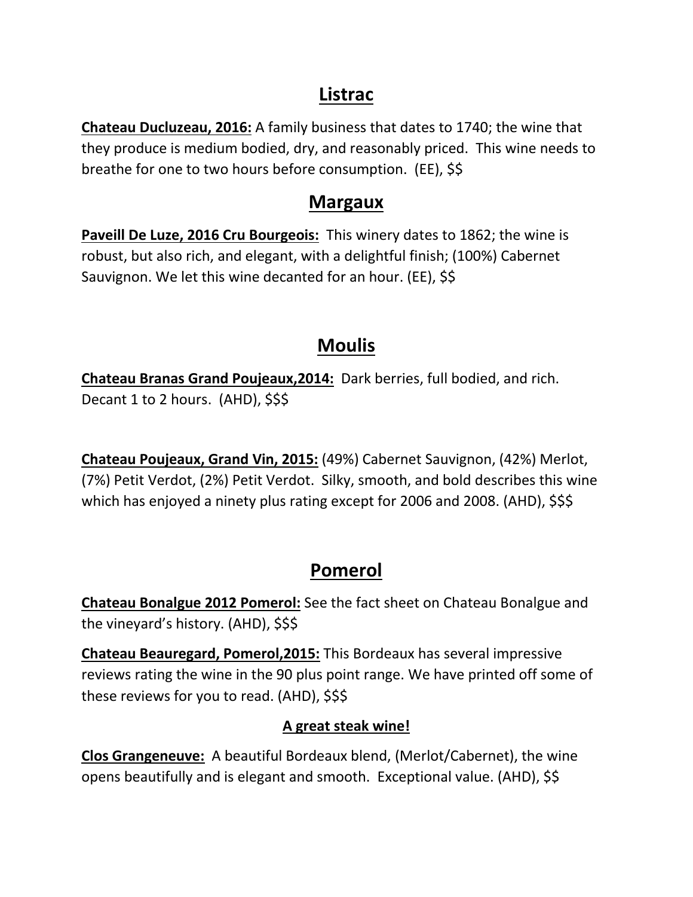## Listrac

**Chateau Ducluzeau, 2016:** A family business that dates to 1740; the wine that they produce is medium bodied, dry, and reasonably priced. This wine needs to breathe for one to two hours before consumption. (EE), $$

## Margaux

**Paveill De Luze, 2016 Cru Bourgeois:** This winery dates to 1862; the wine is robust, but also rich, and elegant, with a delightful finish; (100%) Cabernet Sauvignon. We let this wine decanted for an hour. (EE), $$

## Moulis

**Chateau Branas Grand Poujeaux,2014:** Dark berries, full bodied, and rich. Decant 1 to 2 hours. (AHD), $$$

**Chateau Poujeaux, Grand Vin, 2015:** (49%) Cabernet Sauvignon, (42%) Merlot, (7%) Petit Verdot, (2%) Petit Verdot. Silky, smooth, and bold describes this wine which has enjoyed a ninety plus rating except for 2006 and 2008. (AHD), $$$

## Pomerol

**Chateau Bonalgue 2012 Pomerol:** See the fact sheet on Chateau Bonalgue and the vineyard's history. (AHD), $$$

**Chateau Beauregard, Pomerol,2015:** This Bordeaux has several impressive reviews rating the wine in the 90 plus point range. We have printed off some of these reviews for you to read. (AHD), $$$

**A great steak wine!**

**Clos Grangeneuve:** A beautiful Bordeaux blend, (Merlot/Cabernet), the wine opens beautifully and is elegant and smooth. Exceptional value. (AHD), $$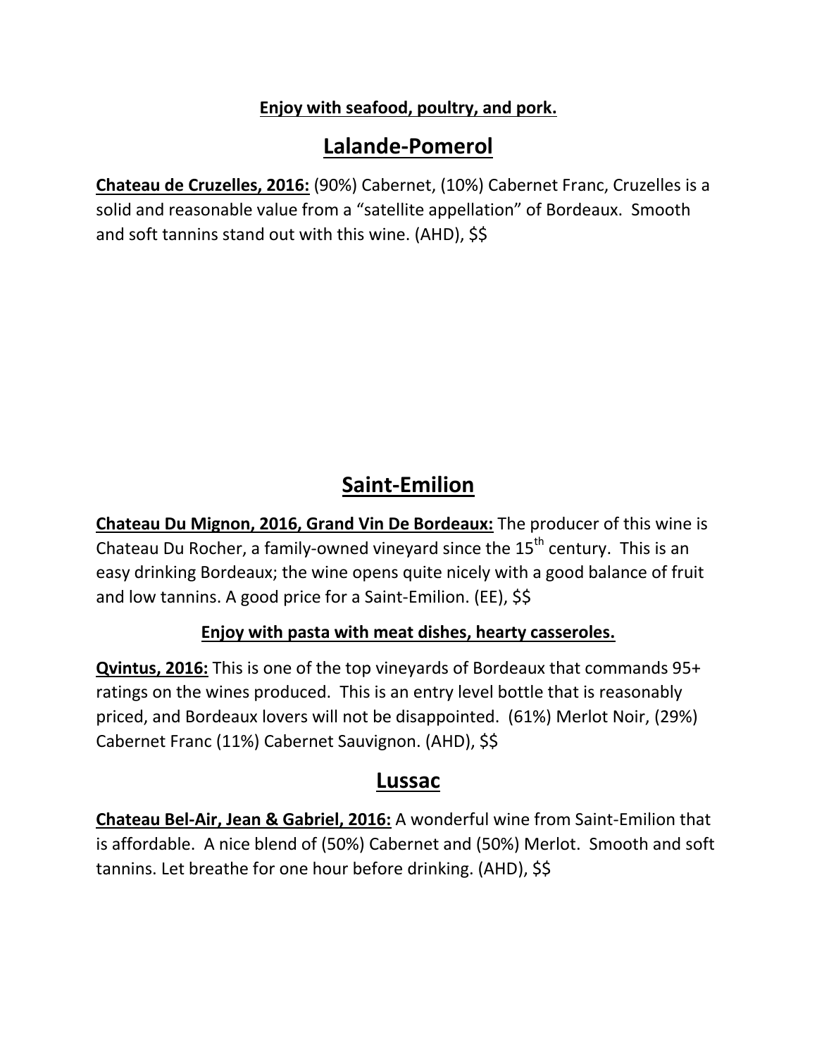**Enjoy with seafood, poultry, and pork.**

## Lalande-Pomerol

**Chateau de Cruzelles, 2016:** (90%) Cabernet, (10%) Cabernet Franc, Cruzelles is a solid and reasonable value from a "satellite appellation" of Bordeaux. Smooth and soft tannins stand out with this wine. (AHD), $$

## Saint-Emilion

**Chateau Du Mignon, 2016, Grand Vin De Bordeaux:** The producer of this wine is Chateau Du Rocher, a family-owned vineyard since the 15th century. This is an easy drinking Bordeaux; the wine opens quite nicely with a good balance of fruit and low tannins. A good price for a Saint-Emilion. (EE), $$

**Enjoy with pasta with meat dishes, hearty casseroles.**

**Qvintus, 2016:** This is one of the top vineyards of Bordeaux that commands 95+ ratings on the wines produced. This is an entry level bottle that is reasonably priced, and Bordeaux lovers will not be disappointed. (61%) Merlot Noir, (29%) Cabernet Franc (11%) Cabernet Sauvignon. (AHD), $$

## Lussac

**Chateau Bel-Air, Jean & Gabriel, 2016:** A wonderful wine from Saint-Emilion that is affordable. A nice blend of (50%) Cabernet and (50%) Merlot. Smooth and soft tannins. Let breathe for one hour before drinking. (AHD), $$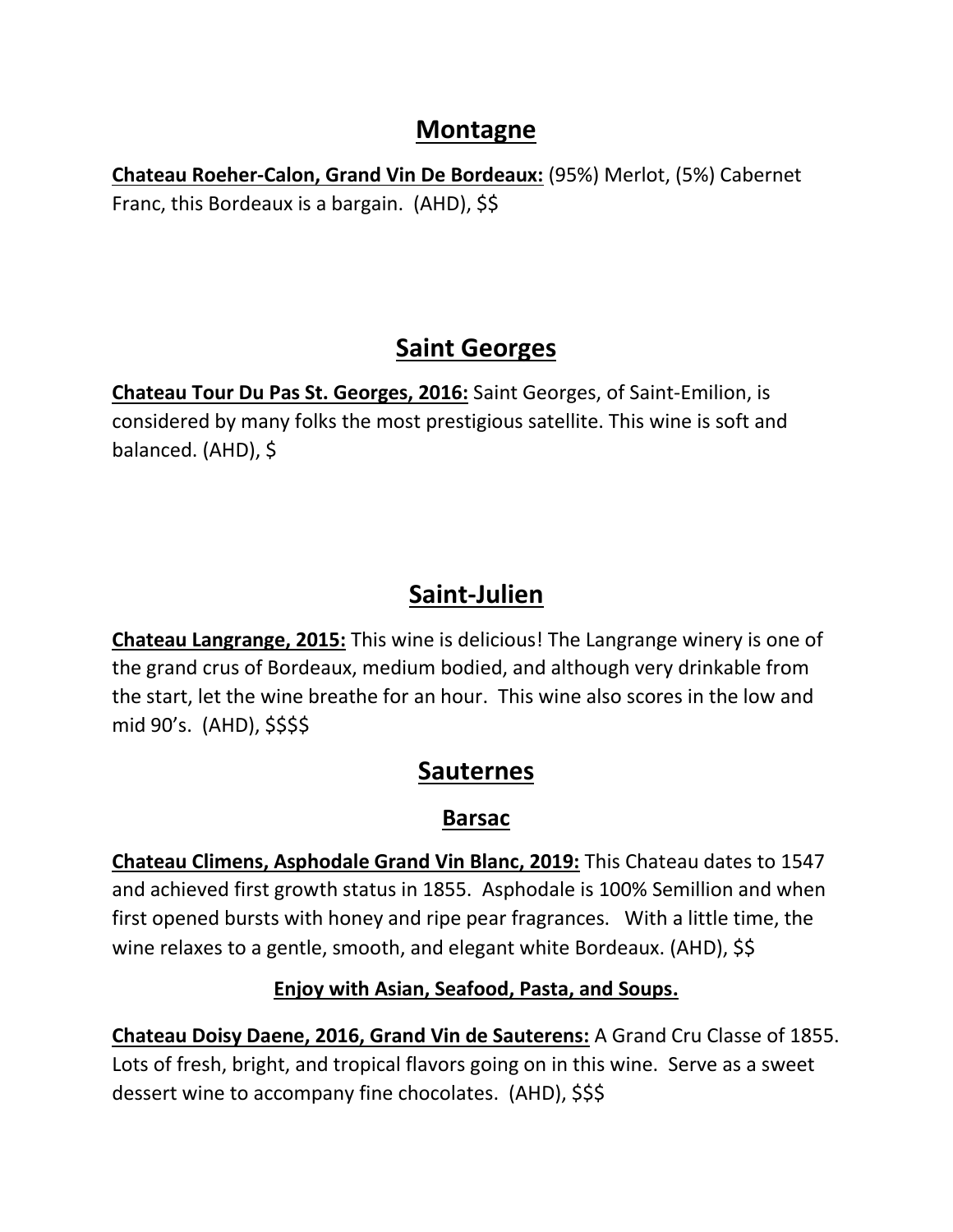## Montagne

**Chateau Roeher-Calon, Grand Vin De Bordeaux:** (95%) Merlot, (5%) Cabernet Franc, this Bordeaux is a bargain. (AHD), $$

## Saint Georges

**Chateau Tour Du Pas St. Georges, 2016:** Saint Georges, of Saint-Emilion, is considered by many folks the most prestigious satellite. This wine is soft and balanced. (AHD), $

## Saint-Julien

**Chateau Langrange, 2015:** This wine is delicious! The Langrange winery is one of the grand crus of Bordeaux, medium bodied, and although very drinkable from the start, let the wine breathe for an hour. This wine also scores in the low and mid 90's. (AHD), $$$$

## Sauternes

### Barsac

**Chateau Climens, Asphodale Grand Vin Blanc, 2019:** This Chateau dates to 1547 and achieved first growth status in 1855. Asphodale is 100% Semillion and when first opened bursts with honey and ripe pear fragrances. With a little time, the wine relaxes to a gentle, smooth, and elegant white Bordeaux. (AHD), $$

**Enjoy with Asian, Seafood, Pasta, and Soups.**

**Chateau Doisy Daene, 2016, Grand Vin de Sauterens:** A Grand Cru Classe of 1855. Lots of fresh, bright, and tropical flavors going on in this wine. Serve as a sweet dessert wine to accompany fine chocolates. (AHD), $$$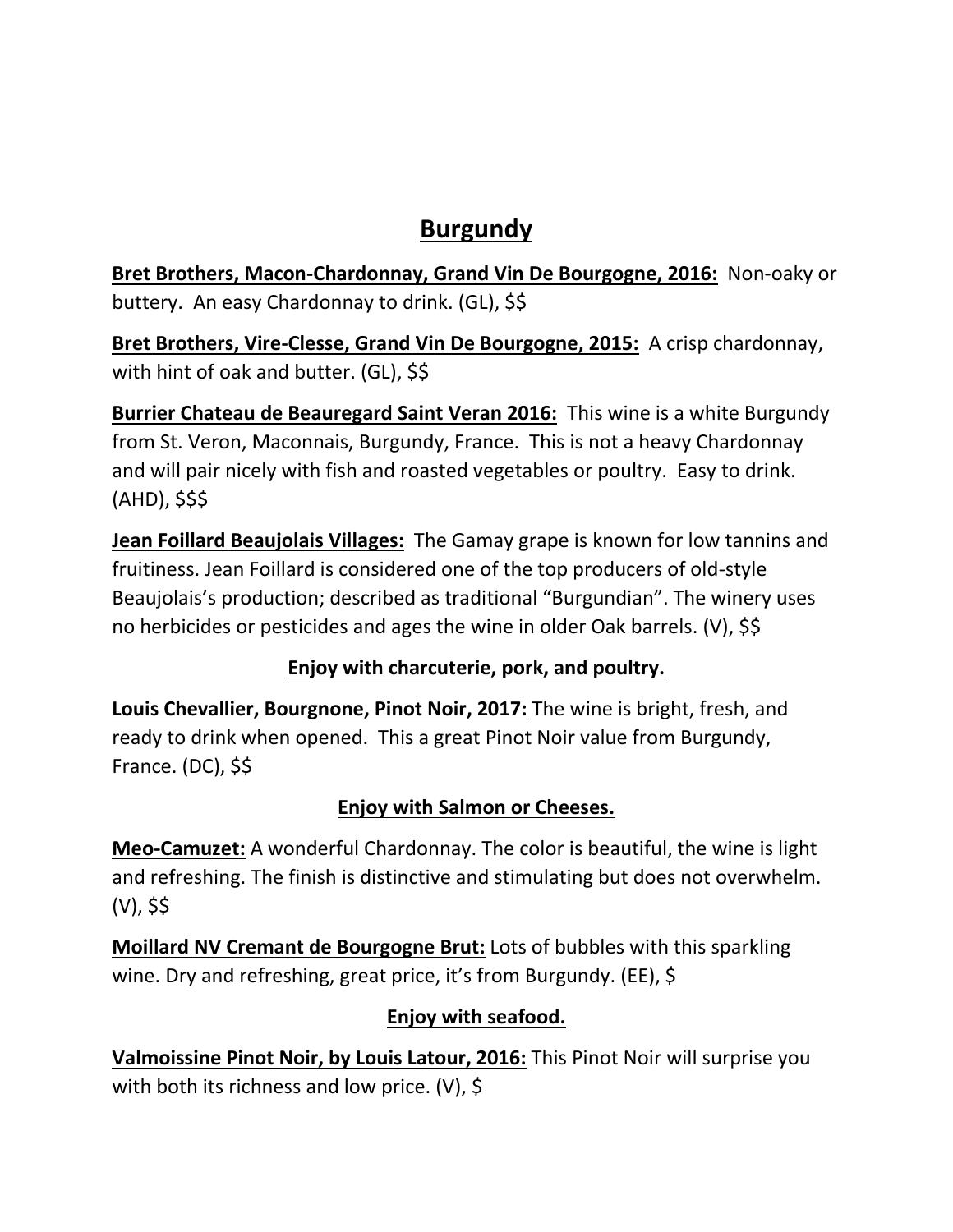# Burgundy

**Bret Brothers, Macon-Chardonnay, Grand Vin De Bourgogne, 2016:** Non-oaky or buttery. An easy Chardonnay to drink. (GL), $$

**Bret Brothers, Vire-Clesse, Grand Vin De Bourgogne, 2015:** A crisp chardonnay, with hint of oak and butter. (GL), $$

**Burrier Chateau de Beauregard Saint Veran 2016:** This wine is a white Burgundy from St. Veron, Maconnais, Burgundy, France. This is not a heavy Chardonnay and will pair nicely with fish and roasted vegetables or poultry. Easy to drink. (AHD), $$$

**Jean Foillard Beaujolais Villages:** The Gamay grape is known for low tannins and fruitiness. Jean Foillard is considered one of the top producers of old-style Beaujolais's production; described as traditional "Burgundian". The winery uses no herbicides or pesticides and ages the wine in older Oak barrels. (V), $$

**Enjoy with charcuterie, pork, and poultry.**

**Louis Chevallier, Bourgnone, Pinot Noir, 2017:** The wine is bright, fresh, and ready to drink when opened. This a great Pinot Noir value from Burgundy, France. (DC), $$

**Enjoy with Salmon or Cheeses.**

**Meo-Camuzet:** A wonderful Chardonnay. The color is beautiful, the wine is light and refreshing. The finish is distinctive and stimulating but does not overwhelm. (V), $$

**Moillard NV Cremant de Bourgogne Brut:** Lots of bubbles with this sparkling wine. Dry and refreshing, great price, it's from Burgundy. (EE), $

**Enjoy with seafood.**

**Valmoissine Pinot Noir, by Louis Latour, 2016:** This Pinot Noir will surprise you with both its richness and low price. (V), $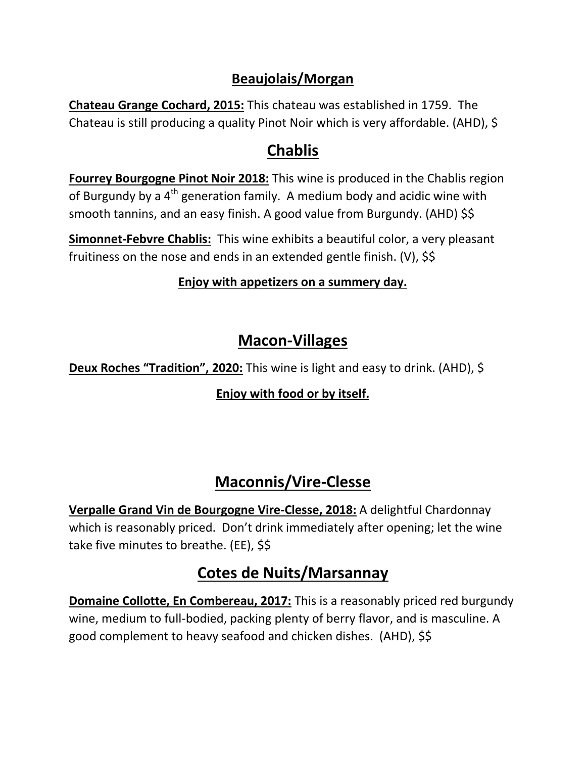### Beaujolais/Morgan

**Chateau Grange Cochard, 2015:** This chateau was established in 1759. The Chateau is still producing a quality Pinot Noir which is very affordable. (AHD), $

## Chablis

**Fourrey Bourgogne Pinot Noir 2018:** This wine is produced in the Chablis region of Burgundy by a 4th generation family. A medium body and acidic wine with smooth tannins, and an easy finish. A good value from Burgundy. (AHD) $$

**Simonnet-Febvre Chablis:** This wine exhibits a beautiful color, a very pleasant fruitiness on the nose and ends in an extended gentle finish. (V), $$

**Enjoy with appetizers on a summery day.**

## Macon-Villages

**Deux Roches "Tradition", 2020:** This wine is light and easy to drink. (AHD), $

**Enjoy with food or by itself.**

## Maconnis/Vire-Clesse

**Verpalle Grand Vin de Bourgogne Vire-Clesse, 2018:** A delightful Chardonnay which is reasonably priced. Don't drink immediately after opening; let the wine take five minutes to breathe. (EE), $$

## Cotes de Nuits/Marsannay

**Domaine Collotte, En Combereau, 2017:** This is a reasonably priced red burgundy wine, medium to full-bodied, packing plenty of berry flavor, and is masculine. A good complement to heavy seafood and chicken dishes. (AHD), $$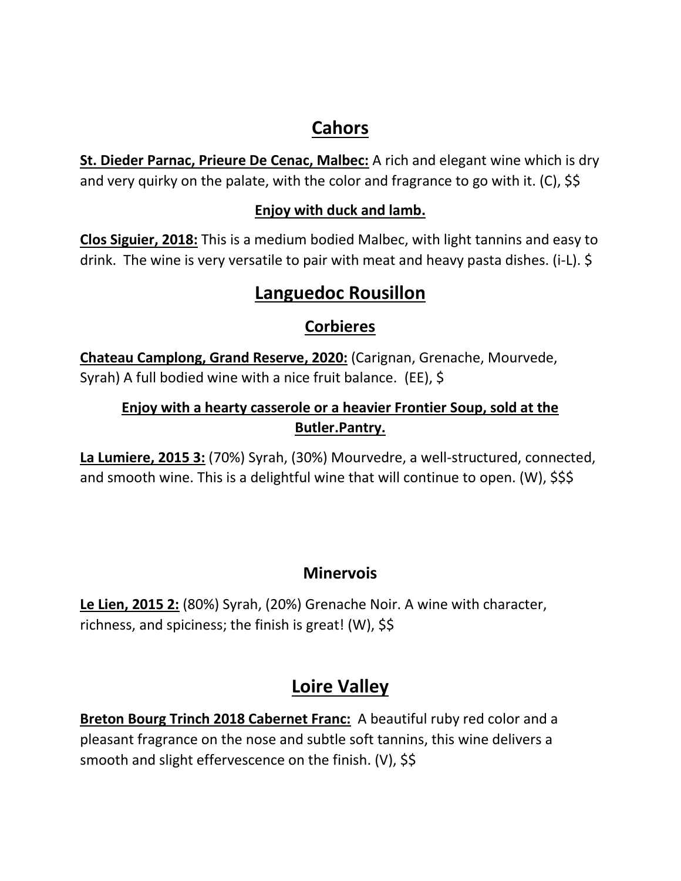# Cahors

**St. Dieder Parnac, Prieure De Cenac, Malbec:** A rich and elegant wine which is dry and very quirky on the palate, with the color and fragrance to go with it. (C), $$

**Enjoy with duck and lamb.**

**Clos Siguier, 2018:** This is a medium bodied Malbec, with light tannins and easy to drink. The wine is very versatile to pair with meat and heavy pasta dishes. (i-L). $

# Languedoc Rousillon

## Corbieres

**Chateau Camplong, Grand Reserve, 2020:** (Carignan, Grenache, Mourvede, Syrah) A full bodied wine with a nice fruit balance. (EE), $

**Enjoy with a hearty casserole or a heavier Frontier Soup, sold at the Butler.Pantry.**

**La Lumiere, 2015 3:** (70%) Syrah, (30%) Mourvedre, a well-structured, connected, and smooth wine. This is a delightful wine that will continue to open. (W), $$$

## Minervois

**Le Lien, 2015 2:** (80%) Syrah, (20%) Grenache Noir. A wine with character, richness, and spiciness; the finish is great! (W), $$

# Loire Valley

**Breton Bourg Trinch 2018 Cabernet Franc:** A beautiful ruby red color and a pleasant fragrance on the nose and subtle soft tannins, this wine delivers a smooth and slight effervescence on the finish. (V), $$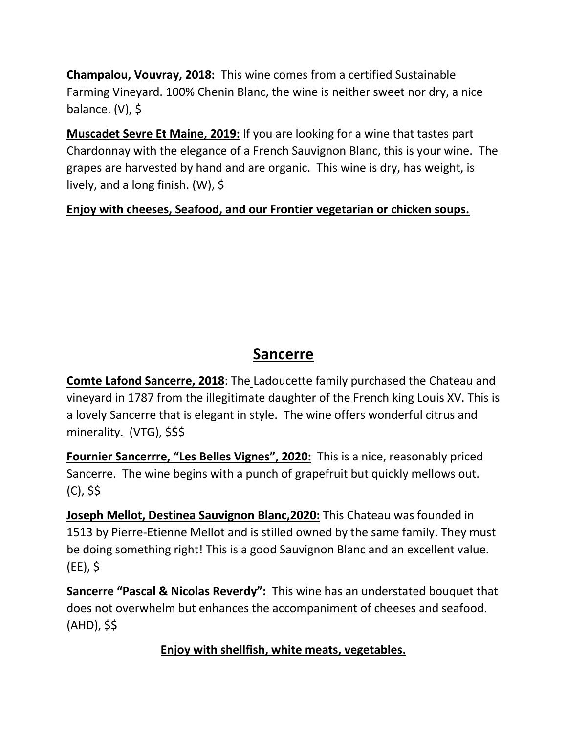**Champalou, Vouvray, 2018:** This wine comes from a certified Sustainable Farming Vineyard. 100% Chenin Blanc, the wine is neither sweet nor dry, a nice balance. (V), $

**Muscadet Sevre Et Maine, 2019:** If you are looking for a wine that tastes part Chardonnay with the elegance of a French Sauvignon Blanc, this is your wine. The grapes are harvested by hand and are organic. This wine is dry, has weight, is lively, and a long finish. (W), $

**Enjoy with cheeses, Seafood, and our Frontier vegetarian or chicken soups.**

## Sancerre

**Comte Lafond Sancerre, 2018**: The Ladoucette family purchased the Chateau and vineyard in 1787 from the illegitimate daughter of the French king Louis XV. This is a lovely Sancerre that is elegant in style. The wine offers wonderful citrus and minerality. (VTG), $$$

**Fournier Sancerrre, "Les Belles Vignes", 2020:** This is a nice, reasonably priced Sancerre. The wine begins with a punch of grapefruit but quickly mellows out. (C), $$

**Joseph Mellot, Destinea Sauvignon Blanc,2020:** This Chateau was founded in 1513 by Pierre-Etienne Mellot and is stilled owned by the same family. They must be doing something right! This is a good Sauvignon Blanc and an excellent value. (EE), $

**Sancerre "Pascal & Nicolas Reverdy":** This wine has an understated bouquet that does not overwhelm but enhances the accompaniment of cheeses and seafood. (AHD), $$

**Enjoy with shellfish, white meats, vegetables.**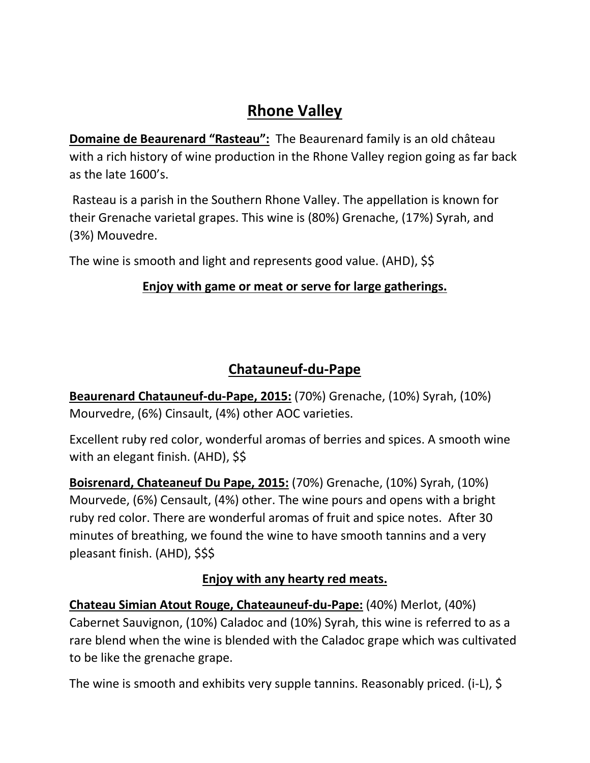## Rhone Valley

**Domaine de Beaurenard "Rasteau":** The Beaurenard family is an old château with a rich history of wine production in the Rhone Valley region going as far back as the late 1600's.

Rasteau is a parish in the Southern Rhone Valley. The appellation is known for their Grenache varietal grapes. This wine is (80%) Grenache, (17%) Syrah, and (3%) Mouvedre.

The wine is smooth and light and represents good value. (AHD), $$

**Enjoy with game or meat or serve for large gatherings.**

## Chatauneuf-du-Pape

**Beaurenard Chatauneuf-du-Pape, 2015:** (70%) Grenache, (10%) Syrah, (10%) Mourvedre, (6%) Cinsault, (4%) other AOC varieties.

Excellent ruby red color, wonderful aromas of berries and spices. A smooth wine with an elegant finish. (AHD), $$

**Boisrenard, Chateaneuf Du Pape, 2015:** (70%) Grenache, (10%) Syrah, (10%) Mourvede, (6%) Censault, (4%) other. The wine pours and opens with a bright ruby red color. There are wonderful aromas of fruit and spice notes. After 30 minutes of breathing, we found the wine to have smooth tannins and a very pleasant finish. (AHD), $$$

**Enjoy with any hearty red meats.**

**Chateau Simian Atout Rouge, Chateauneuf-du-Pape:** (40%) Merlot, (40%) Cabernet Sauvignon, (10%) Caladoc and (10%) Syrah, this wine is referred to as a rare blend when the wine is blended with the Caladoc grape which was cultivated to be like the grenache grape.

The wine is smooth and exhibits very supple tannins. Reasonably priced. (i-L), $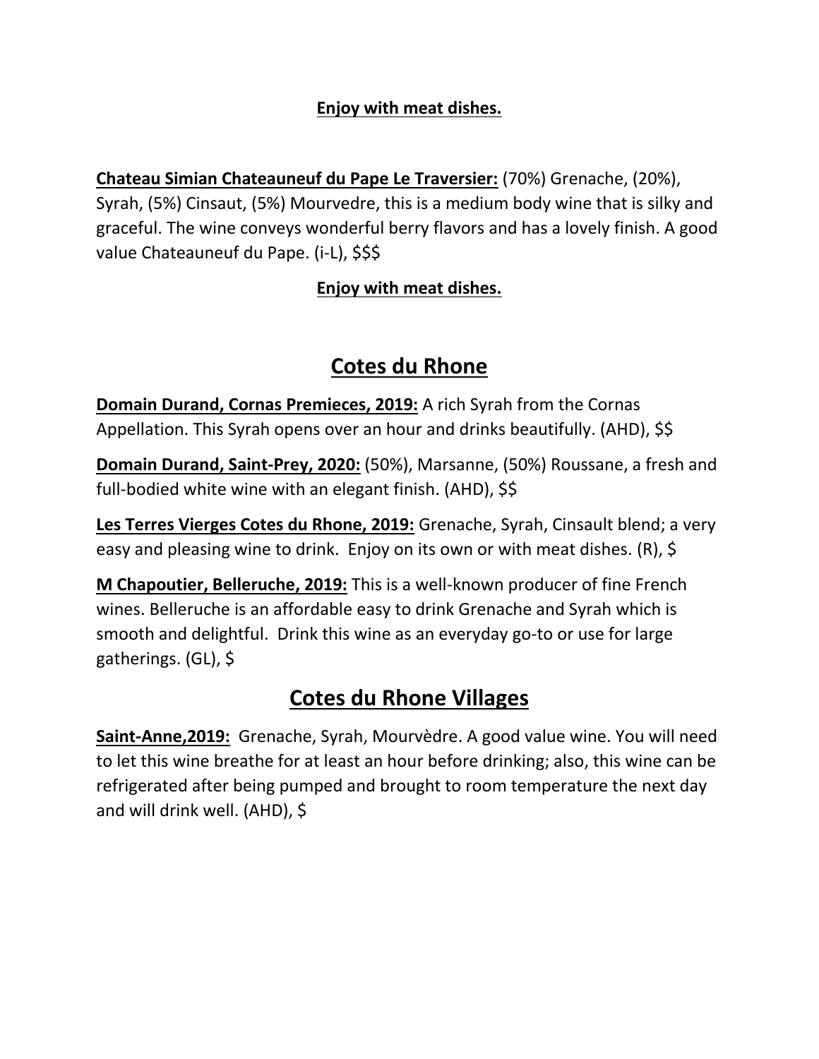**Enjoy with meat dishes.**

**Chateau Simian Chateauneuf du Pape Le Traversier:** (70%) Grenache, (20%), Syrah, (5%) Cinsaut, (5%) Mourvedre, this is a medium body wine that is silky and graceful. The wine conveys wonderful berry flavors and has a lovely finish. A good value Chateauneuf du Pape. (i-L), $$$

**Enjoy with meat dishes.**

# Cotes du Rhone

**Domain Durand, Cornas Premieces, 2019:** A rich Syrah from the Cornas Appellation. This Syrah opens over an hour and drinks beautifully. (AHD), $$

**Domain Durand, Saint-Prey, 2020:** (50%), Marsanne, (50%) Roussane, a fresh and full-bodied white wine with an elegant finish. (AHD), $$

**Les Terres Vierges Cotes du Rhone, 2019:** Grenache, Syrah, Cinsault blend; a very easy and pleasing wine to drink. Enjoy on its own or with meat dishes. (R), $

**M Chapoutier, Belleruche, 2019:** This is a well-known producer of fine French wines. Belleruche is an affordable easy to drink Grenache and Syrah which is smooth and delightful. Drink this wine as an everyday go-to or use for large gatherings. (GL), $

# Cotes du Rhone Villages

**Saint-Anne,2019:** Grenache, Syrah, Mourvèdre. A good value wine. You will need to let this wine breathe for at least an hour before drinking; also, this wine can be refrigerated after being pumped and brought to room temperature the next day and will drink well. (AHD), $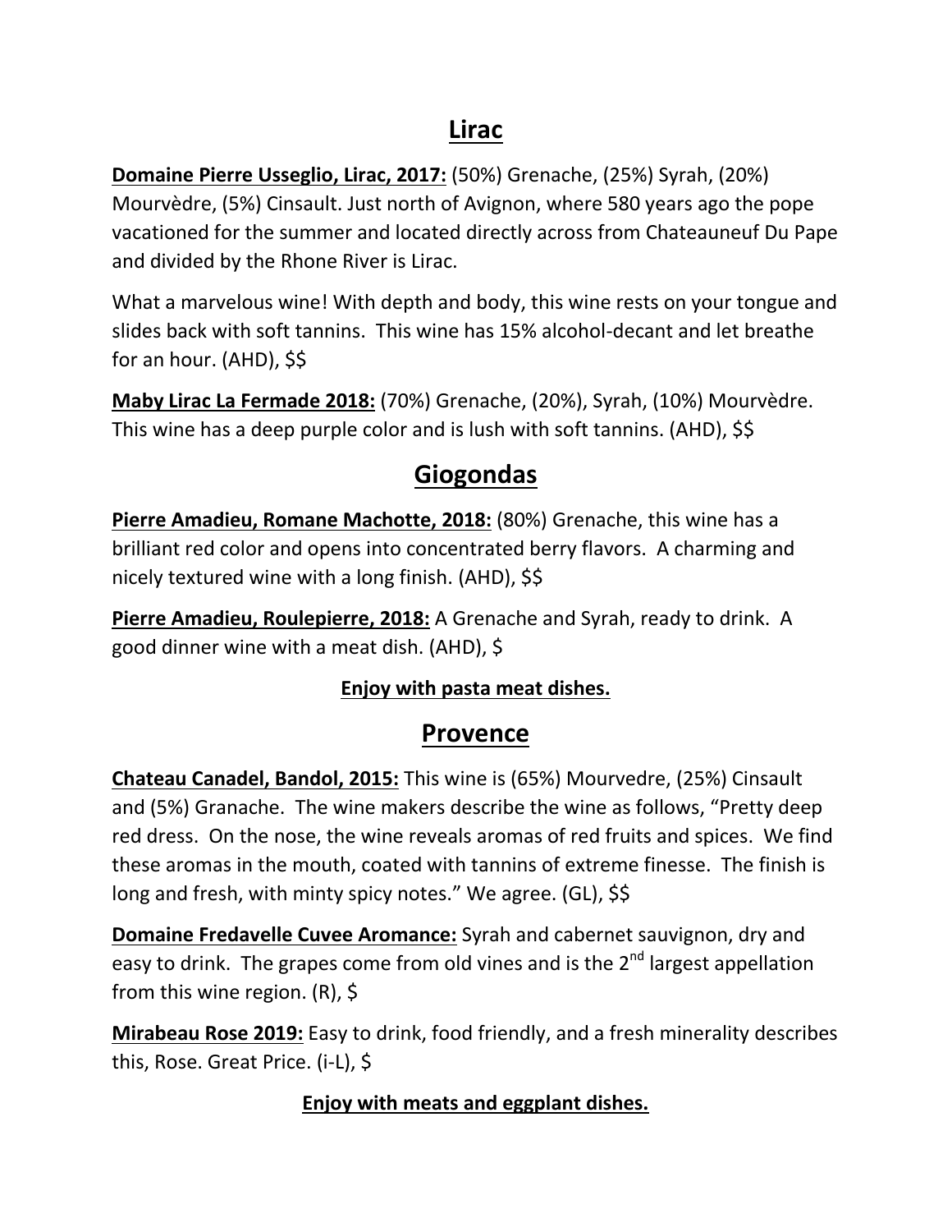## Lirac

**Domaine Pierre Usseglio, Lirac, 2017:** (50%) Grenache, (25%) Syrah, (20%) Mourvèdre, (5%) Cinsault. Just north of Avignon, where 580 years ago the pope vacationed for the summer and located directly across from Chateauneuf Du Pape and divided by the Rhone River is Lirac.

What a marvelous wine! With depth and body, this wine rests on your tongue and slides back with soft tannins. This wine has 15% alcohol-decant and let breathe for an hour. (AHD), $$

**Maby Lirac La Fermade 2018:** (70%) Grenache, (20%), Syrah, (10%) Mourvèdre. This wine has a deep purple color and is lush with soft tannins. (AHD), $$

## Giogondas

**Pierre Amadieu, Romane Machotte, 2018:** (80%) Grenache, this wine has a brilliant red color and opens into concentrated berry flavors. A charming and nicely textured wine with a long finish. (AHD), $$

**Pierre Amadieu, Roulepierre, 2018:** A Grenache and Syrah, ready to drink. A good dinner wine with a meat dish. (AHD), $

**Enjoy with pasta meat dishes.**

## Provence

**Chateau Canadel, Bandol, 2015:** This wine is (65%) Mourvedre, (25%) Cinsault and (5%) Granache. The wine makers describe the wine as follows, "Pretty deep red dress. On the nose, the wine reveals aromas of red fruits and spices. We find these aromas in the mouth, coated with tannins of extreme finesse. The finish is long and fresh, with minty spicy notes." We agree. (GL), $$

**Domaine Fredavelle Cuvee Aromance:** Syrah and cabernet sauvignon, dry and easy to drink. The grapes come from old vines and is the 2nd largest appellation from this wine region. (R), $

**Mirabeau Rose 2019:** Easy to drink, food friendly, and a fresh minerality describes this, Rose. Great Price. (i-L), $

**Enjoy with meats and eggplant dishes.**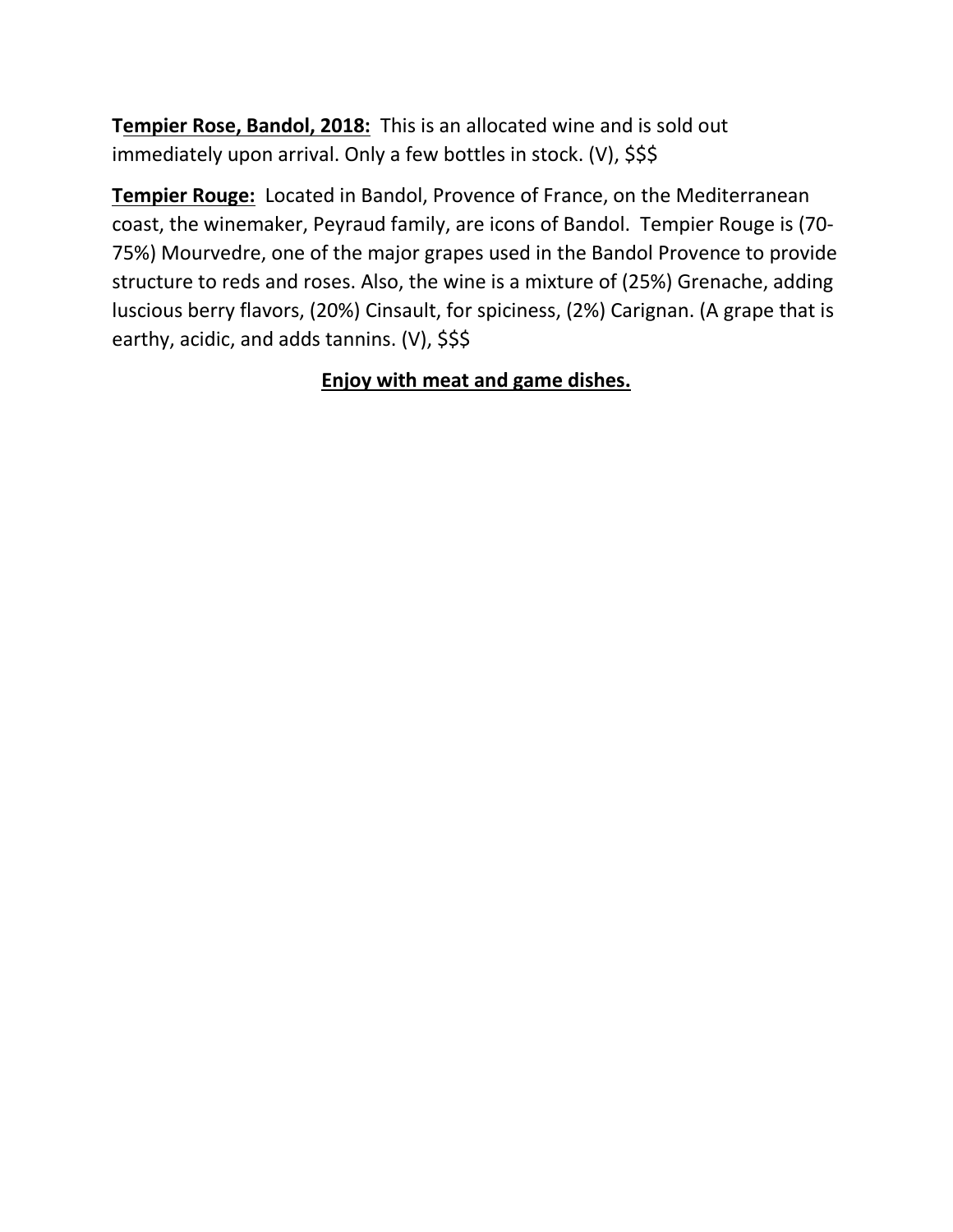**Tempier Rose, Bandol, 2018:** This is an allocated wine and is sold out immediately upon arrival. Only a few bottles in stock. (V), $$$

**Tempier Rouge:** Located in Bandol, Provence of France, on the Mediterranean coast, the winemaker, Peyraud family, are icons of Bandol. Tempier Rouge is (70-75%) Mourvedre, one of the major grapes used in the Bandol Provence to provide structure to reds and roses. Also, the wine is a mixture of (25%) Grenache, adding luscious berry flavors, (20%) Cinsault, for spiciness, (2%) Carignan. (A grape that is earthy, acidic, and adds tannins. (V), $$$

**Enjoy with meat and game dishes.**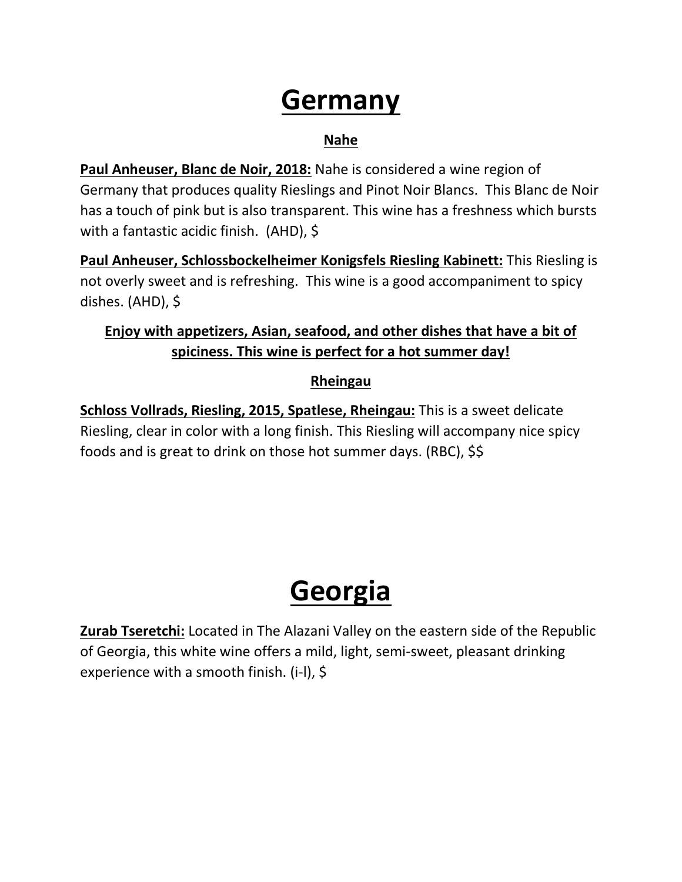# Germany

## Nahe

**Paul Anheuser, Blanc de Noir, 2018:** Nahe is considered a wine region of Germany that produces quality Rieslings and Pinot Noir Blancs. This Blanc de Noir has a touch of pink but is also transparent. This wine has a freshness which bursts with a fantastic acidic finish. (AHD), $

**Paul Anheuser, Schlossbockelheimer Konigsfels Riesling Kabinett:** This Riesling is not overly sweet and is refreshing. This wine is a good accompaniment to spicy dishes. (AHD), $

**Enjoy with appetizers, Asian, seafood, and other dishes that have a bit of spiciness. This wine is perfect for a hot summer day!**

## Rheingau

**Schloss Vollrads, Riesling, 2015, Spatlese, Rheingau:** This is a sweet delicate Riesling, clear in color with a long finish. This Riesling will accompany nice spicy foods and is great to drink on those hot summer days. (RBC), $$

# Georgia

**Zurab Tseretchi:** Located in The Alazani Valley on the eastern side of the Republic of Georgia, this white wine offers a mild, light, semi-sweet, pleasant drinking experience with a smooth finish. (i-l), $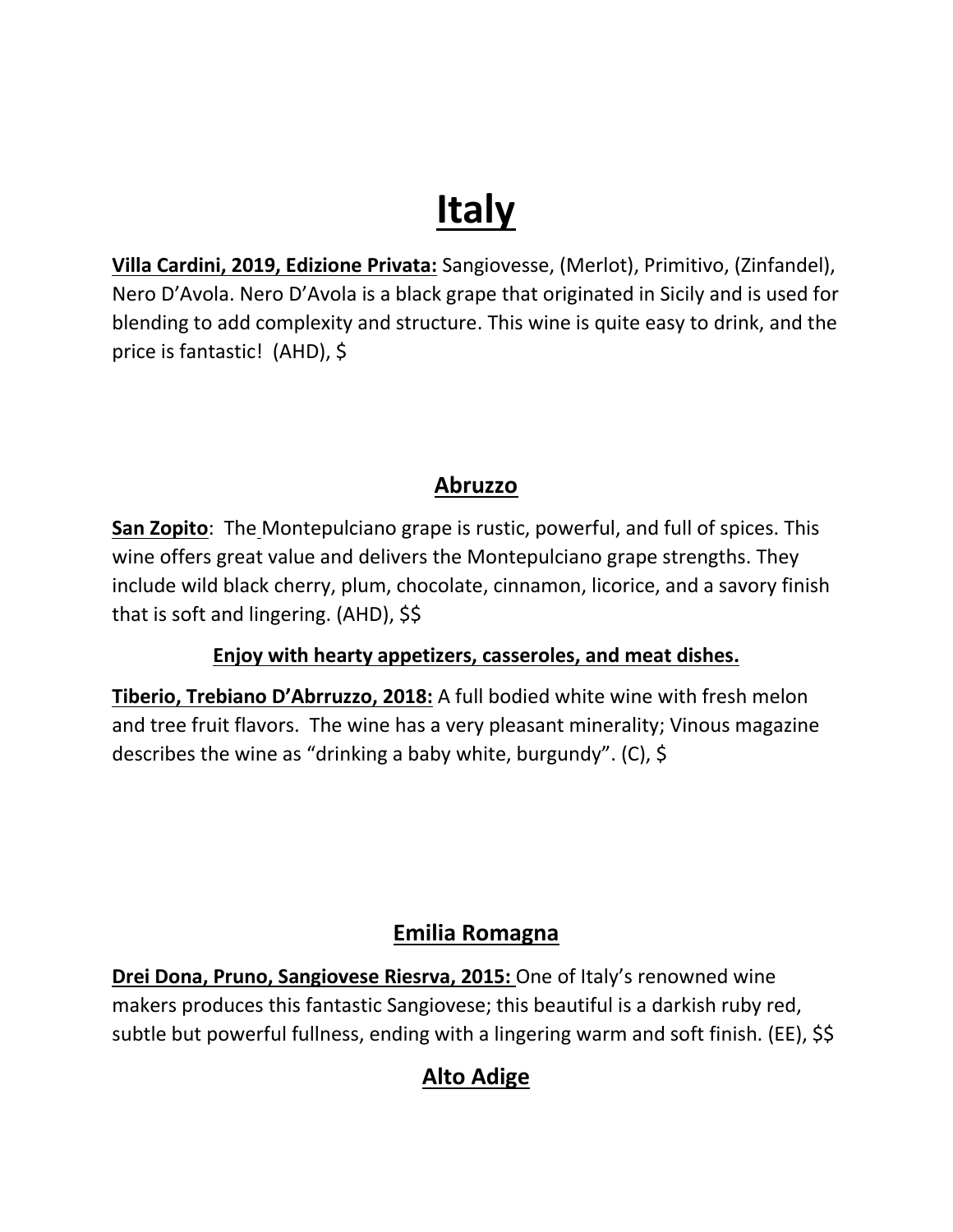# Italy

**Villa Cardini, 2019, Edizione Privata:** Sangiovesse, (Merlot), Primitivo, (Zinfandel), Nero D'Avola. Nero D'Avola is a black grape that originated in Sicily and is used for blending to add complexity and structure. This wine is quite easy to drink, and the price is fantastic! (AHD), $

## Abruzzo

**San Zopito**: The Montepulciano grape is rustic, powerful, and full of spices. This wine offers great value and delivers the Montepulciano grape strengths. They include wild black cherry, plum, chocolate, cinnamon, licorice, and a savory finish that is soft and lingering. (AHD), $$

**Enjoy with hearty appetizers, casseroles, and meat dishes.**

**Tiberio, Trebiano D'Abrruzzo, 2018:** A full bodied white wine with fresh melon and tree fruit flavors. The wine has a very pleasant minerality; Vinous magazine describes the wine as "drinking a baby white, burgundy". (C), $

## Emilia Romagna

**Drei Dona, Pruno, Sangiovese Riesrva, 2015:** One of Italy's renowned wine makers produces this fantastic Sangiovese; this beautiful is a darkish ruby red, subtle but powerful fullness, ending with a lingering warm and soft finish. (EE), $$

## Alto Adige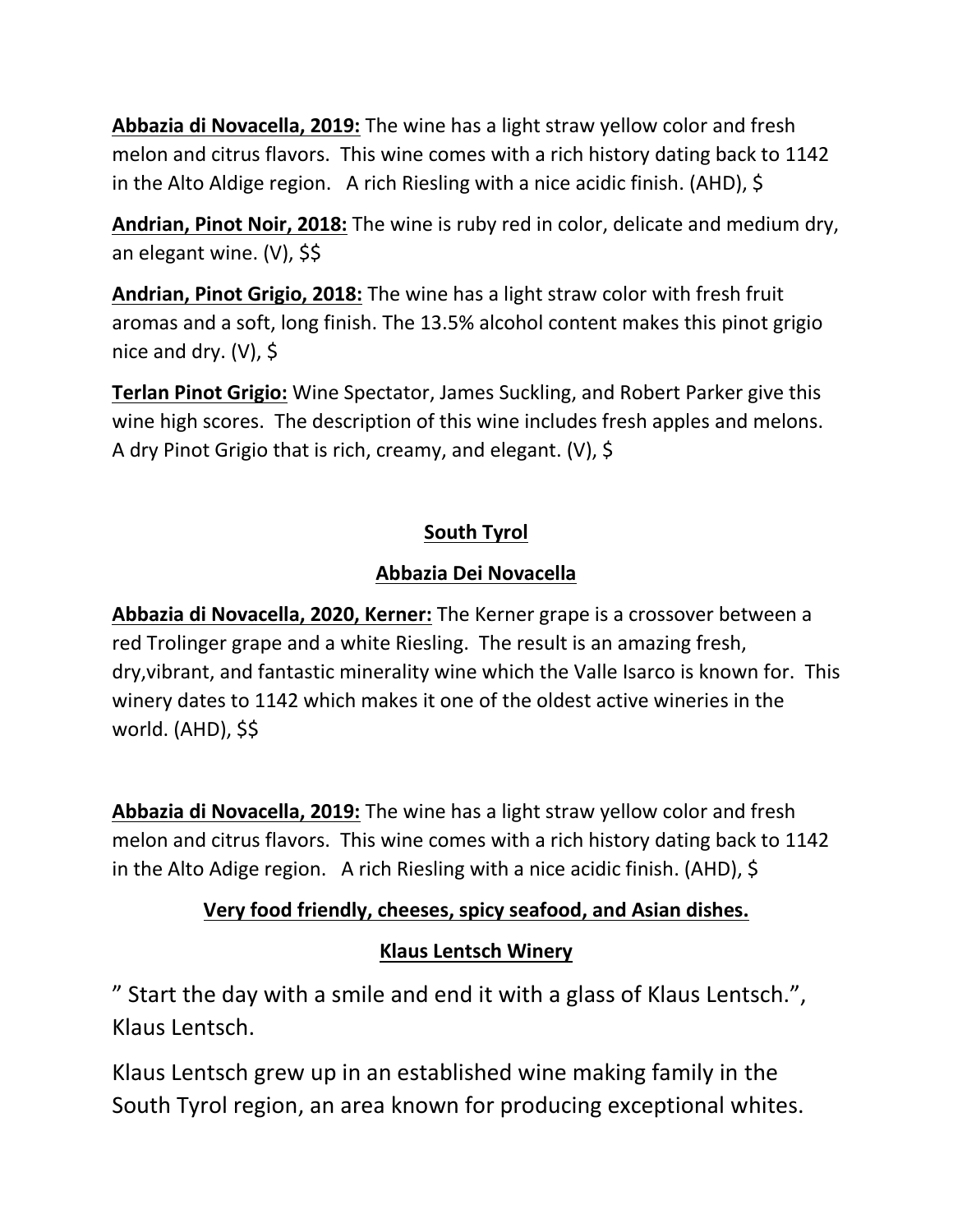**Abbazia di Novacella, 2019:** The wine has a light straw yellow color and fresh melon and citrus flavors. This wine comes with a rich history dating back to 1142 in the Alto Aldige region. A rich Riesling with a nice acidic finish. (AHD), $

**Andrian, Pinot Noir, 2018:** The wine is ruby red in color, delicate and medium dry, an elegant wine. (V), $$

**Andrian, Pinot Grigio, 2018:** The wine has a light straw color with fresh fruit aromas and a soft, long finish. The 13.5% alcohol content makes this pinot grigio nice and dry. (V), $

**Terlan Pinot Grigio:** Wine Spectator, James Suckling, and Robert Parker give this wine high scores. The description of this wine includes fresh apples and melons. A dry Pinot Grigio that is rich, creamy, and elegant. (V), $

## South Tyrol

### Abbazia Dei Novacella

**Abbazia di Novacella, 2020, Kerner:** The Kerner grape is a crossover between a red Trolinger grape and a white Riesling. The result is an amazing fresh, dry,vibrant, and fantastic minerality wine which the Valle Isarco is known for. This winery dates to 1142 which makes it one of the oldest active wineries in the world. (AHD), $$

**Abbazia di Novacella, 2019:** The wine has a light straw yellow color and fresh melon and citrus flavors. This wine comes with a rich history dating back to 1142 in the Alto Adige region. A rich Riesling with a nice acidic finish. (AHD), $

**Very food friendly, cheeses, spicy seafood, and Asian dishes.**

### Klaus Lentsch Winery

" Start the day with a smile and end it with a glass of Klaus Lentsch.", Klaus Lentsch.

Klaus Lentsch grew up in an established wine making family in the South Tyrol region, an area known for producing exceptional whites.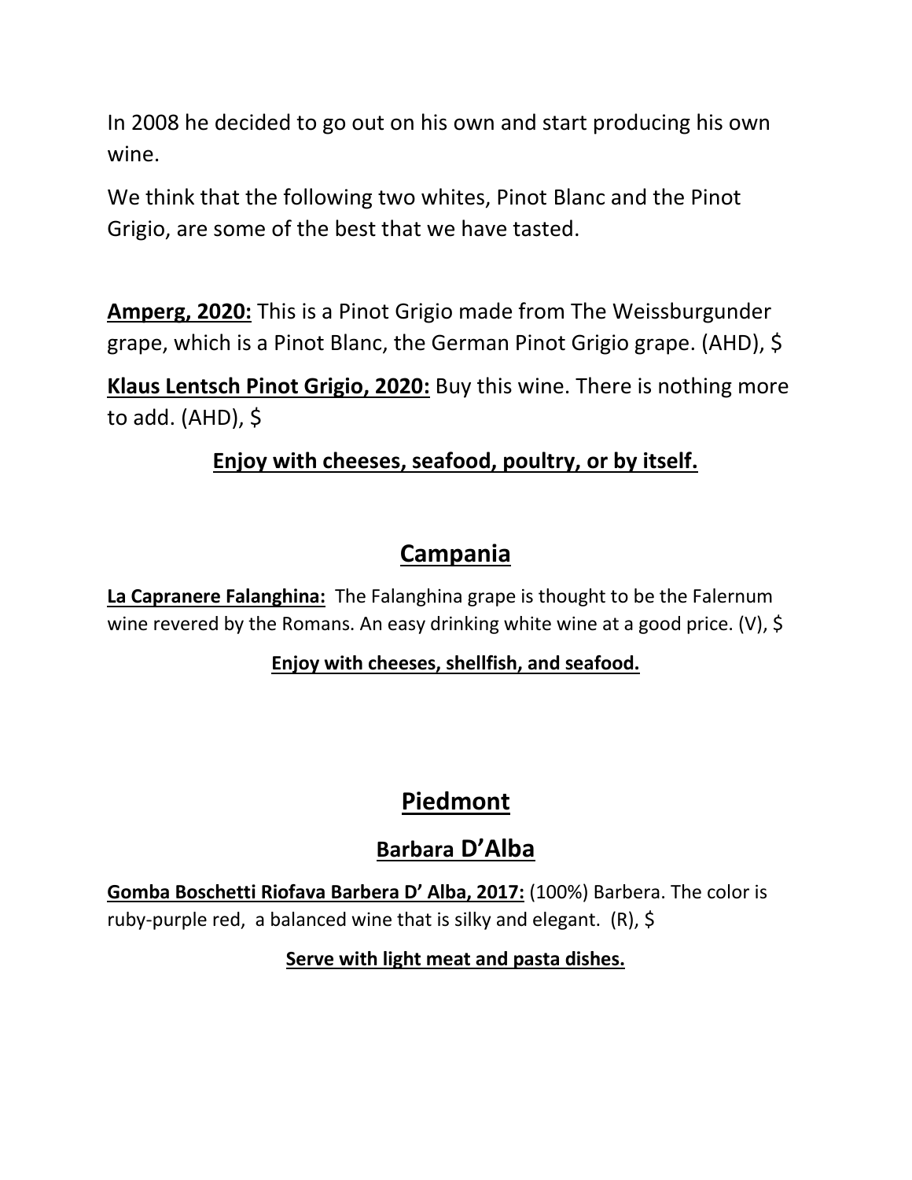In 2008 he decided to go out on his own and start producing his own wine.

We think that the following two whites, Pinot Blanc and the Pinot Grigio, are some of the best that we have tasted.

**<u>Amperg, 2020:</u>** This is a Pinot Grigio made from The Weissburgunder grape, which is a Pinot Blanc, the German Pinot Grigio grape. (AHD), $

**<u>Klaus Lentsch Pinot Grigio, 2020:</u>** Buy this wine. There is nothing more to add. (AHD), $

**<u>Enjoy with cheeses, seafood, poultry, or by itself.</u>**

## Campania

**<u>La Capranere Falanghina:</u>** The Falanghina grape is thought to be the Falernum wine revered by the Romans. An easy drinking white wine at a good price. (V), $

**<u>Enjoy with cheeses, shellfish, and seafood.</u>**

## Piedmont

### Barbara D'Alba

**<u>Gomba Boschetti Riofava Barbera D' Alba, 2017:</u>** (100%) Barbera. The color is ruby-purple red, a balanced wine that is silky and elegant. (R), $

**<u>Serve with light meat and pasta dishes.</u>**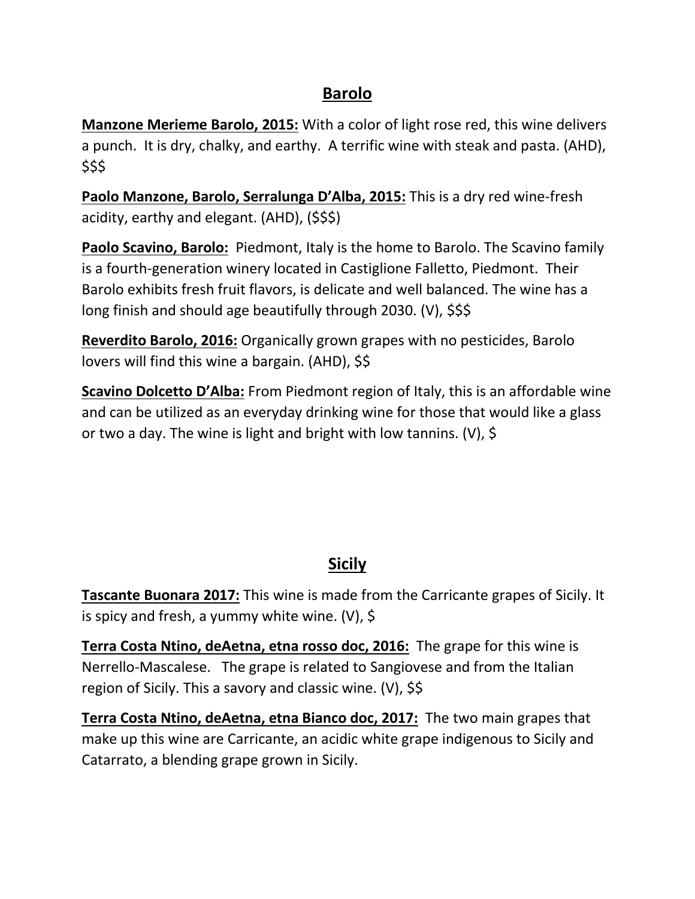## Barolo

**Manzone Merieme Barolo, 2015:** With a color of light rose red, this wine delivers a punch. It is dry, chalky, and earthy. A terrific wine with steak and pasta. (AHD), $$$

**Paolo Manzone, Barolo, Serralunga D'Alba, 2015:** This is a dry red wine-fresh acidity, earthy and elegant. (AHD), ($$$)

**Paolo Scavino, Barolo:** Piedmont, Italy is the home to Barolo. The Scavino family is a fourth-generation winery located in Castiglione Falletto, Piedmont. Their Barolo exhibits fresh fruit flavors, is delicate and well balanced. The wine has a long finish and should age beautifully through 2030. (V), $$$

**Reverdito Barolo, 2016:** Organically grown grapes with no pesticides, Barolo lovers will find this wine a bargain. (AHD), $$

**Scavino Dolcetto D'Alba:** From Piedmont region of Italy, this is an affordable wine and can be utilized as an everyday drinking wine for those that would like a glass or two a day. The wine is light and bright with low tannins. (V), $

## Sicily

**Tascante Buonara 2017:** This wine is made from the Carricante grapes of Sicily. It is spicy and fresh, a yummy white wine. (V), $

**Terra Costa Ntino, deAetna, etna rosso doc, 2016:** The grape for this wine is Nerrello-Mascalese. The grape is related to Sangiovese and from the Italian region of Sicily. This a savory and classic wine. (V), $$

**Terra Costa Ntino, deAetna, etna Bianco doc, 2017:** The two main grapes that make up this wine are Carricante, an acidic white grape indigenous to Sicily and Catarrato, a blending grape grown in Sicily.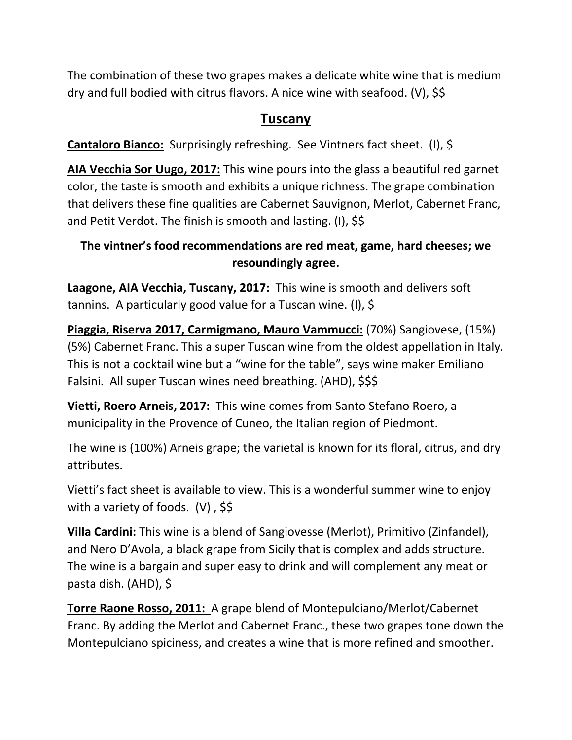The combination of these two grapes makes a delicate white wine that is medium dry and full bodied with citrus flavors. A nice wine with seafood. (V), $$

## Tuscany

**Cantaloro Bianco:** Surprisingly refreshing. See Vintners fact sheet. (I), $

**AIA Vecchia Sor Uugo, 2017:** This wine pours into the glass a beautiful red garnet color, the taste is smooth and exhibits a unique richness. The grape combination that delivers these fine qualities are Cabernet Sauvignon, Merlot, Cabernet Franc, and Petit Verdot. The finish is smooth and lasting. (I), $$

**The vintner's food recommendations are red meat, game, hard cheeses; we resoundingly agree.**

**Laagone, AIA Vecchia, Tuscany, 2017:** This wine is smooth and delivers soft tannins. A particularly good value for a Tuscan wine. (I), $

**Piaggia, Riserva 2017, Carmigmano, Mauro Vammucci:** (70%) Sangiovese, (15%) (5%) Cabernet Franc. This a super Tuscan wine from the oldest appellation in Italy. This is not a cocktail wine but a "wine for the table", says wine maker Emiliano Falsini. All super Tuscan wines need breathing. (AHD), $$$

**Vietti, Roero Arneis, 2017:** This wine comes from Santo Stefano Roero, a municipality in the Provence of Cuneo, the Italian region of Piedmont.

The wine is (100%) Arneis grape; the varietal is known for its floral, citrus, and dry attributes.

Vietti's fact sheet is available to view. This is a wonderful summer wine to enjoy with a variety of foods. (V) , $$

**Villa Cardini:** This wine is a blend of Sangiovesse (Merlot), Primitivo (Zinfandel), and Nero D'Avola, a black grape from Sicily that is complex and adds structure. The wine is a bargain and super easy to drink and will complement any meat or pasta dish. (AHD), $

**Torre Raone Rosso, 2011:** A grape blend of Montepulciano/Merlot/Cabernet Franc. By adding the Merlot and Cabernet Franc., these two grapes tone down the Montepulciano spiciness, and creates a wine that is more refined and smoother.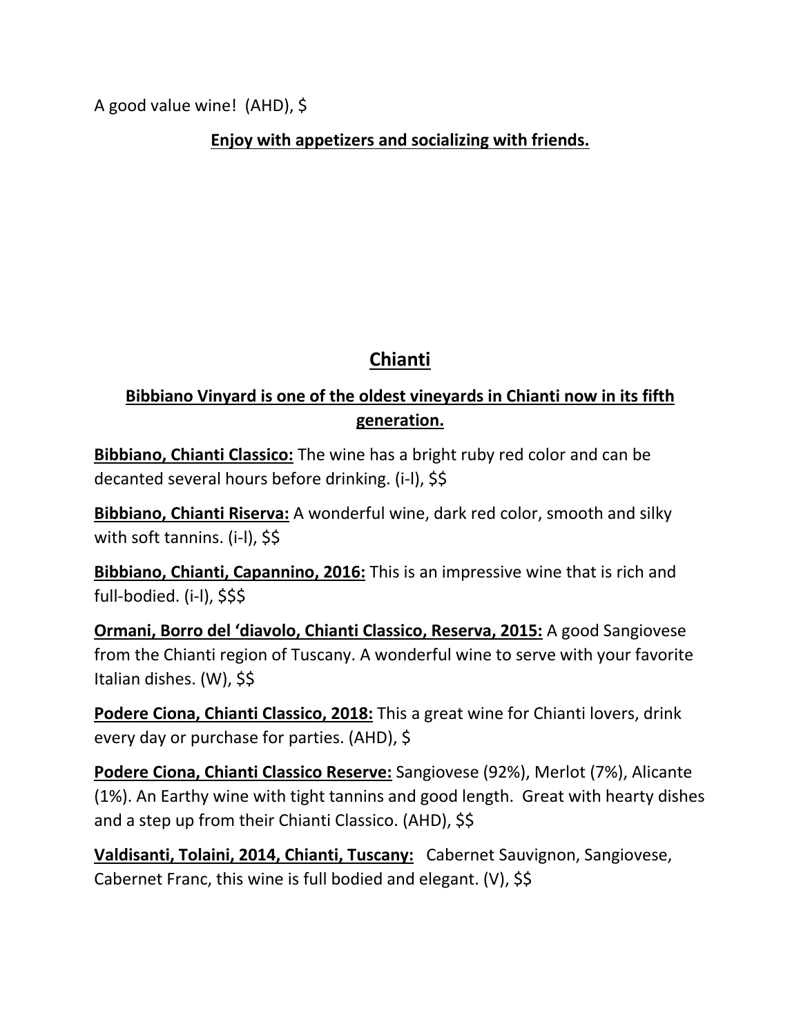A good value wine! (AHD), $

**Enjoy with appetizers and socializing with friends.**

## Chianti

**Bibbiano Vinyard is one of the oldest vineyards in Chianti now in its fifth generation.**

**Bibbiano, Chianti Classico:** The wine has a bright ruby red color and can be decanted several hours before drinking. (i-l), $$

**Bibbiano, Chianti Riserva:** A wonderful wine, dark red color, smooth and silky with soft tannins. (i-l), $$

**Bibbiano, Chianti, Capannino, 2016:** This is an impressive wine that is rich and full-bodied. (i-l), $$$

**Ormani, Borro del 'diavolo, Chianti Classico, Reserva, 2015:** A good Sangiovese from the Chianti region of Tuscany. A wonderful wine to serve with your favorite Italian dishes. (W), $$

**Podere Ciona, Chianti Classico, 2018:** This a great wine for Chianti lovers, drink every day or purchase for parties. (AHD), $

**Podere Ciona, Chianti Classico Reserve:** Sangiovese (92%), Merlot (7%), Alicante (1%). An Earthy wine with tight tannins and good length. Great with hearty dishes and a step up from their Chianti Classico. (AHD), $$

**Valdisanti, Tolaini, 2014, Chianti, Tuscany:** Cabernet Sauvignon, Sangiovese, Cabernet Franc, this wine is full bodied and elegant. (V), $$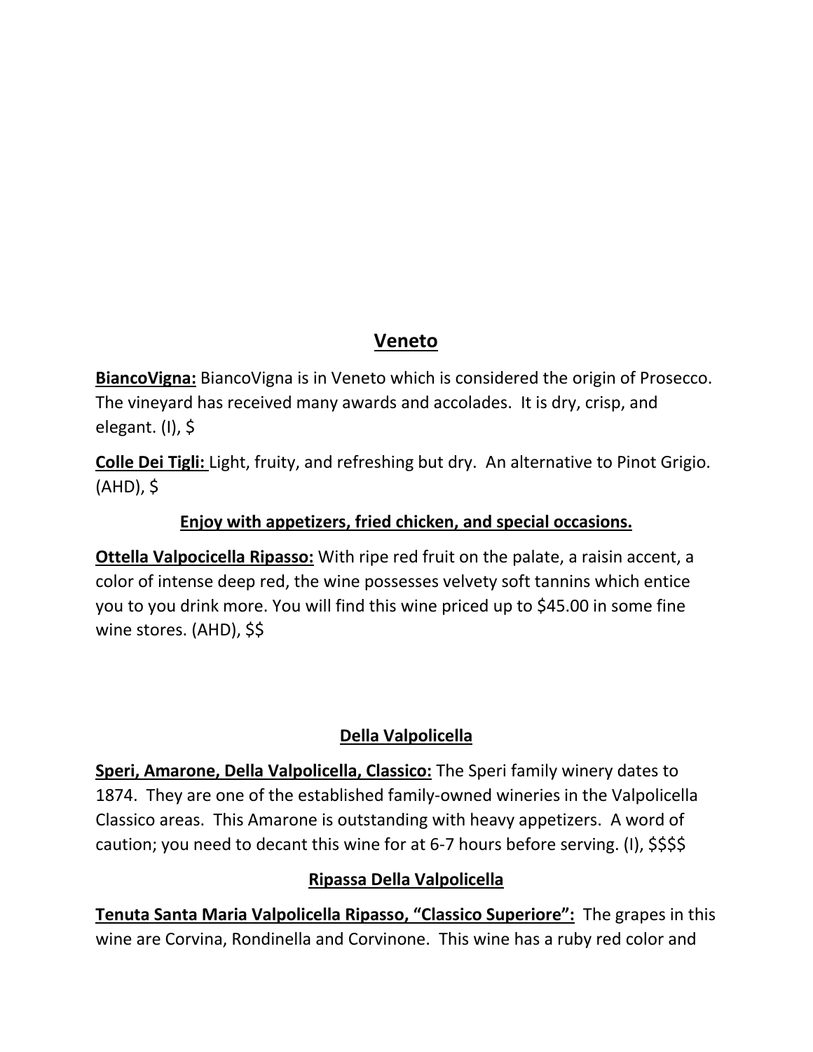## Veneto

**BiancoVigna:** BiancoVigna is in Veneto which is considered the origin of Prosecco. The vineyard has received many awards and accolades. It is dry, crisp, and elegant. (I), $

**Colle Dei Tigli:** Light, fruity, and refreshing but dry. An alternative to Pinot Grigio. (AHD), $

**Enjoy with appetizers, fried chicken, and special occasions.**

**Ottella Valpocicella Ripasso:** With ripe red fruit on the palate, a raisin accent, a color of intense deep red, the wine possesses velvety soft tannins which entice you to you drink more. You will find this wine priced up to $45.00 in some fine wine stores. (AHD), $$

### Della Valpolicella

**Speri, Amarone, Della Valpolicella, Classico:** The Speri family winery dates to 1874. They are one of the established family-owned wineries in the Valpolicella Classico areas. This Amarone is outstanding with heavy appetizers. A word of caution; you need to decant this wine for at 6-7 hours before serving. (I), $$$$

### Ripassa Della Valpolicella

**Tenuta Santa Maria Valpolicella Ripasso, "Classico Superiore":** The grapes in this wine are Corvina, Rondinella and Corvinone. This wine has a ruby red color and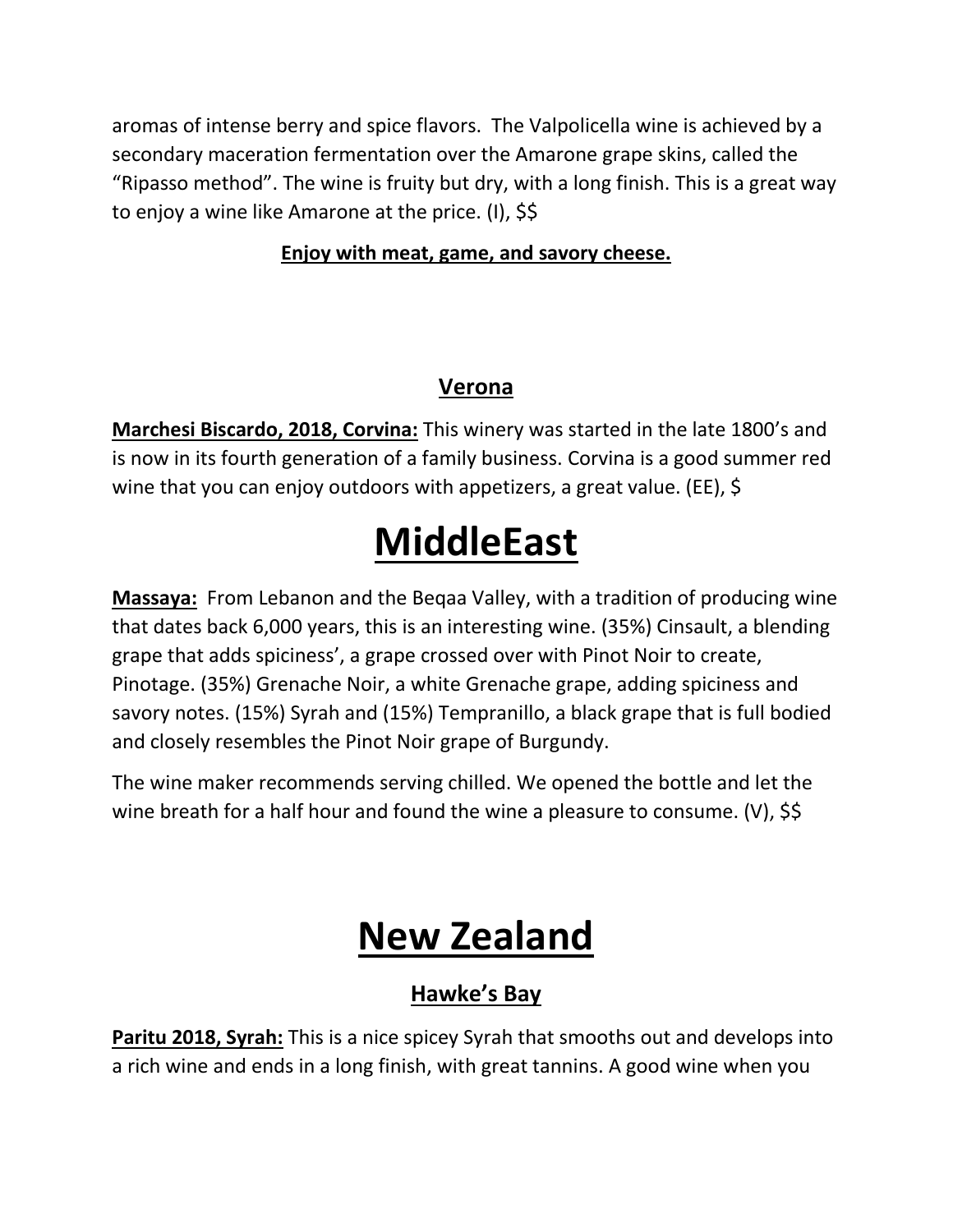aromas of intense berry and spice flavors. The Valpolicella wine is achieved by a secondary maceration fermentation over the Amarone grape skins, called the "Ripasso method". The wine is fruity but dry, with a long finish. This is a great way to enjoy a wine like Amarone at the price. (I), $$

**Enjoy with meat, game, and savory cheese.**

### Verona

**Marchesi Biscardo, 2018, Corvina:** This winery was started in the late 1800's and is now in its fourth generation of a family business. Corvina is a good summer red wine that you can enjoy outdoors with appetizers, a great value. (EE), $

# MiddleEast

**Massaya:** From Lebanon and the Beqaa Valley, with a tradition of producing wine that dates back 6,000 years, this is an interesting wine. (35%) Cinsault, a blending grape that adds spiciness', a grape crossed over with Pinot Noir to create, Pinotage. (35%) Grenache Noir, a white Grenache grape, adding spiciness and savory notes. (15%) Syrah and (15%) Tempranillo, a black grape that is full bodied and closely resembles the Pinot Noir grape of Burgundy.

The wine maker recommends serving chilled. We opened the bottle and let the wine breath for a half hour and found the wine a pleasure to consume. (V), $$

# New Zealand

### Hawke's Bay

**Paritu 2018, Syrah:** This is a nice spicey Syrah that smooths out and develops into a rich wine and ends in a long finish, with great tannins. A good wine when you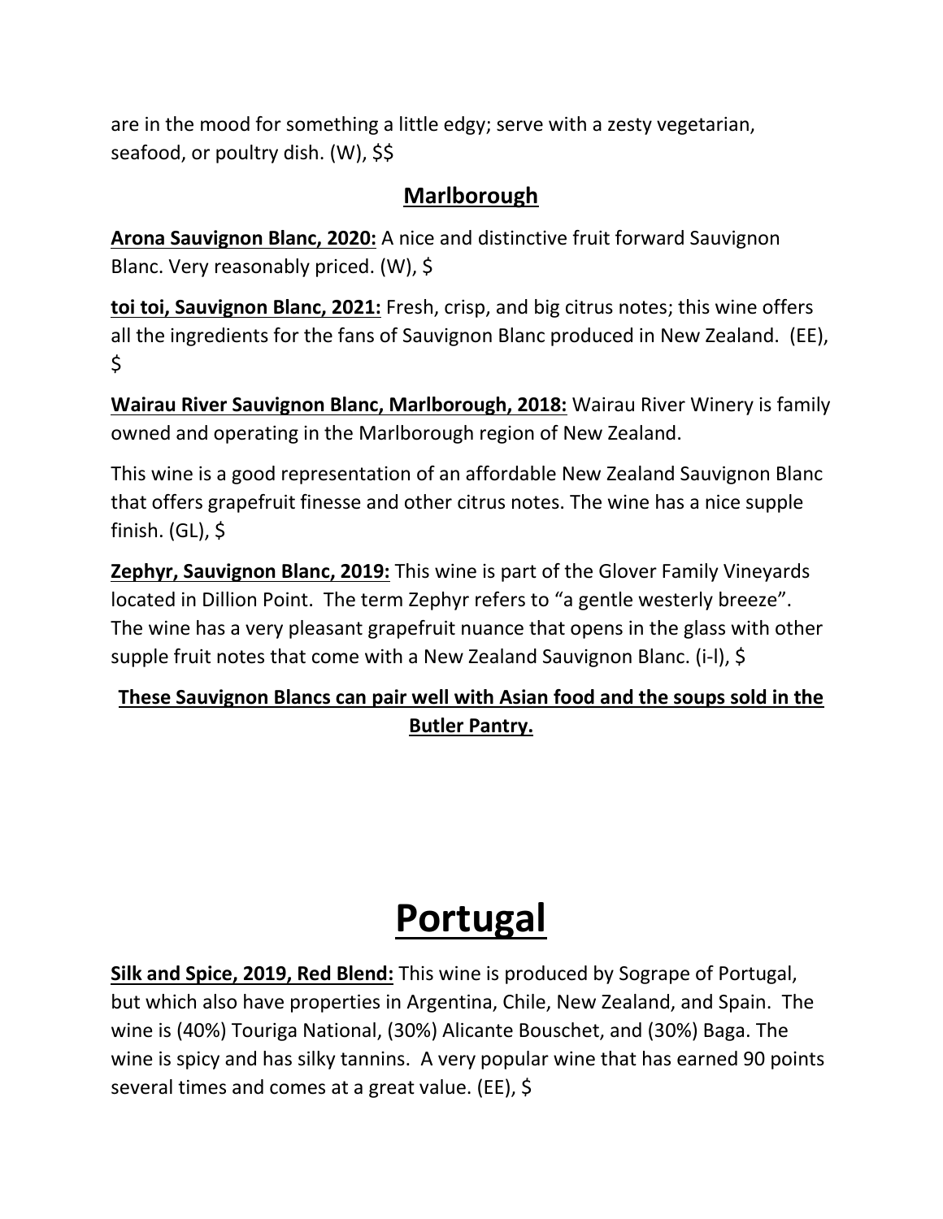are in the mood for something a little edgy; serve with a zesty vegetarian, seafood, or poultry dish. (W), $$

## Marlborough

**Arona Sauvignon Blanc, 2020:** A nice and distinctive fruit forward Sauvignon Blanc. Very reasonably priced. (W), $

**toi toi, Sauvignon Blanc, 2021:** Fresh, crisp, and big citrus notes; this wine offers all the ingredients for the fans of Sauvignon Blanc produced in New Zealand. (EE), $

**Wairau River Sauvignon Blanc, Marlborough, 2018:** Wairau River Winery is family owned and operating in the Marlborough region of New Zealand.

This wine is a good representation of an affordable New Zealand Sauvignon Blanc that offers grapefruit finesse and other citrus notes. The wine has a nice supple finish. (GL), $

**Zephyr, Sauvignon Blanc, 2019:** This wine is part of the Glover Family Vineyards located in Dillion Point. The term Zephyr refers to "a gentle westerly breeze". The wine has a very pleasant grapefruit nuance that opens in the glass with other supple fruit notes that come with a New Zealand Sauvignon Blanc. (i-l), $

**These Sauvignon Blancs can pair well with Asian food and the soups sold in the Butler Pantry.**

# Portugal

**Silk and Spice, 2019, Red Blend:** This wine is produced by Sogrape of Portugal, but which also have properties in Argentina, Chile, New Zealand, and Spain. The wine is (40%) Touriga National, (30%) Alicante Bouschet, and (30%) Baga. The wine is spicy and has silky tannins. A very popular wine that has earned 90 points several times and comes at a great value. (EE), $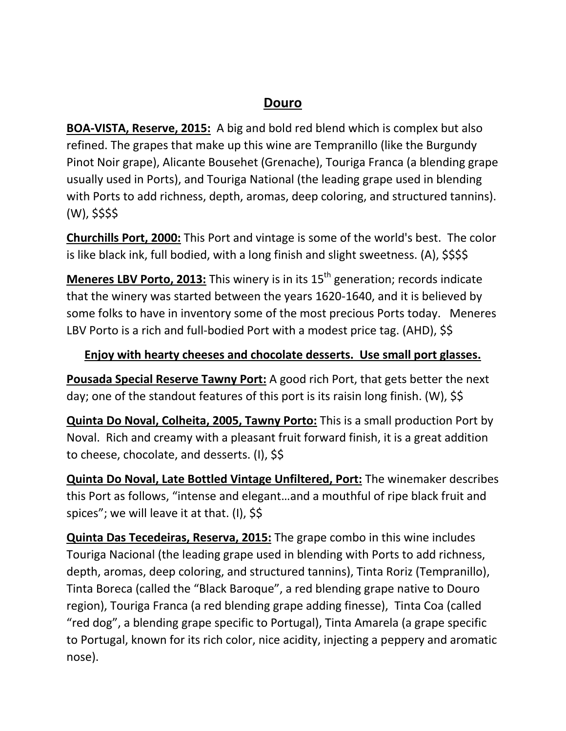## Douro

**BOA-VISTA, Reserve, 2015:** A big and bold red blend which is complex but also refined. The grapes that make up this wine are Tempranillo (like the Burgundy Pinot Noir grape), Alicante Bousehet (Grenache), Touriga Franca (a blending grape usually used in Ports), and Touriga National (the leading grape used in blending with Ports to add richness, depth, aromas, deep coloring, and structured tannins). (W), $$$$

**Churchills Port, 2000:** This Port and vintage is some of the world's best. The color is like black ink, full bodied, with a long finish and slight sweetness. (A), $$$$

**Meneres LBV Porto, 2013:** This winery is in its 15th generation; records indicate that the winery was started between the years 1620-1640, and it is believed by some folks to have in inventory some of the most precious Ports today. Meneres LBV Porto is a rich and full-bodied Port with a modest price tag. (AHD), $$

**Enjoy with hearty cheeses and chocolate desserts. Use small port glasses.**

**Pousada Special Reserve Tawny Port:** A good rich Port, that gets better the next day; one of the standout features of this port is its raisin long finish. (W), $$

**Quinta Do Noval, Colheita, 2005, Tawny Porto:** This is a small production Port by Noval. Rich and creamy with a pleasant fruit forward finish, it is a great addition to cheese, chocolate, and desserts. (I), $$

**Quinta Do Noval, Late Bottled Vintage Unfiltered, Port:** The winemaker describes this Port as follows, "intense and elegant…and a mouthful of ripe black fruit and spices"; we will leave it at that. (I), $$

**Quinta Das Tecedeiras, Reserva, 2015:** The grape combo in this wine includes Touriga Nacional (the leading grape used in blending with Ports to add richness, depth, aromas, deep coloring, and structured tannins), Tinta Roriz (Tempranillo), Tinta Boreca (called the "Black Baroque", a red blending grape native to Douro region), Touriga Franca (a red blending grape adding finesse), Tinta Coa (called "red dog", a blending grape specific to Portugal), Tinta Amarela (a grape specific to Portugal, known for its rich color, nice acidity, injecting a peppery and aromatic nose).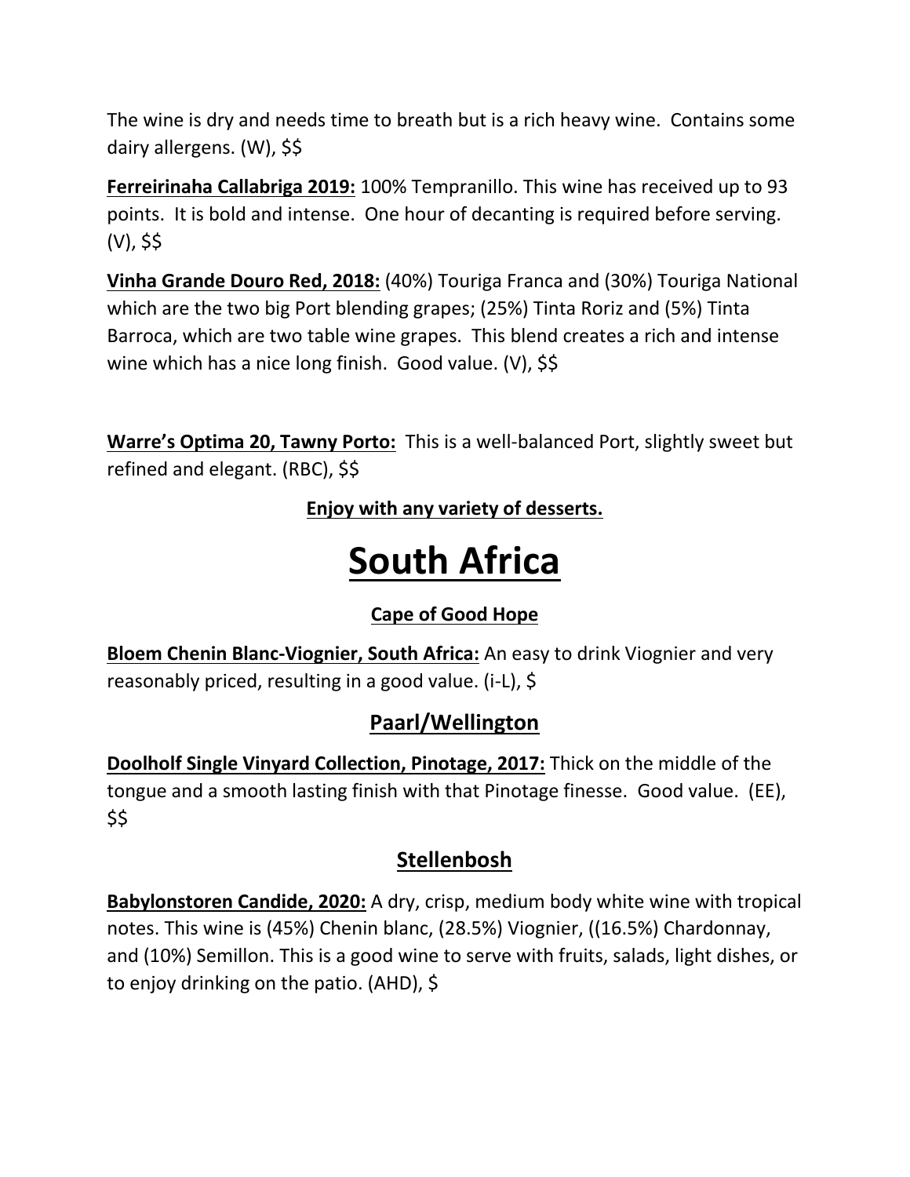The wine is dry and needs time to breath but is a rich heavy wine. Contains some dairy allergens. (W), $$

**Ferreirinaha Callabriga 2019:** 100% Tempranillo. This wine has received up to 93 points. It is bold and intense. One hour of decanting is required before serving. (V), $$

**Vinha Grande Douro Red, 2018:** (40%) Touriga Franca and (30%) Touriga National which are the two big Port blending grapes; (25%) Tinta Roriz and (5%) Tinta Barroca, which are two table wine grapes. This blend creates a rich and intense wine which has a nice long finish. Good value. (V), $$

**Warre's Optima 20, Tawny Porto:** This is a well-balanced Port, slightly sweet but refined and elegant. (RBC), $$

**Enjoy with any variety of desserts.**

# South Africa

### Cape of Good Hope

**Bloem Chenin Blanc-Viognier, South Africa:** An easy to drink Viognier and very reasonably priced, resulting in a good value. (i-L), $

## Paarl/Wellington

**Doolhof Single Vinyard Collection, Pinotage, 2017:** Thick on the middle of the tongue and a smooth lasting finish with that Pinotage finesse. Good value. (EE), $$

## Stellenbosh

**Babylonstoren Candide, 2020:** A dry, crisp, medium body white wine with tropical notes. This wine is (45%) Chenin blanc, (28.5%) Viognier, ((16.5%) Chardonnay, and (10%) Semillon. This is a good wine to serve with fruits, salads, light dishes, or to enjoy drinking on the patio. (AHD), $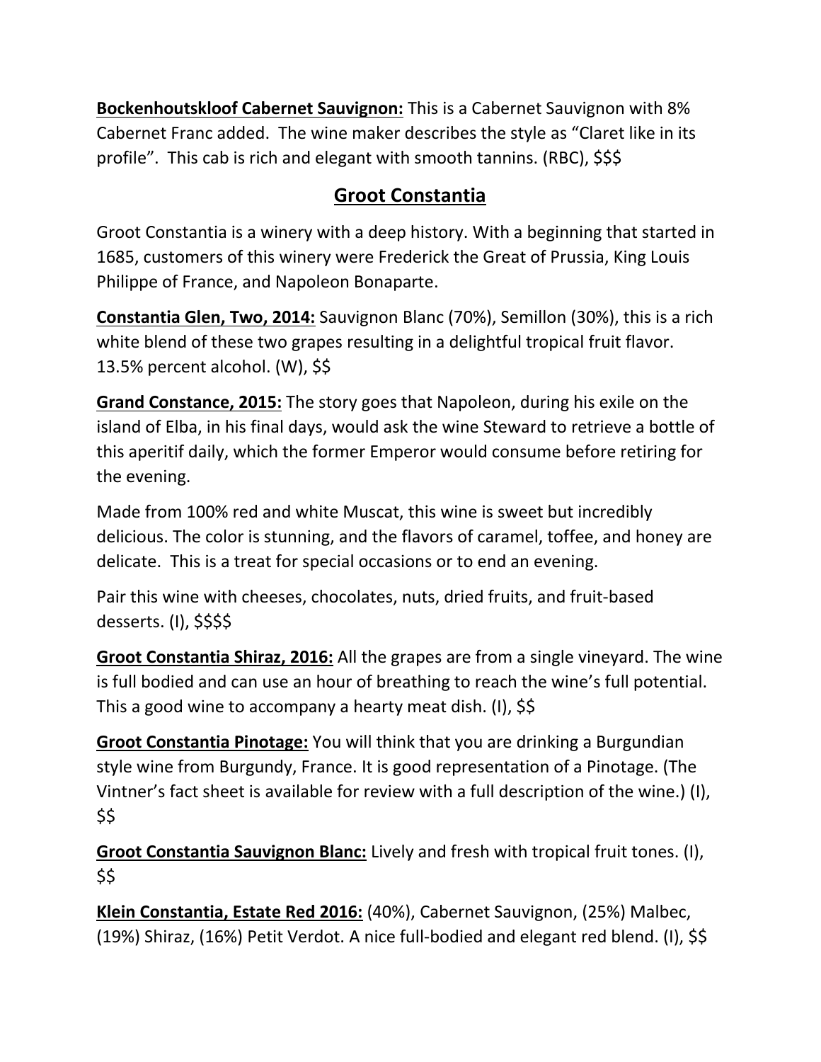**Bockenhoutskloof Cabernet Sauvignon:** This is a Cabernet Sauvignon with 8% Cabernet Franc added. The wine maker describes the style as "Claret like in its profile". This cab is rich and elegant with smooth tannins. (RBC), $$$

## Groot Constantia

Groot Constantia is a winery with a deep history. With a beginning that started in 1685, customers of this winery were Frederick the Great of Prussia, King Louis Philippe of France, and Napoleon Bonaparte.

**Constantia Glen, Two, 2014:** Sauvignon Blanc (70%), Semillon (30%), this is a rich white blend of these two grapes resulting in a delightful tropical fruit flavor. 13.5% percent alcohol. (W), $$

**Grand Constance, 2015:** The story goes that Napoleon, during his exile on the island of Elba, in his final days, would ask the wine Steward to retrieve a bottle of this aperitif daily, which the former Emperor would consume before retiring for the evening.

Made from 100% red and white Muscat, this wine is sweet but incredibly delicious. The color is stunning, and the flavors of caramel, toffee, and honey are delicate. This is a treat for special occasions or to end an evening.

Pair this wine with cheeses, chocolates, nuts, dried fruits, and fruit-based desserts. (I), $$$$

**Groot Constantia Shiraz, 2016:** All the grapes are from a single vineyard. The wine is full bodied and can use an hour of breathing to reach the wine's full potential. This a good wine to accompany a hearty meat dish. (I), $$

**Groot Constantia Pinotage:** You will think that you are drinking a Burgundian style wine from Burgundy, France. It is good representation of a Pinotage. (The Vintner's fact sheet is available for review with a full description of the wine.) (I), $$

**Groot Constantia Sauvignon Blanc:** Lively and fresh with tropical fruit tones. (I), $$

**Klein Constantia, Estate Red 2016:** (40%), Cabernet Sauvignon, (25%) Malbec, (19%) Shiraz, (16%) Petit Verdot. A nice full-bodied and elegant red blend. (I), $$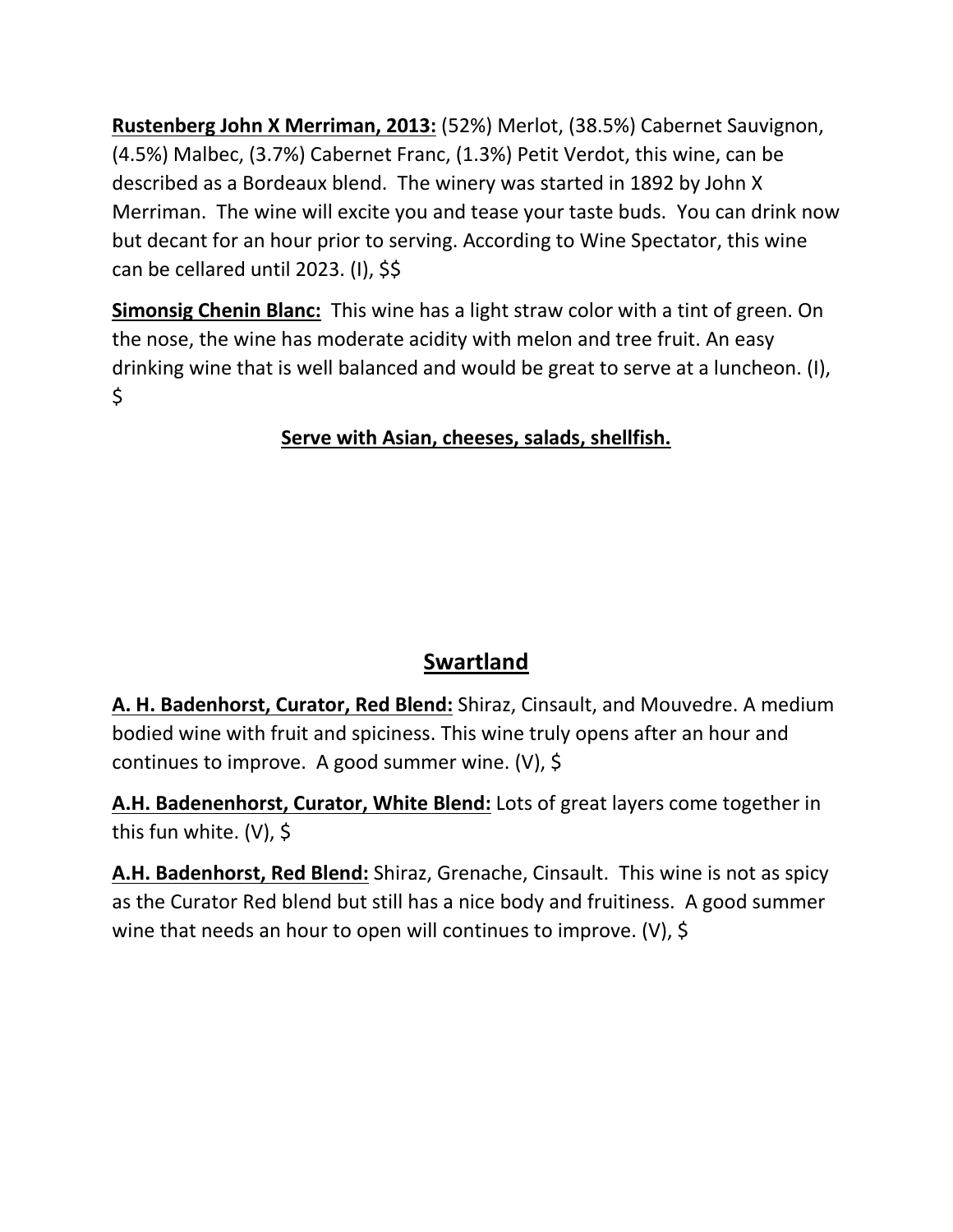**Rustenberg John X Merriman, 2013:** (52%) Merlot, (38.5%) Cabernet Sauvignon, (4.5%) Malbec, (3.7%) Cabernet Franc, (1.3%) Petit Verdot, this wine, can be described as a Bordeaux blend. The winery was started in 1892 by John X Merriman. The wine will excite you and tease your taste buds. You can drink now but decant for an hour prior to serving. According to Wine Spectator, this wine can be cellared until 2023. (I), $$

**Simonsig Chenin Blanc:** This wine has a light straw color with a tint of green. On the nose, the wine has moderate acidity with melon and tree fruit. An easy drinking wine that is well balanced and would be great to serve at a luncheon. (I), $

**Serve with Asian, cheeses, salads, shellfish.**

## Swartland

**A. H. Badenhorst, Curator, Red Blend:** Shiraz, Cinsault, and Mouvedre. A medium bodied wine with fruit and spiciness. This wine truly opens after an hour and continues to improve. A good summer wine. (V), $

**A.H. Badenenhorst, Curator, White Blend:** Lots of great layers come together in this fun white. (V), $

**A.H. Badenhorst, Red Blend:** Shiraz, Grenache, Cinsault. This wine is not as spicy as the Curator Red blend but still has a nice body and fruitiness. A good summer wine that needs an hour to open will continues to improve. (V), $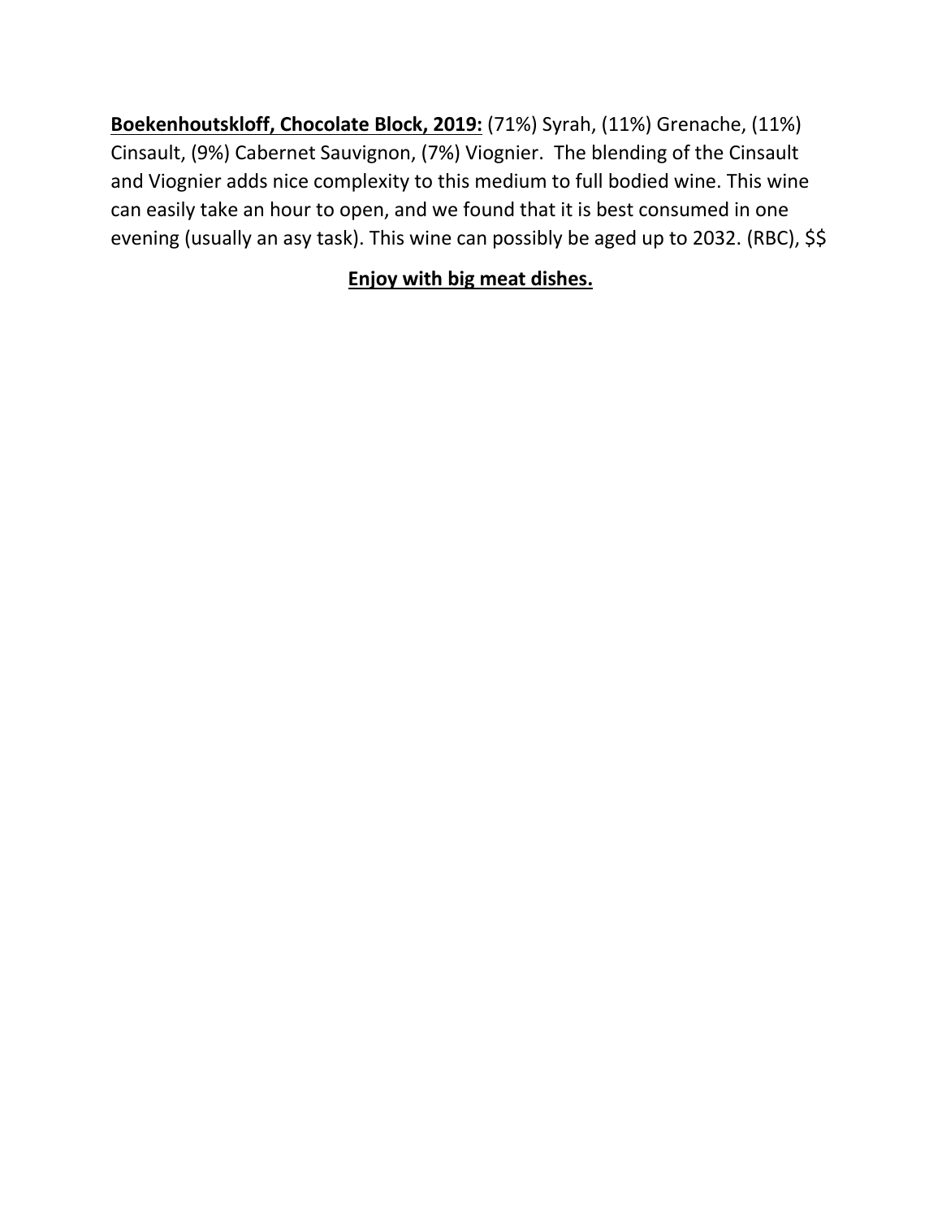**<u>Boekenhoutskloff, Chocolate Block, 2019:</u>** (71%) Syrah, (11%) Grenache, (11%) Cinsault, (9%) Cabernet Sauvignon, (7%) Viognier.  The blending of the Cinsault and Viognier adds nice complexity to this medium to full bodied wine. This wine can easily take an hour to open, and we found that it is best consumed in one evening (usually an asy task). This wine can possibly be aged up to 2032. (RBC), $$

**<u>Enjoy with big meat dishes.</u>**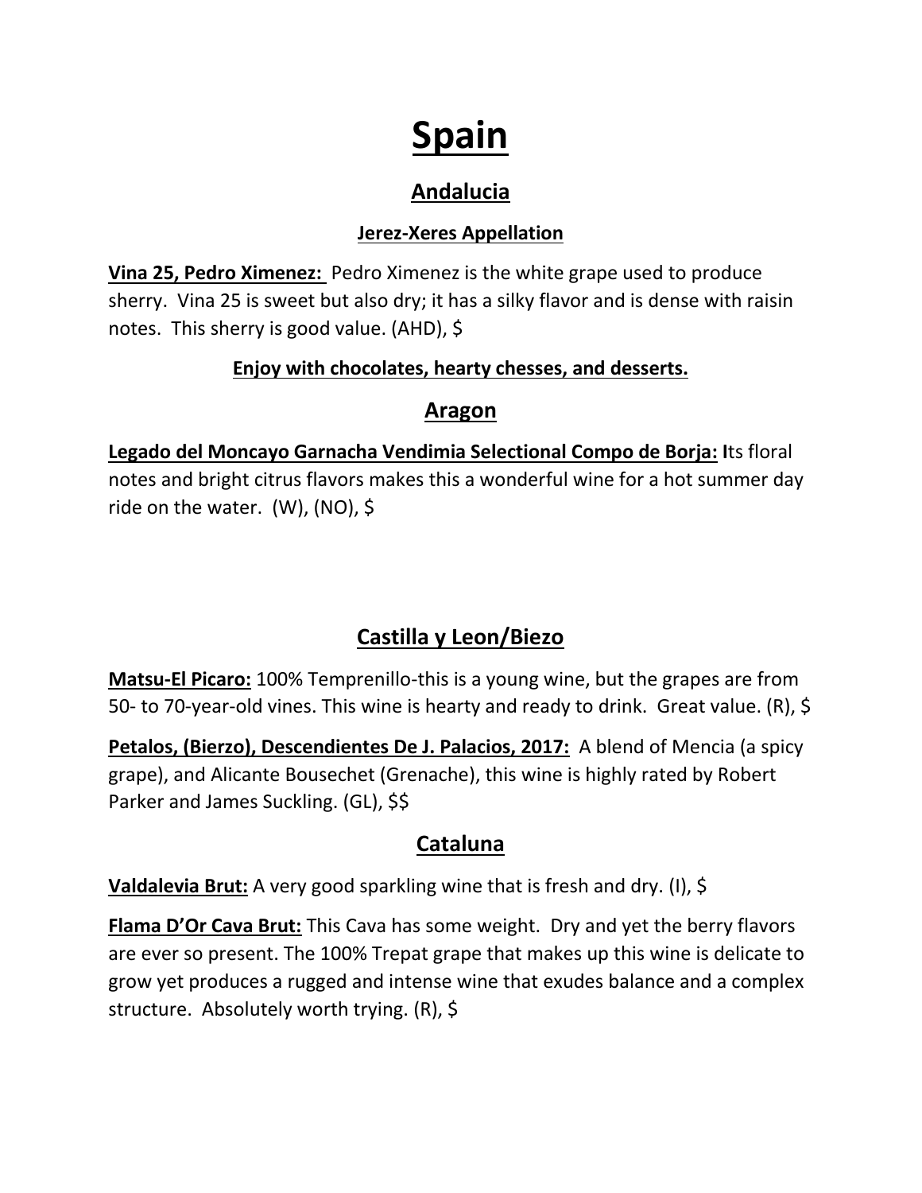# Spain

## Andalucia

### Jerez-Xeres Appellation

**Vina 25, Pedro Ximenez:** Pedro Ximenez is the white grape used to produce sherry. Vina 25 is sweet but also dry; it has a silky flavor and is dense with raisin notes. This sherry is good value. (AHD), $

**Enjoy with chocolates, hearty chesses, and desserts.**

## Aragon

**Legado del Moncayo Garnacha Vendimia Selectional Compo de Borja:** Its floral notes and bright citrus flavors makes this a wonderful wine for a hot summer day ride on the water. (W), (NO), $

## Castilla y Leon/Biezo

**Matsu-El Picaro:** 100% Temprenillo-this is a young wine, but the grapes are from 50- to 70-year-old vines. This wine is hearty and ready to drink. Great value. (R), $

**Petalos, (Bierzo), Descendientes De J. Palacios, 2017:** A blend of Mencia (a spicy grape), and Alicante Bousechet (Grenache), this wine is highly rated by Robert Parker and James Suckling. (GL), $$

## Cataluna

**Valdalevia Brut:** A very good sparkling wine that is fresh and dry. (I), $

**Flama D'Or Cava Brut:** This Cava has some weight. Dry and yet the berry flavors are ever so present. The 100% Trepat grape that makes up this wine is delicate to grow yet produces a rugged and intense wine that exudes balance and a complex structure. Absolutely worth trying. (R), $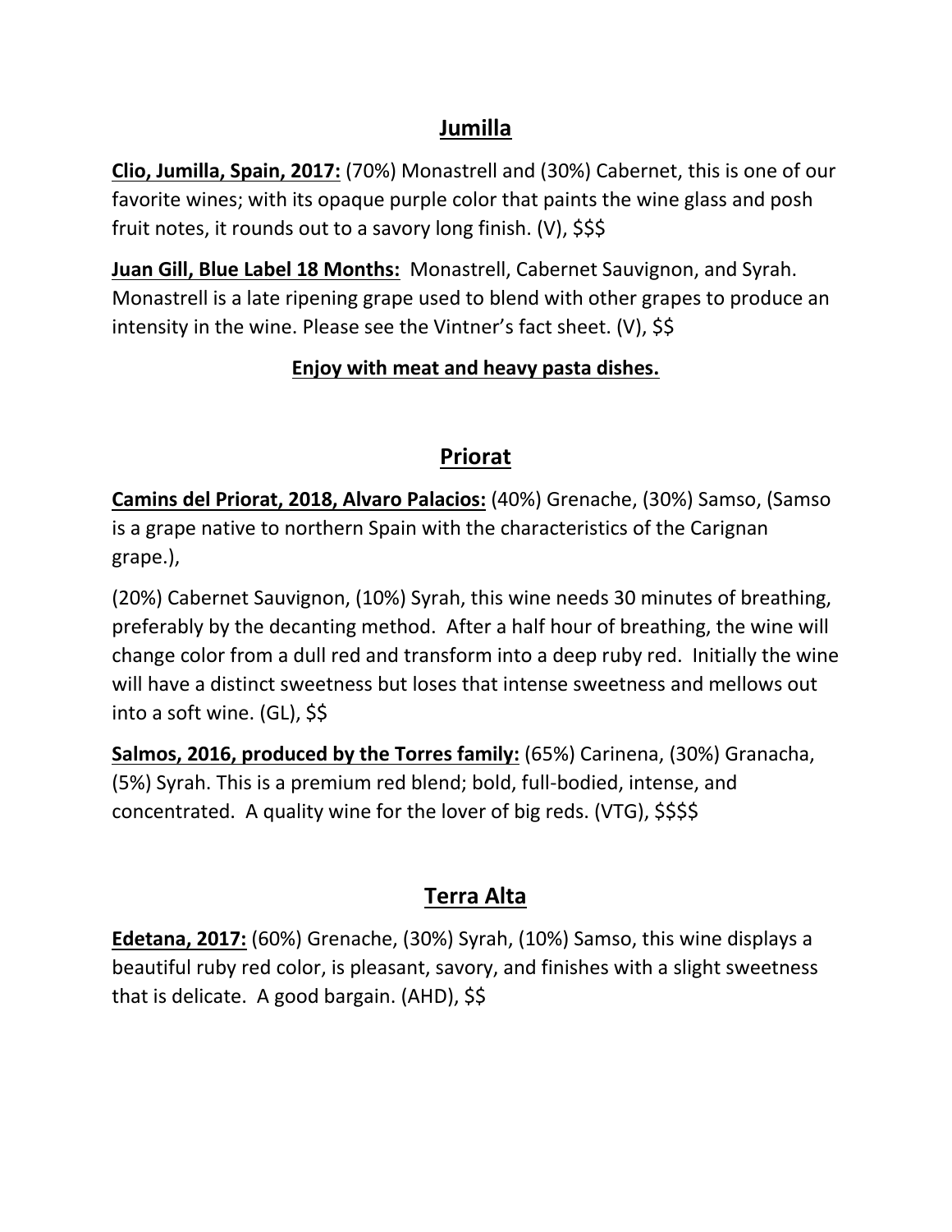## Jumilla

**Clio, Jumilla, Spain, 2017:** (70%) Monastrell and (30%) Cabernet, this is one of our favorite wines; with its opaque purple color that paints the wine glass and posh fruit notes, it rounds out to a savory long finish. (V), $$$

**Juan Gill, Blue Label 18 Months:** Monastrell, Cabernet Sauvignon, and Syrah. Monastrell is a late ripening grape used to blend with other grapes to produce an intensity in the wine. Please see the Vintner's fact sheet. (V), $$

**Enjoy with meat and heavy pasta dishes.**

## Priorat

**Camins del Priorat, 2018, Alvaro Palacios:** (40%) Grenache, (30%) Samso, (Samso is a grape native to northern Spain with the characteristics of the Carignan grape.),

(20%) Cabernet Sauvignon, (10%) Syrah, this wine needs 30 minutes of breathing, preferably by the decanting method. After a half hour of breathing, the wine will change color from a dull red and transform into a deep ruby red. Initially the wine will have a distinct sweetness but loses that intense sweetness and mellows out into a soft wine. (GL), $$

**Salmos, 2016, produced by the Torres family:** (65%) Carinena, (30%) Granacha, (5%) Syrah. This is a premium red blend; bold, full-bodied, intense, and concentrated. A quality wine for the lover of big reds. (VTG), $$$$

## Terra Alta

**Edetana, 2017:** (60%) Grenache, (30%) Syrah, (10%) Samso, this wine displays a beautiful ruby red color, is pleasant, savory, and finishes with a slight sweetness that is delicate. A good bargain. (AHD), $$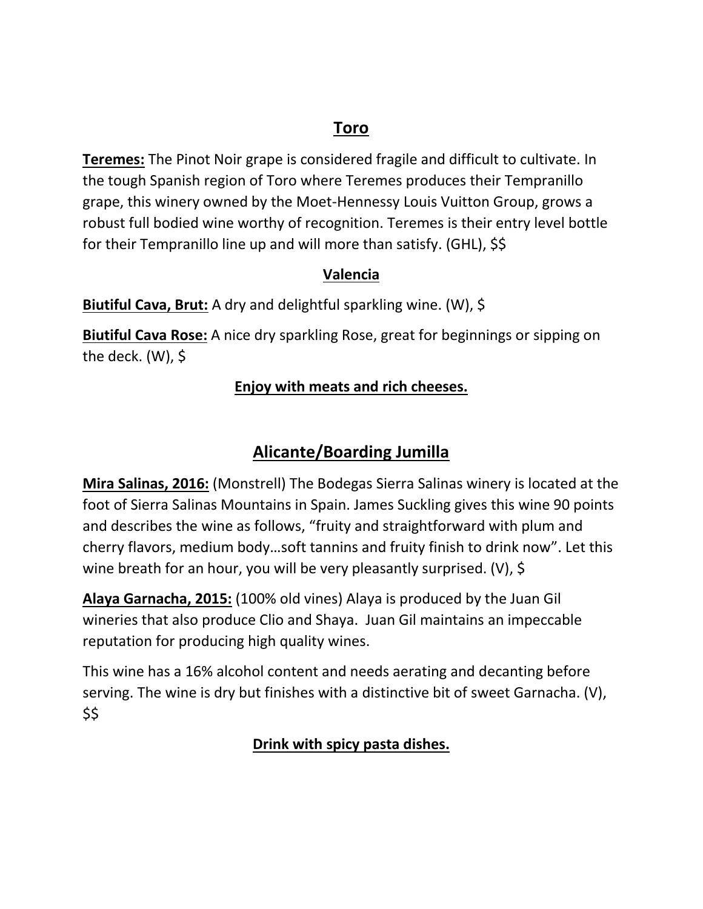## Toro

**Teremes:** The Pinot Noir grape is considered fragile and difficult to cultivate. In the tough Spanish region of Toro where Teremes produces their Tempranillo grape, this winery owned by the Moet-Hennessy Louis Vuitton Group, grows a robust full bodied wine worthy of recognition. Teremes is their entry level bottle for their Tempranillo line up and will more than satisfy. (GHL), $$

## Valencia

**Biutiful Cava, Brut:** A dry and delightful sparkling wine. (W), $

**Biutiful Cava Rose:** A nice dry sparkling Rose, great for beginnings or sipping on the deck. (W), $

**Enjoy with meats and rich cheeses.**

## Alicante/Boarding Jumilla

**Mira Salinas, 2016:** (Monstrell) The Bodegas Sierra Salinas winery is located at the foot of Sierra Salinas Mountains in Spain. James Suckling gives this wine 90 points and describes the wine as follows, "fruity and straightforward with plum and cherry flavors, medium body…soft tannins and fruity finish to drink now". Let this wine breath for an hour, you will be very pleasantly surprised. (V), $

**Alaya Garnacha, 2015:** (100% old vines) Alaya is produced by the Juan Gil wineries that also produce Clio and Shaya. Juan Gil maintains an impeccable reputation for producing high quality wines.

This wine has a 16% alcohol content and needs aerating and decanting before serving. The wine is dry but finishes with a distinctive bit of sweet Garnacha. (V), $$

**Drink with spicy pasta dishes.**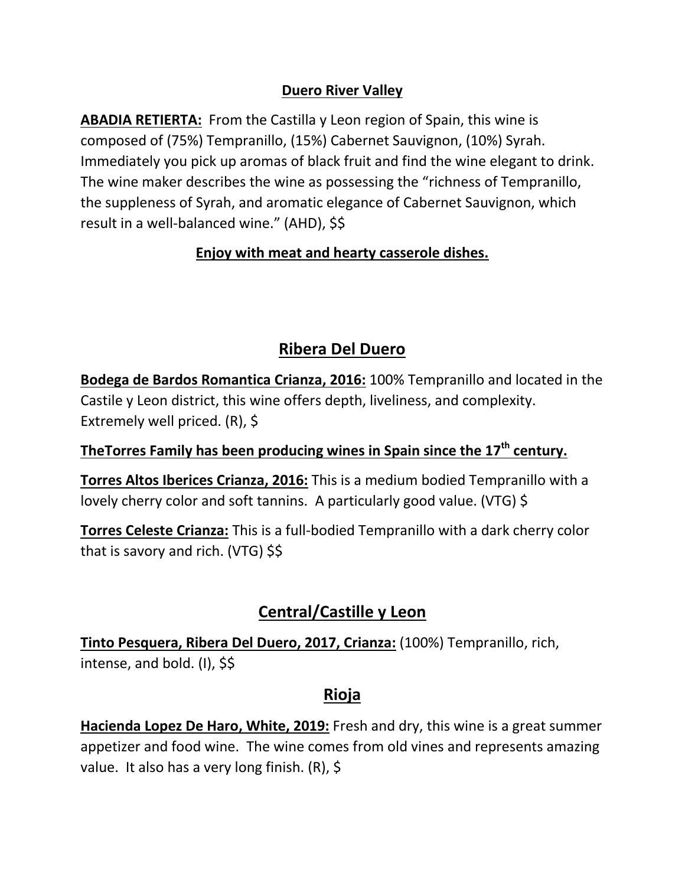## Duero River Valley

**ABADIA RETIERTA:** From the Castilla y Leon region of Spain, this wine is composed of (75%) Tempranillo, (15%) Cabernet Sauvignon, (10%) Syrah. Immediately you pick up aromas of black fruit and find the wine elegant to drink. The wine maker describes the wine as possessing the "richness of Tempranillo, the suppleness of Syrah, and aromatic elegance of Cabernet Sauvignon, which result in a well-balanced wine." (AHD), $$

**Enjoy with meat and hearty casserole dishes.**

## Ribera Del Duero

**Bodega de Bardos Romantica Crianza, 2016:** 100% Tempranillo and located in the Castile y Leon district, this wine offers depth, liveliness, and complexity. Extremely well priced. (R), $

**TheTorres Family has been producing wines in Spain since the 17th century.**

**Torres Altos Iberices Crianza, 2016:** This is a medium bodied Tempranillo with a lovely cherry color and soft tannins. A particularly good value. (VTG) $

**Torres Celeste Crianza:** This is a full-bodied Tempranillo with a dark cherry color that is savory and rich. (VTG) $$

## Central/Castille y Leon

**Tinto Pesquera, Ribera Del Duero, 2017, Crianza:** (100%) Tempranillo, rich, intense, and bold. (I), $$

## Rioja

**Hacienda Lopez De Haro, White, 2019:** Fresh and dry, this wine is a great summer appetizer and food wine. The wine comes from old vines and represents amazing value. It also has a very long finish. (R), $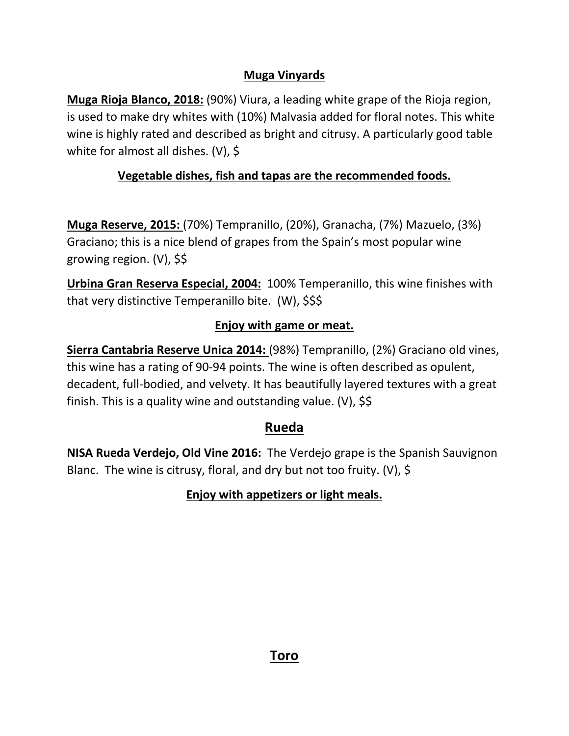**Muga Vinyards**

**Muga Rioja Blanco, 2018:** (90%) Viura, a leading white grape of the Rioja region, is used to make dry whites with (10%) Malvasia added for floral notes. This white wine is highly rated and described as bright and citrusy. A particularly good table white for almost all dishes. (V), $

**Vegetable dishes, fish and tapas are the recommended foods.**

**Muga Reserve, 2015:** (70%) Tempranillo, (20%), Granacha, (7%) Mazuelo, (3%) Graciano; this is a nice blend of grapes from the Spain's most popular wine growing region. (V), $$

**Urbina Gran Reserva Especial, 2004:** 100% Temperanillo, this wine finishes with that very distinctive Temperanillo bite. (W), $$$

**Enjoy with game or meat.**

**Sierra Cantabria Reserve Unica 2014:** (98%) Tempranillo, (2%) Graciano old vines, this wine has a rating of 90-94 points. The wine is often described as opulent, decadent, full-bodied, and velvety. It has beautifully layered textures with a great finish. This is a quality wine and outstanding value. (V), $$

## Rueda

**NISA Rueda Verdejo, Old Vine 2016:** The Verdejo grape is the Spanish Sauvignon Blanc. The wine is citrusy, floral, and dry but not too fruity. (V), $

**Enjoy with appetizers or light meals.**

## Toro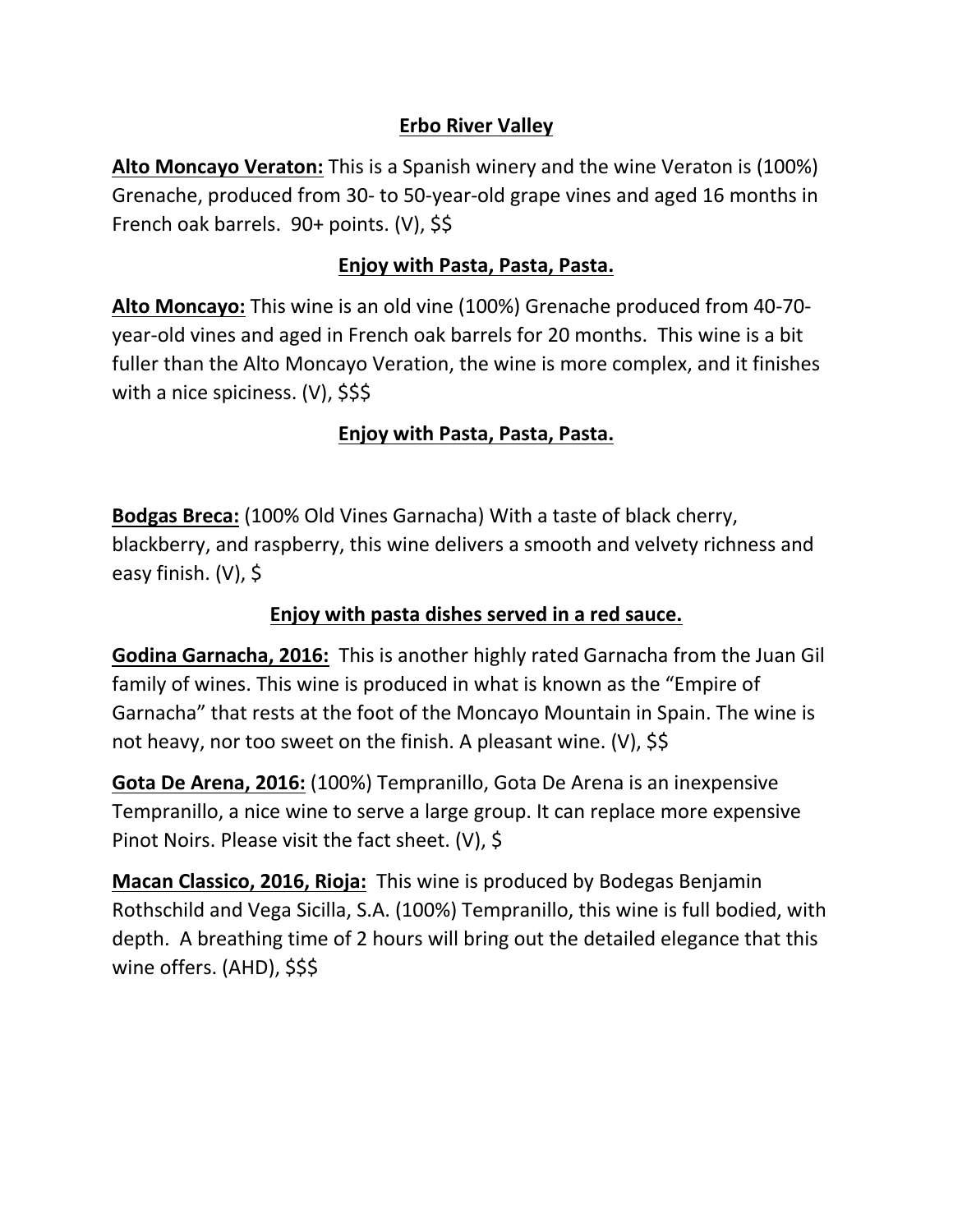## Erbo River Valley

**Alto Moncayo Veraton:** This is a Spanish winery and the wine Veraton is (100%) Grenache, produced from 30- to 50-year-old grape vines and aged 16 months in French oak barrels. 90+ points. (V), $$

**Enjoy with Pasta, Pasta, Pasta.**

**Alto Moncayo:** This wine is an old vine (100%) Grenache produced from 40-70-year-old vines and aged in French oak barrels for 20 months. This wine is a bit fuller than the Alto Moncayo Veration, the wine is more complex, and it finishes with a nice spiciness. (V), $$$

**Enjoy with Pasta, Pasta, Pasta.**

**Bodgas Breca:** (100% Old Vines Garnacha) With a taste of black cherry, blackberry, and raspberry, this wine delivers a smooth and velvety richness and easy finish. (V), $

**Enjoy with pasta dishes served in a red sauce.**

**Godina Garnacha, 2016:** This is another highly rated Garnacha from the Juan Gil family of wines. This wine is produced in what is known as the "Empire of Garnacha" that rests at the foot of the Moncayo Mountain in Spain. The wine is not heavy, nor too sweet on the finish. A pleasant wine. (V), $$

**Gota De Arena, 2016:** (100%) Tempranillo, Gota De Arena is an inexpensive Tempranillo, a nice wine to serve a large group. It can replace more expensive Pinot Noirs. Please visit the fact sheet. (V), $

**Macan Classico, 2016, Rioja:** This wine is produced by Bodegas Benjamin Rothschild and Vega Sicilla, S.A. (100%) Tempranillo, this wine is full bodied, with depth. A breathing time of 2 hours will bring out the detailed elegance that this wine offers. (AHD), $$$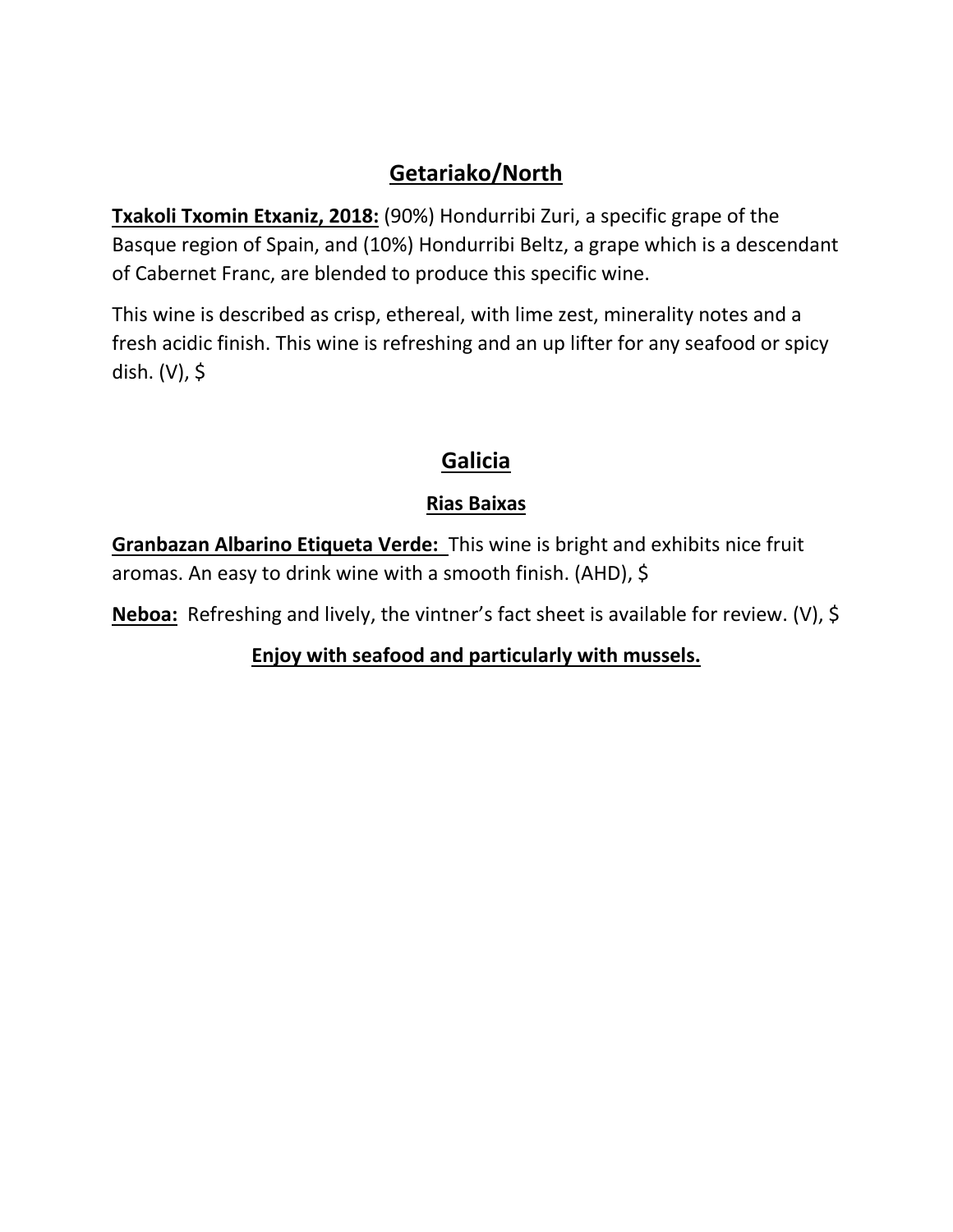## Getariako/North

**Txakoli Txomin Etxaniz, 2018:** (90%) Hondurribi Zuri, a specific grape of the Basque region of Spain, and (10%) Hondurribi Beltz, a grape which is a descendant of Cabernet Franc, are blended to produce this specific wine.

This wine is described as crisp, ethereal, with lime zest, minerality notes and a fresh acidic finish. This wine is refreshing and an up lifter for any seafood or spicy dish. (V), $

## Galicia

### Rias Baixas

**Granbazan Albarino Etiqueta Verde:** This wine is bright and exhibits nice fruit aromas. An easy to drink wine with a smooth finish. (AHD), $

**Neboa:** Refreshing and lively, the vintner's fact sheet is available for review. (V), $

**Enjoy with seafood and particularly with mussels.**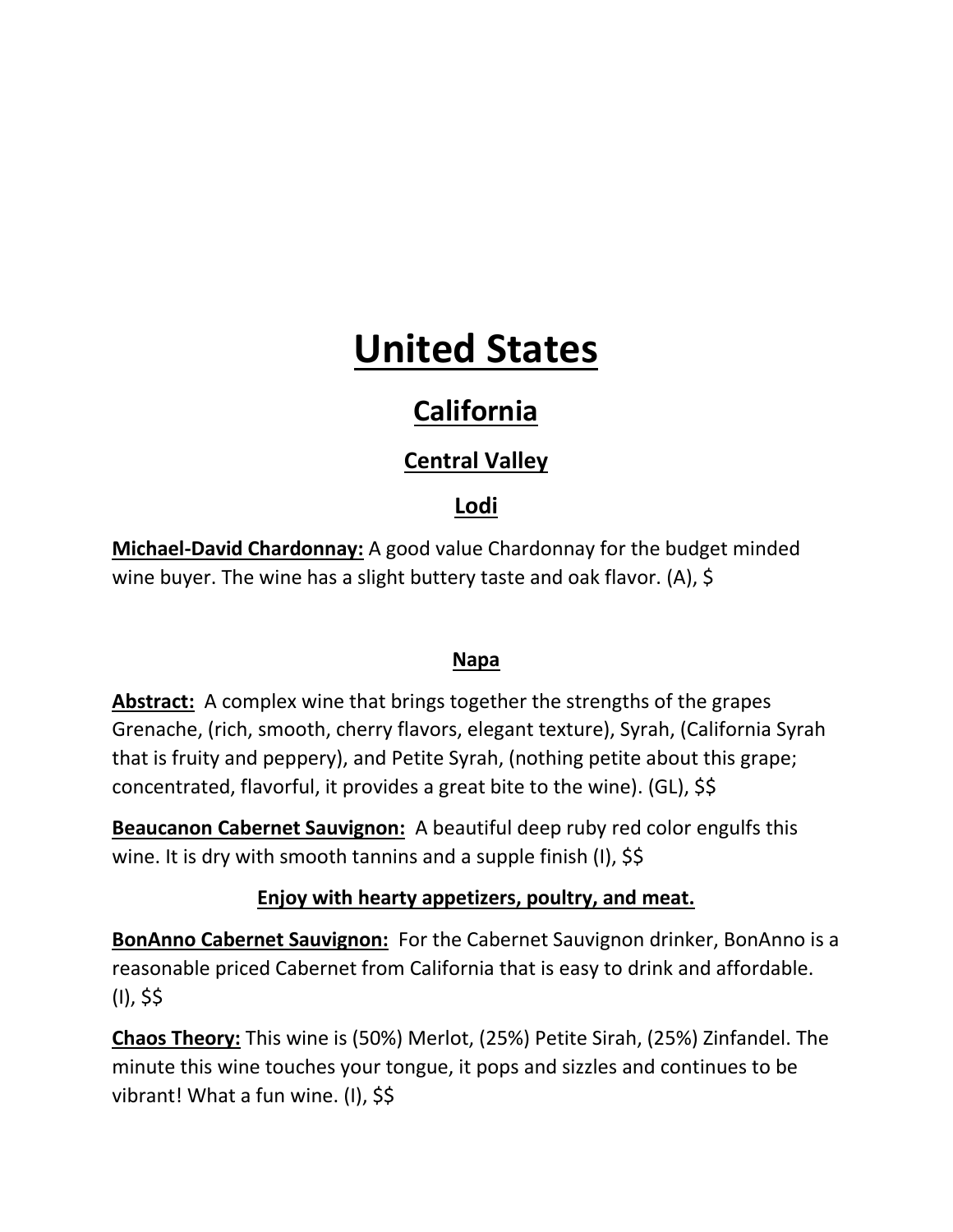# United States

## California

### Central Valley

#### Lodi

**Michael-David Chardonnay:** A good value Chardonnay for the budget minded wine buyer. The wine has a slight buttery taste and oak flavor. (A), $

#### Napa

**Abstract:** A complex wine that brings together the strengths of the grapes Grenache, (rich, smooth, cherry flavors, elegant texture), Syrah, (California Syrah that is fruity and peppery), and Petite Syrah, (nothing petite about this grape; concentrated, flavorful, it provides a great bite to the wine). (GL), $$

**Beaucanon Cabernet Sauvignon:** A beautiful deep ruby red color engulfs this wine. It is dry with smooth tannins and a supple finish (I), $$

**Enjoy with hearty appetizers, poultry, and meat.**

**BonAnno Cabernet Sauvignon:** For the Cabernet Sauvignon drinker, BonAnno is a reasonable priced Cabernet from California that is easy to drink and affordable. (I), $$

**Chaos Theory:** This wine is (50%) Merlot, (25%) Petite Sirah, (25%) Zinfandel. The minute this wine touches your tongue, it pops and sizzles and continues to be vibrant! What a fun wine. (I), $$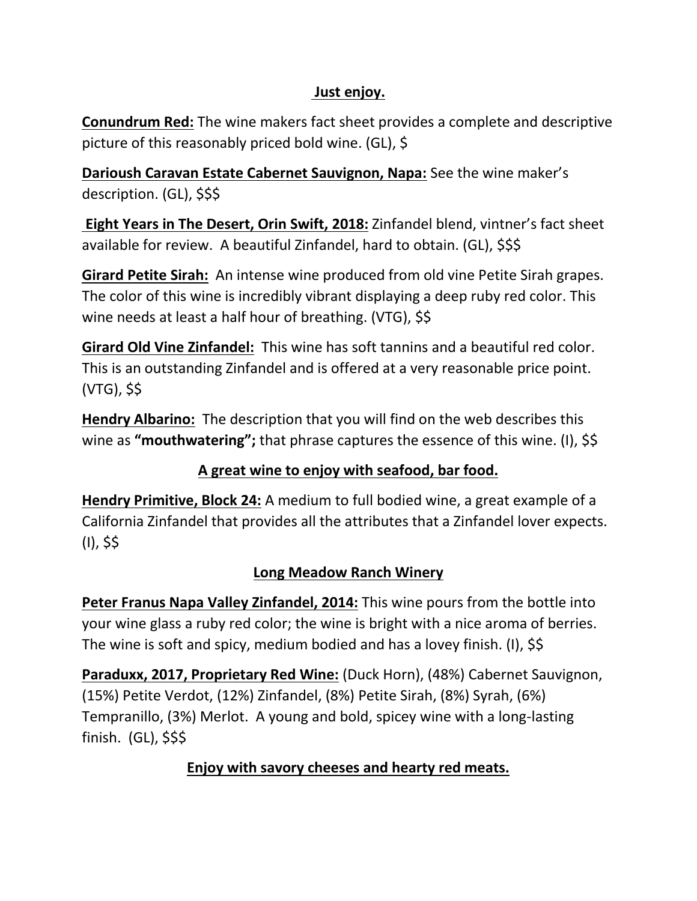**Just enjoy.**

**Conundrum Red:** The wine makers fact sheet provides a complete and descriptive picture of this reasonably priced bold wine. (GL), $

**Darioush Caravan Estate Cabernet Sauvignon, Napa:** See the wine maker's description. (GL), $$$

**Eight Years in The Desert, Orin Swift, 2018:** Zinfandel blend, vintner's fact sheet available for review. A beautiful Zinfandel, hard to obtain. (GL), $$$

**Girard Petite Sirah:** An intense wine produced from old vine Petite Sirah grapes. The color of this wine is incredibly vibrant displaying a deep ruby red color. This wine needs at least a half hour of breathing. (VTG), $$

**Girard Old Vine Zinfandel:** This wine has soft tannins and a beautiful red color. This is an outstanding Zinfandel and is offered at a very reasonable price point. (VTG), $$

**Hendry Albarino:** The description that you will find on the web describes this wine as **"mouthwatering";** that phrase captures the essence of this wine. (I), $$

**A great wine to enjoy with seafood, bar food.**

**Hendry Primitive, Block 24:** A medium to full bodied wine, a great example of a California Zinfandel that provides all the attributes that a Zinfandel lover expects. (I), $$

**Long Meadow Ranch Winery**

**Peter Franus Napa Valley Zinfandel, 2014:** This wine pours from the bottle into your wine glass a ruby red color; the wine is bright with a nice aroma of berries. The wine is soft and spicy, medium bodied and has a lovey finish. (I), $$

**Paraduxx, 2017, Proprietary Red Wine:** (Duck Horn), (48%) Cabernet Sauvignon, (15%) Petite Verdot, (12%) Zinfandel, (8%) Petite Sirah, (8%) Syrah, (6%) Tempranillo, (3%) Merlot. A young and bold, spicey wine with a long-lasting finish. (GL), $$$

**Enjoy with savory cheeses and hearty red meats.**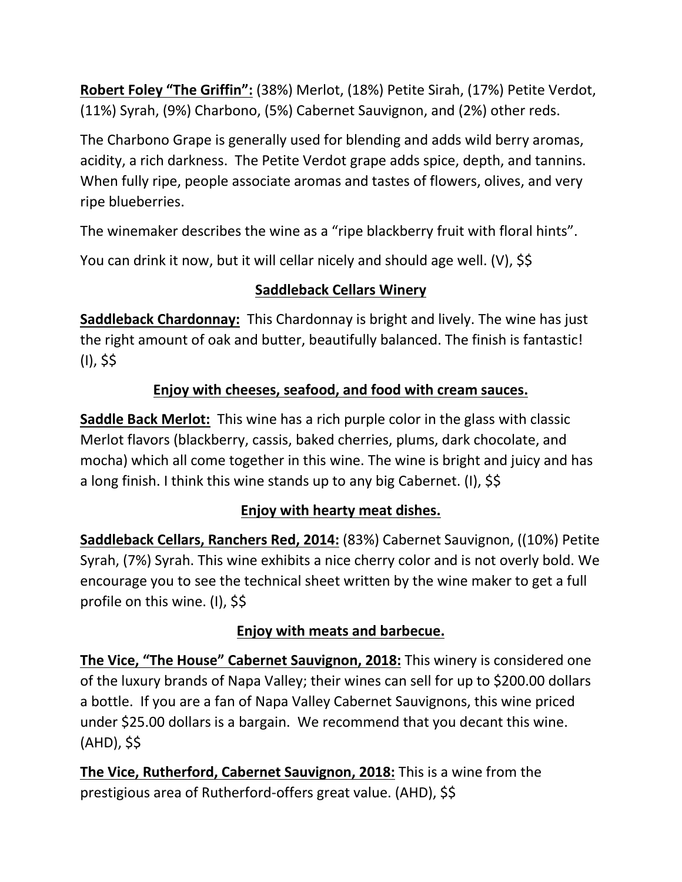**Robert Foley "The Griffin":** (38%) Merlot, (18%) Petite Sirah, (17%) Petite Verdot, (11%) Syrah, (9%) Charbono, (5%) Cabernet Sauvignon, and (2%) other reds.

The Charbono Grape is generally used for blending and adds wild berry aromas, acidity, a rich darkness. The Petite Verdot grape adds spice, depth, and tannins. When fully ripe, people associate aromas and tastes of flowers, olives, and very ripe blueberries.

The winemaker describes the wine as a "ripe blackberry fruit with floral hints".

You can drink it now, but it will cellar nicely and should age well. (V), $$

## Saddleback Cellars Winery

**Saddleback Chardonnay:** This Chardonnay is bright and lively. The wine has just the right amount of oak and butter, beautifully balanced. The finish is fantastic! (I), $$

**Enjoy with cheeses, seafood, and food with cream sauces.**

**Saddle Back Merlot:** This wine has a rich purple color in the glass with classic Merlot flavors (blackberry, cassis, baked cherries, plums, dark chocolate, and mocha) which all come together in this wine. The wine is bright and juicy and has a long finish. I think this wine stands up to any big Cabernet. (I), $$

**Enjoy with hearty meat dishes.**

**Saddleback Cellars, Ranchers Red, 2014:** (83%) Cabernet Sauvignon, ((10%) Petite Syrah, (7%) Syrah. This wine exhibits a nice cherry color and is not overly bold. We encourage you to see the technical sheet written by the wine maker to get a full profile on this wine. (I), $$

**Enjoy with meats and barbecue.**

**The Vice, "The House" Cabernet Sauvignon, 2018:** This winery is considered one of the luxury brands of Napa Valley; their wines can sell for up to $200.00 dollars a bottle. If you are a fan of Napa Valley Cabernet Sauvignons, this wine priced under $25.00 dollars is a bargain. We recommend that you decant this wine. (AHD), $$

**The Vice, Rutherford, Cabernet Sauvignon, 2018:** This is a wine from the prestigious area of Rutherford-offers great value. (AHD), $$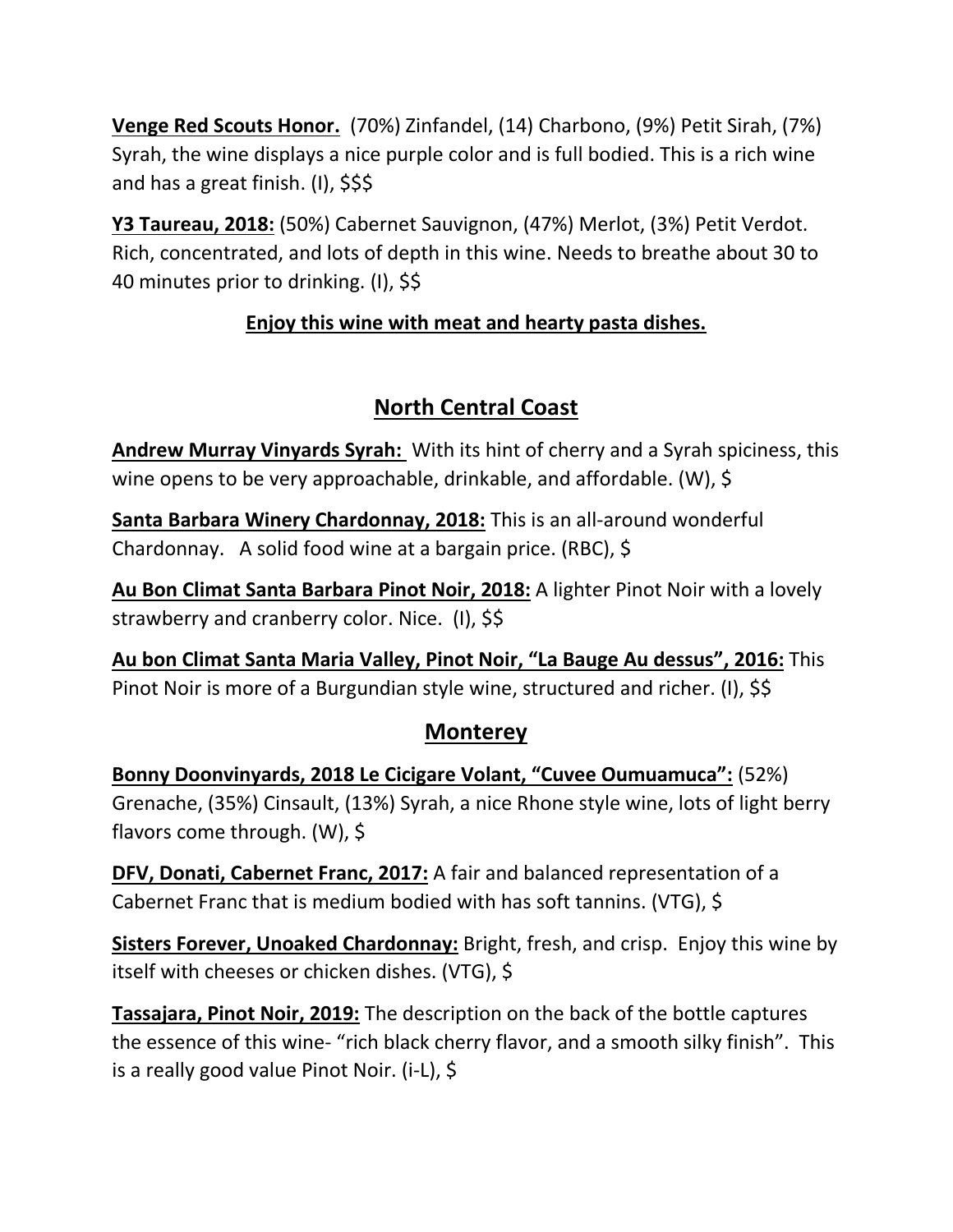**Venge Red Scouts Honor.** (70%) Zinfandel, (14) Charbono, (9%) Petit Sirah, (7%) Syrah, the wine displays a nice purple color and is full bodied. This is a rich wine and has a great finish. (I), $$$

**Y3 Taureau, 2018:** (50%) Cabernet Sauvignon, (47%) Merlot, (3%) Petit Verdot. Rich, concentrated, and lots of depth in this wine. Needs to breathe about 30 to 40 minutes prior to drinking. (I), $$

**Enjoy this wine with meat and hearty pasta dishes.**

## North Central Coast

**Andrew Murray Vinyards Syrah:** With its hint of cherry and a Syrah spiciness, this wine opens to be very approachable, drinkable, and affordable. (W), $

**Santa Barbara Winery Chardonnay, 2018:** This is an all-around wonderful Chardonnay. A solid food wine at a bargain price. (RBC), $

**Au Bon Climat Santa Barbara Pinot Noir, 2018:** A lighter Pinot Noir with a lovely strawberry and cranberry color. Nice. (I), $$

**Au bon Climat Santa Maria Valley, Pinot Noir, "La Bauge Au dessus", 2016:** This Pinot Noir is more of a Burgundian style wine, structured and richer. (I), $$

## Monterey

**Bonny Doonvinyards, 2018 Le Cicigare Volant, "Cuvee Oumuamuca":** (52%) Grenache, (35%) Cinsault, (13%) Syrah, a nice Rhone style wine, lots of light berry flavors come through. (W), $

**DFV, Donati, Cabernet Franc, 2017:** A fair and balanced representation of a Cabernet Franc that is medium bodied with has soft tannins. (VTG), $

**Sisters Forever, Unoaked Chardonnay:** Bright, fresh, and crisp. Enjoy this wine by itself with cheeses or chicken dishes. (VTG), $

**Tassajara, Pinot Noir, 2019:** The description on the back of the bottle captures the essence of this wine- "rich black cherry flavor, and a smooth silky finish". This is a really good value Pinot Noir. (i-L), $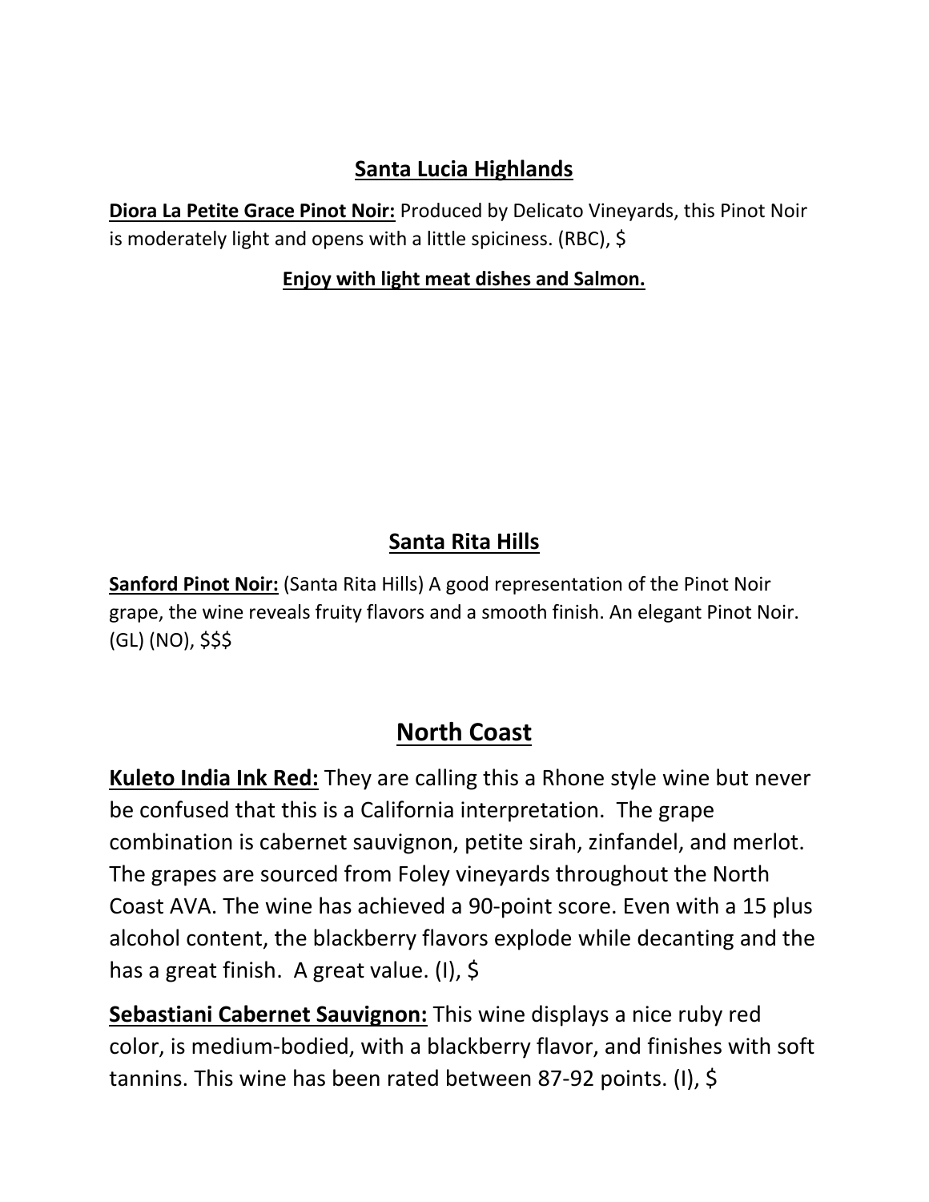## Santa Lucia Highlands

**Diora La Petite Grace Pinot Noir:** Produced by Delicato Vineyards, this Pinot Noir is moderately light and opens with a little spiciness. (RBC), $

**Enjoy with light meat dishes and Salmon.**

## Santa Rita Hills

**Sanford Pinot Noir:** (Santa Rita Hills) A good representation of the Pinot Noir grape, the wine reveals fruity flavors and a smooth finish. An elegant Pinot Noir. (GL) (NO), $$$

# North Coast

**Kuleto India Ink Red:** They are calling this a Rhone style wine but never be confused that this is a California interpretation. The grape combination is cabernet sauvignon, petite sirah, zinfandel, and merlot. The grapes are sourced from Foley vineyards throughout the North Coast AVA. The wine has achieved a 90-point score. Even with a 15 plus alcohol content, the blackberry flavors explode while decanting and the has a great finish. A great value. (I), $

**Sebastiani Cabernet Sauvignon:** This wine displays a nice ruby red color, is medium-bodied, with a blackberry flavor, and finishes with soft tannins. This wine has been rated between 87-92 points. (I), $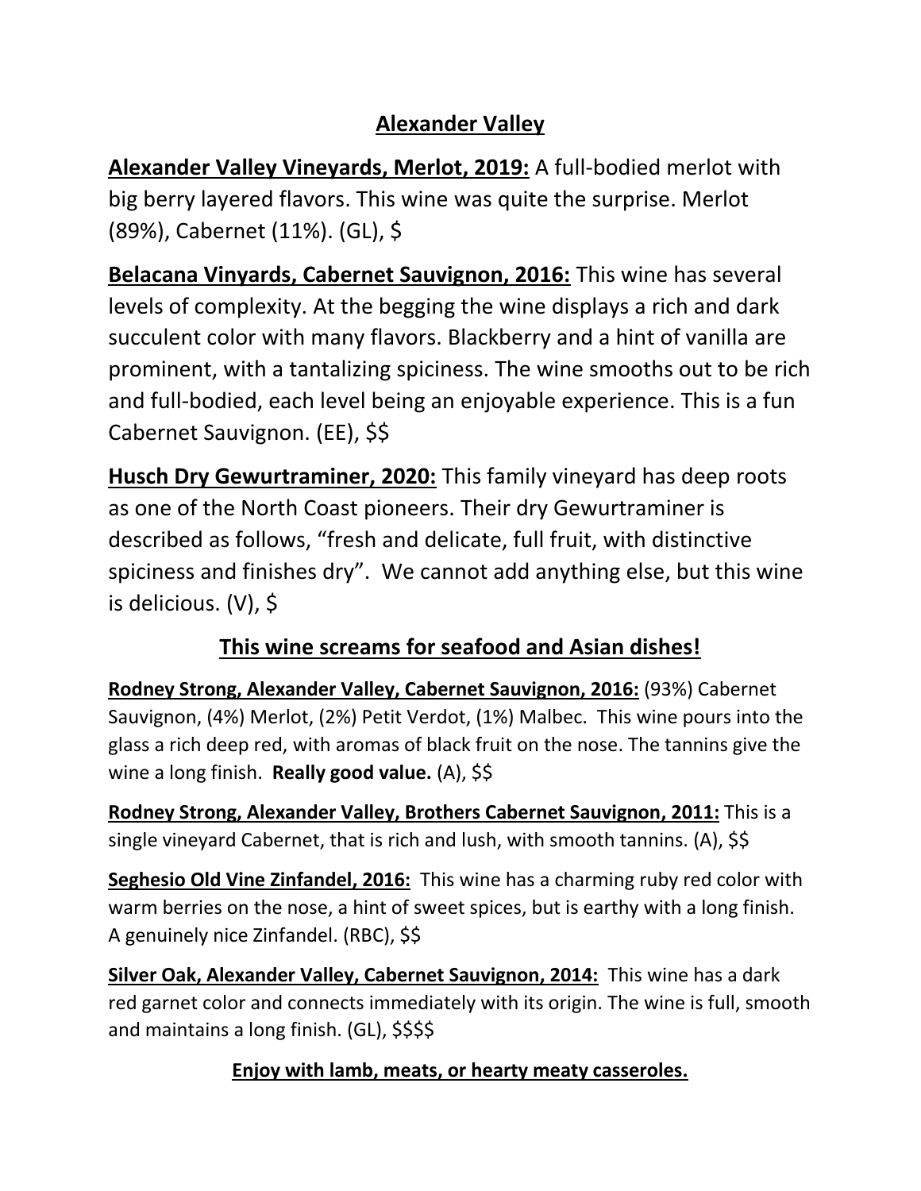# Alexander Valley

**Alexander Valley Vineyards, Merlot, 2019:** A full-bodied merlot with big berry layered flavors. This wine was quite the surprise. Merlot (89%), Cabernet (11%). (GL), $

**Belacana Vinyards, Cabernet Sauvignon, 2016:** This wine has several levels of complexity. At the begging the wine displays a rich and dark succulent color with many flavors. Blackberry and a hint of vanilla are prominent, with a tantalizing spiciness. The wine smooths out to be rich and full-bodied, each level being an enjoyable experience. This is a fun Cabernet Sauvignon. (EE), $$

**Husch Dry Gewurtraminer, 2020:** This family vineyard has deep roots as one of the North Coast pioneers. Their dry Gewurtraminer is described as follows, "fresh and delicate, full fruit, with distinctive spiciness and finishes dry". We cannot add anything else, but this wine is delicious. (V), $

## This wine screams for seafood and Asian dishes!

**Rodney Strong, Alexander Valley, Cabernet Sauvignon, 2016:** (93%) Cabernet Sauvignon, (4%) Merlot, (2%) Petit Verdot, (1%) Malbec. This wine pours into the glass a rich deep red, with aromas of black fruit on the nose. The tannins give the wine a long finish. **Really good value.** (A), $$

**Rodney Strong, Alexander Valley, Brothers Cabernet Sauvignon, 2011:** This is a single vineyard Cabernet, that is rich and lush, with smooth tannins. (A), $$

**Seghesio Old Vine Zinfandel, 2016:** This wine has a charming ruby red color with warm berries on the nose, a hint of sweet spices, but is earthy with a long finish. A genuinely nice Zinfandel. (RBC), $$

**Silver Oak, Alexander Valley, Cabernet Sauvignon, 2014:** This wine has a dark red garnet color and connects immediately with its origin. The wine is full, smooth and maintains a long finish. (GL), $$$$

**Enjoy with lamb, meats, or hearty meaty casseroles.**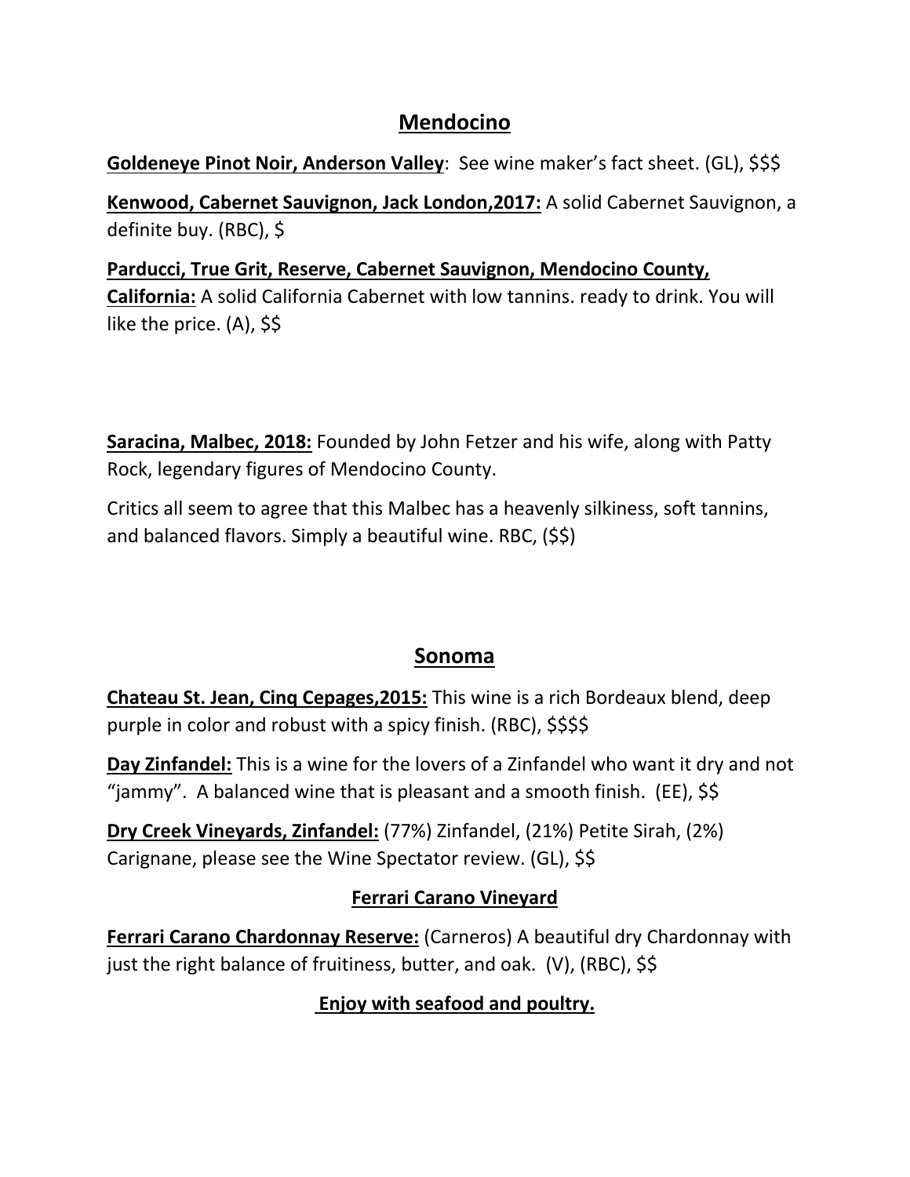## Mendocino

**Goldeneye Pinot Noir, Anderson Valley**: See wine maker's fact sheet. (GL), $$$

**Kenwood, Cabernet Sauvignon, Jack London,2017:** A solid Cabernet Sauvignon, a definite buy. (RBC), $

**Parducci, True Grit, Reserve, Cabernet Sauvignon, Mendocino County, California:** A solid California Cabernet with low tannins. ready to drink. You will like the price. (A), $$

**Saracina, Malbec, 2018:** Founded by John Fetzer and his wife, along with Patty Rock, legendary figures of Mendocino County.

Critics all seem to agree that this Malbec has a heavenly silkiness, soft tannins, and balanced flavors. Simply a beautiful wine. RBC, ($$)

## Sonoma

**Chateau St. Jean, Cinq Cepages,2015:** This wine is a rich Bordeaux blend, deep purple in color and robust with a spicy finish. (RBC), $$$$

**Day Zinfandel:** This is a wine for the lovers of a Zinfandel who want it dry and not "jammy". A balanced wine that is pleasant and a smooth finish. (EE), $$

**Dry Creek Vineyards, Zinfandel:** (77%) Zinfandel, (21%) Petite Sirah, (2%) Carignane, please see the Wine Spectator review. (GL), $$

### Ferrari Carano Vineyard

**Ferrari Carano Chardonnay Reserve:** (Carneros) A beautiful dry Chardonnay with just the right balance of fruitiness, butter, and oak. (V), (RBC), $$

**Enjoy with seafood and poultry.**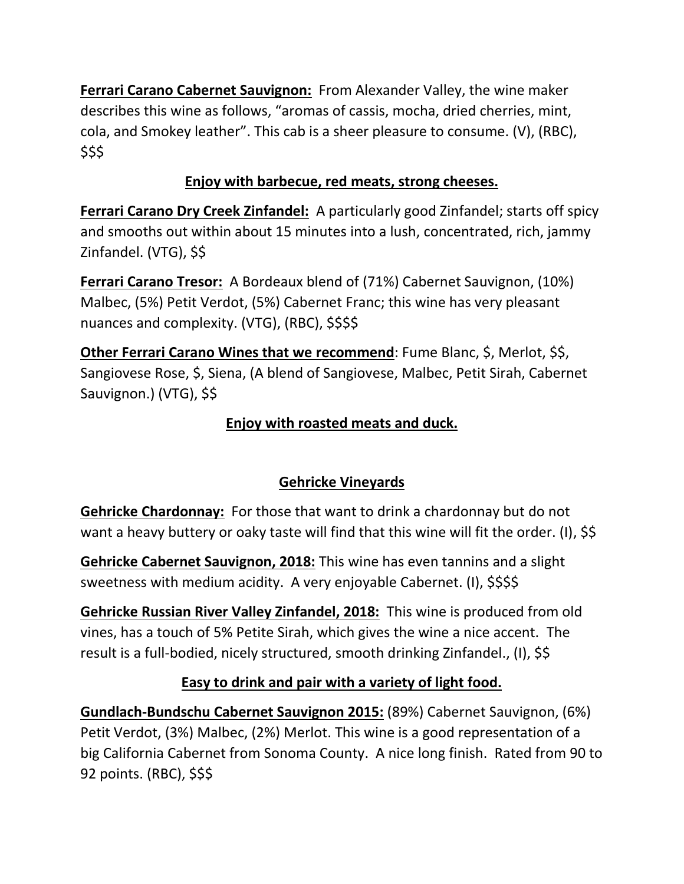**<u>Ferrari Carano Cabernet Sauvignon:</u>** From Alexander Valley, the wine maker describes this wine as follows, "aromas of cassis, mocha, dried cherries, mint, cola, and Smokey leather". This cab is a sheer pleasure to consume. (V), (RBC), $$$

**<u>Enjoy with barbecue, red meats, strong cheeses.</u>**

**<u>Ferrari Carano Dry Creek Zinfandel:</u>** A particularly good Zinfandel; starts off spicy and smooths out within about 15 minutes into a lush, concentrated, rich, jammy Zinfandel. (VTG), $$

**<u>Ferrari Carano Tresor:</u>** A Bordeaux blend of (71%) Cabernet Sauvignon, (10%) Malbec, (5%) Petit Verdot, (5%) Cabernet Franc; this wine has very pleasant nuances and complexity. (VTG), (RBC), $$$$

**<u>Other Ferrari Carano Wines that we recommend</u>**: Fume Blanc, $, Merlot, $$, Sangiovese Rose, $, Siena, (A blend of Sangiovese, Malbec, Petit Sirah, Cabernet Sauvignon.) (VTG), $$

**<u>Enjoy with roasted meats and duck.</u>**

## <u>Gehricke Vineyards</u>

**<u>Gehricke Chardonnay:</u>** For those that want to drink a chardonnay but do not want a heavy buttery or oaky taste will find that this wine will fit the order. (I), $$

**<u>Gehricke Cabernet Sauvignon, 2018:</u>** This wine has even tannins and a slight sweetness with medium acidity. A very enjoyable Cabernet. (I), $$$$

**<u>Gehricke Russian River Valley Zinfandel, 2018:</u>** This wine is produced from old vines, has a touch of 5% Petite Sirah, which gives the wine a nice accent. The result is a full-bodied, nicely structured, smooth drinking Zinfandel., (I), $$

**<u>Easy to drink and pair with a variety of light food.</u>**

**<u>Gundlach-Bundschu Cabernet Sauvignon 2015:</u>** (89%) Cabernet Sauvignon, (6%) Petit Verdot, (3%) Malbec, (2%) Merlot. This wine is a good representation of a big California Cabernet from Sonoma County. A nice long finish. Rated from 90 to 92 points. (RBC), $$$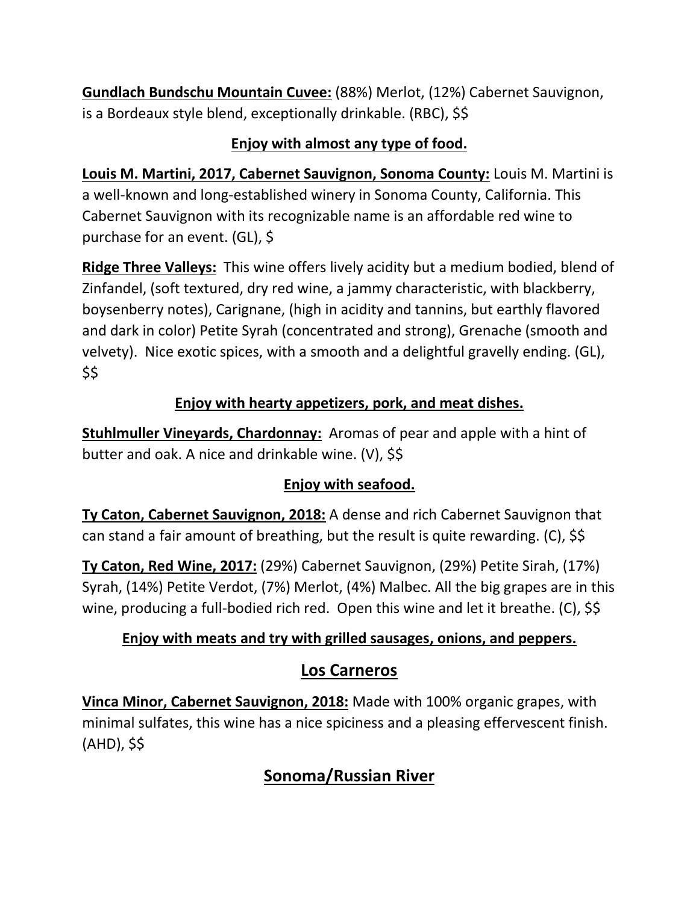**Gundlach Bundschu Mountain Cuvee:** (88%) Merlot, (12%) Cabernet Sauvignon, is a Bordeaux style blend, exceptionally drinkable. (RBC), $$

**Enjoy with almost any type of food.**

**Louis M. Martini, 2017, Cabernet Sauvignon, Sonoma County:** Louis M. Martini is a well-known and long-established winery in Sonoma County, California. This Cabernet Sauvignon with its recognizable name is an affordable red wine to purchase for an event. (GL), $

**Ridge Three Valleys:** This wine offers lively acidity but a medium bodied, blend of Zinfandel, (soft textured, dry red wine, a jammy characteristic, with blackberry, boysenberry notes), Carignane, (high in acidity and tannins, but earthly flavored and dark in color) Petite Syrah (concentrated and strong), Grenache (smooth and velvety). Nice exotic spices, with a smooth and a delightful gravelly ending. (GL), $$

**Enjoy with hearty appetizers, pork, and meat dishes.**

**Stuhlmuller Vineyards, Chardonnay:** Aromas of pear and apple with a hint of butter and oak. A nice and drinkable wine. (V), $$

**Enjoy with seafood.**

**Ty Caton, Cabernet Sauvignon, 2018:** A dense and rich Cabernet Sauvignon that can stand a fair amount of breathing, but the result is quite rewarding. (C), $$

**Ty Caton, Red Wine, 2017:** (29%) Cabernet Sauvignon, (29%) Petite Sirah, (17%) Syrah, (14%) Petite Verdot, (7%) Merlot, (4%) Malbec. All the big grapes are in this wine, producing a full-bodied rich red. Open this wine and let it breathe. (C), $$

**Enjoy with meats and try with grilled sausages, onions, and peppers.**

## Los Carneros

**Vinca Minor, Cabernet Sauvignon, 2018:** Made with 100% organic grapes, with minimal sulfates, this wine has a nice spiciness and a pleasing effervescent finish. (AHD), $$

## Sonoma/Russian River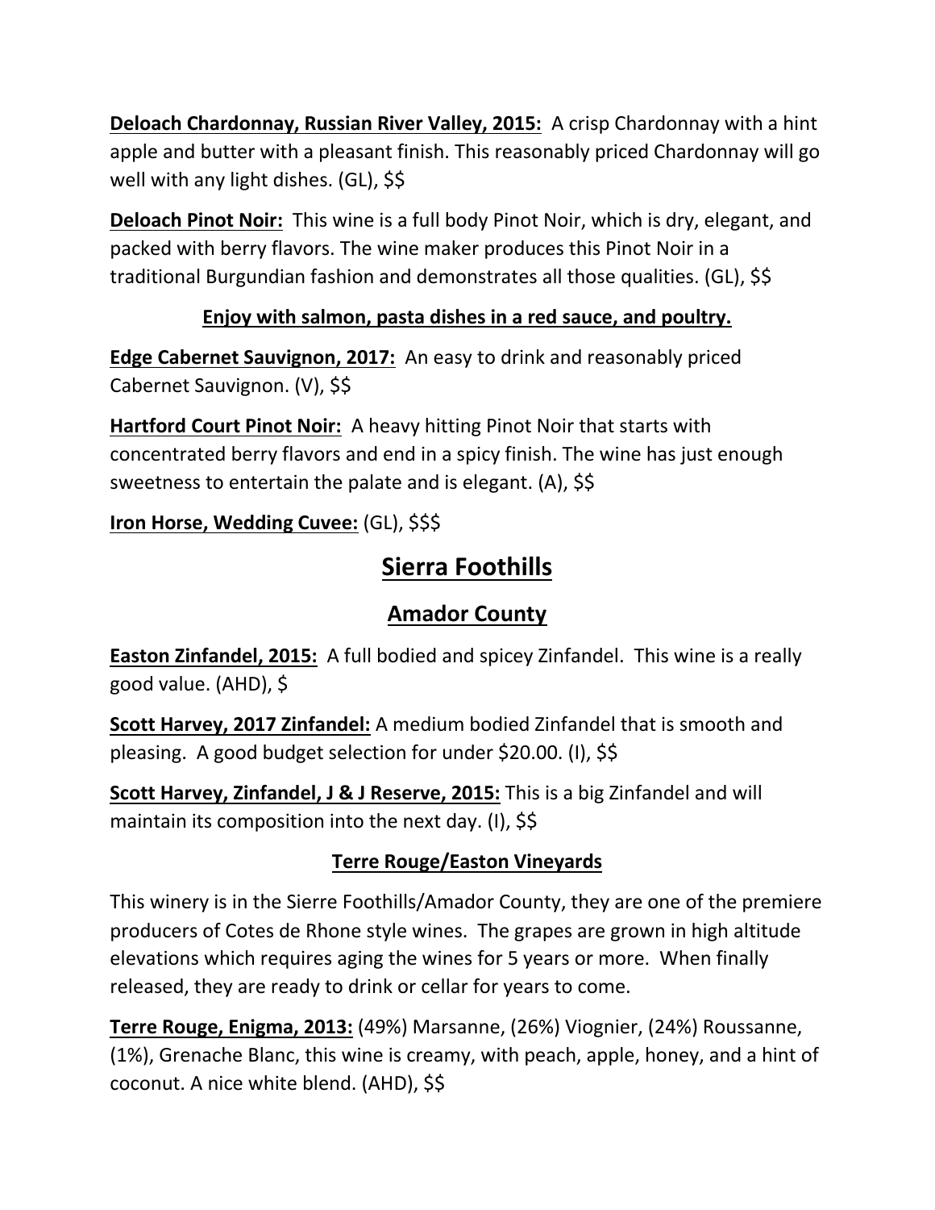**<u>Deloach Chardonnay, Russian River Valley, 2015:</u>** A crisp Chardonnay with a hint apple and butter with a pleasant finish. This reasonably priced Chardonnay will go well with any light dishes. (GL), $$

**<u>Deloach Pinot Noir:</u>** This wine is a full body Pinot Noir, which is dry, elegant, and packed with berry flavors. The wine maker produces this Pinot Noir in a traditional Burgundian fashion and demonstrates all those qualities. (GL), $$

**<u>Enjoy with salmon, pasta dishes in a red sauce, and poultry.</u>**

**<u>Edge Cabernet Sauvignon, 2017:</u>** An easy to drink and reasonably priced Cabernet Sauvignon. (V), $$

**<u>Hartford Court Pinot Noir:</u>** A heavy hitting Pinot Noir that starts with concentrated berry flavors and end in a spicy finish. The wine has just enough sweetness to entertain the palate and is elegant. (A), $$

**<u>Iron Horse, Wedding Cuvee:</u>** (GL), $$$

# <u>Sierra Foothills</u>

## <u>Amador County</u>

**<u>Easton Zinfandel, 2015:</u>** A full bodied and spicey Zinfandel. This wine is a really good value. (AHD), $

**<u>Scott Harvey, 2017 Zinfandel:</u>** A medium bodied Zinfandel that is smooth and pleasing. A good budget selection for under $20.00. (I), $$

**<u>Scott Harvey, Zinfandel, J & J Reserve, 2015:</u>** This is a big Zinfandel and will maintain its composition into the next day. (I), $$

### <u>Terre Rouge/Easton Vineyards</u>

This winery is in the Sierre Foothills/Amador County, they are one of the premiere producers of Cotes de Rhone style wines. The grapes are grown in high altitude elevations which requires aging the wines for 5 years or more. When finally released, they are ready to drink or cellar for years to come.

**<u>Terre Rouge, Enigma, 2013:</u>** (49%) Marsanne, (26%) Viognier, (24%) Roussanne, (1%), Grenache Blanc, this wine is creamy, with peach, apple, honey, and a hint of coconut. A nice white blend. (AHD), $$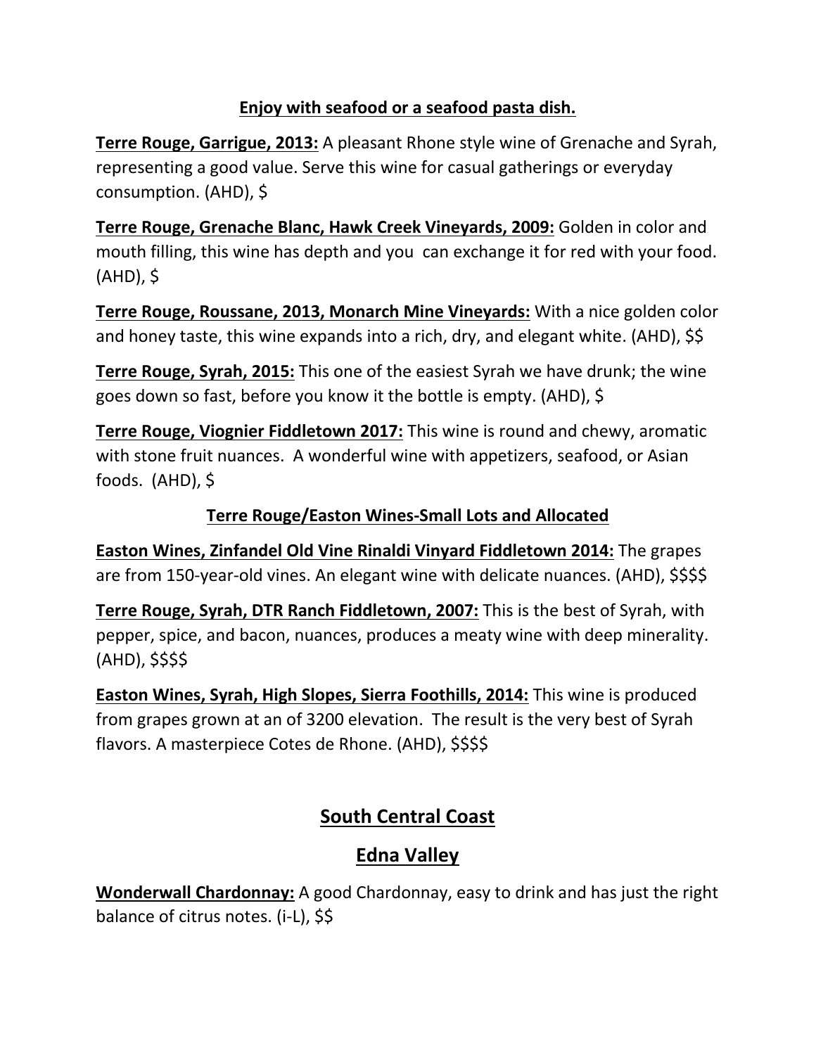**Enjoy with seafood or a seafood pasta dish.**

**Terre Rouge, Garrigue, 2013:** A pleasant Rhone style wine of Grenache and Syrah, representing a good value. Serve this wine for casual gatherings or everyday consumption. (AHD), $

**Terre Rouge, Grenache Blanc, Hawk Creek Vineyards, 2009:** Golden in color and mouth filling, this wine has depth and you can exchange it for red with your food. (AHD), $

**Terre Rouge, Roussane, 2013, Monarch Mine Vineyards:** With a nice golden color and honey taste, this wine expands into a rich, dry, and elegant white. (AHD), $$

**Terre Rouge, Syrah, 2015:** This one of the easiest Syrah we have drunk; the wine goes down so fast, before you know it the bottle is empty. (AHD), $

**Terre Rouge, Viognier Fiddletown 2017:** This wine is round and chewy, aromatic with stone fruit nuances. A wonderful wine with appetizers, seafood, or Asian foods. (AHD), $

**Terre Rouge/Easton Wines-Small Lots and Allocated**

**Easton Wines, Zinfandel Old Vine Rinaldi Vinyard Fiddletown 2014:** The grapes are from 150-year-old vines. An elegant wine with delicate nuances. (AHD), $$$$

**Terre Rouge, Syrah, DTR Ranch Fiddletown, 2007:** This is the best of Syrah, with pepper, spice, and bacon, nuances, produces a meaty wine with deep minerality. (AHD), $$$$

**Easton Wines, Syrah, High Slopes, Sierra Foothills, 2014:** This wine is produced from grapes grown at an of 3200 elevation. The result is the very best of Syrah flavors. A masterpiece Cotes de Rhone. (AHD), $$$$

## South Central Coast

## Edna Valley

**Wonderwall Chardonnay:** A good Chardonnay, easy to drink and has just the right balance of citrus notes. (i-L), $$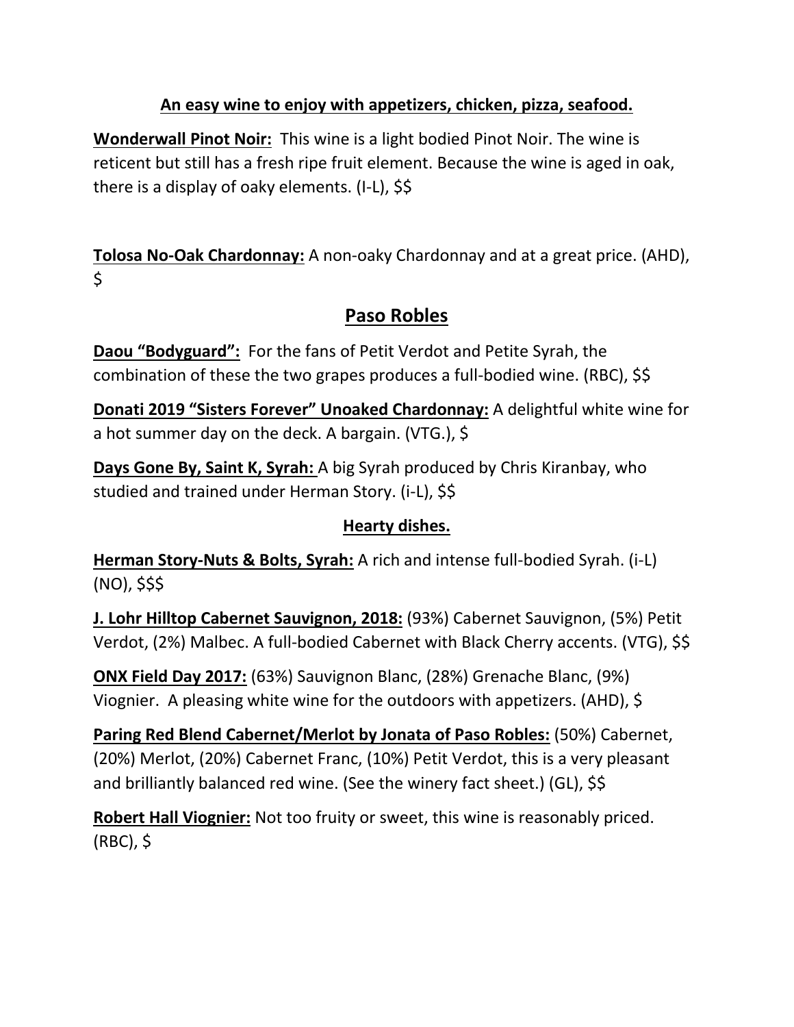**An easy wine to enjoy with appetizers, chicken, pizza, seafood.**

**Wonderwall Pinot Noir:** This wine is a light bodied Pinot Noir. The wine is reticent but still has a fresh ripe fruit element. Because the wine is aged in oak, there is a display of oaky elements. (I-L), $$

**Tolosa No-Oak Chardonnay:** A non-oaky Chardonnay and at a great price. (AHD), $

## Paso Robles

**Daou "Bodyguard":** For the fans of Petit Verdot and Petite Syrah, the combination of these the two grapes produces a full-bodied wine. (RBC), $$

**Donati 2019 "Sisters Forever" Unoaked Chardonnay:** A delightful white wine for a hot summer day on the deck. A bargain. (VTG.), $

**Days Gone By, Saint K, Syrah:** A big Syrah produced by Chris Kiranbay, who studied and trained under Herman Story. (i-L), $$

**Hearty dishes.**

**Herman Story-Nuts & Bolts, Syrah:** A rich and intense full-bodied Syrah. (i-L) (NO), $$$

**J. Lohr Hilltop Cabernet Sauvignon, 2018:** (93%) Cabernet Sauvignon, (5%) Petit Verdot, (2%) Malbec. A full-bodied Cabernet with Black Cherry accents. (VTG), $$

**ONX Field Day 2017:** (63%) Sauvignon Blanc, (28%) Grenache Blanc, (9%) Viognier. A pleasing white wine for the outdoors with appetizers. (AHD), $

**Paring Red Blend Cabernet/Merlot by Jonata of Paso Robles:** (50%) Cabernet, (20%) Merlot, (20%) Cabernet Franc, (10%) Petit Verdot, this is a very pleasant and brilliantly balanced red wine. (See the winery fact sheet.) (GL), $$

**Robert Hall Viognier:** Not too fruity or sweet, this wine is reasonably priced. (RBC), $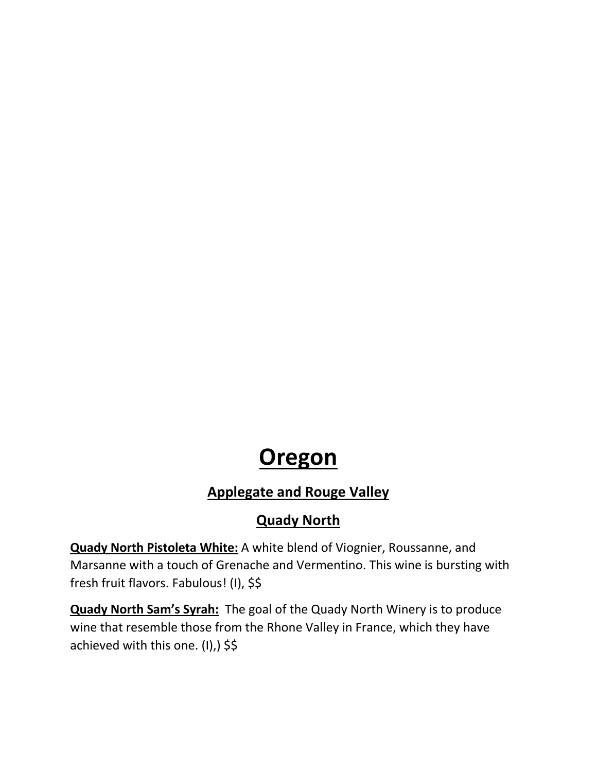# Oregon

## Applegate and Rouge Valley

### Quady North

**Quady North Pistoleta White:** A white blend of Viognier, Roussanne, and Marsanne with a touch of Grenache and Vermentino. This wine is bursting with fresh fruit flavors. Fabulous! (I), $$

**Quady North Sam's Syrah:** The goal of the Quady North Winery is to produce wine that resemble those from the Rhone Valley in France, which they have achieved with this one. (I),) $$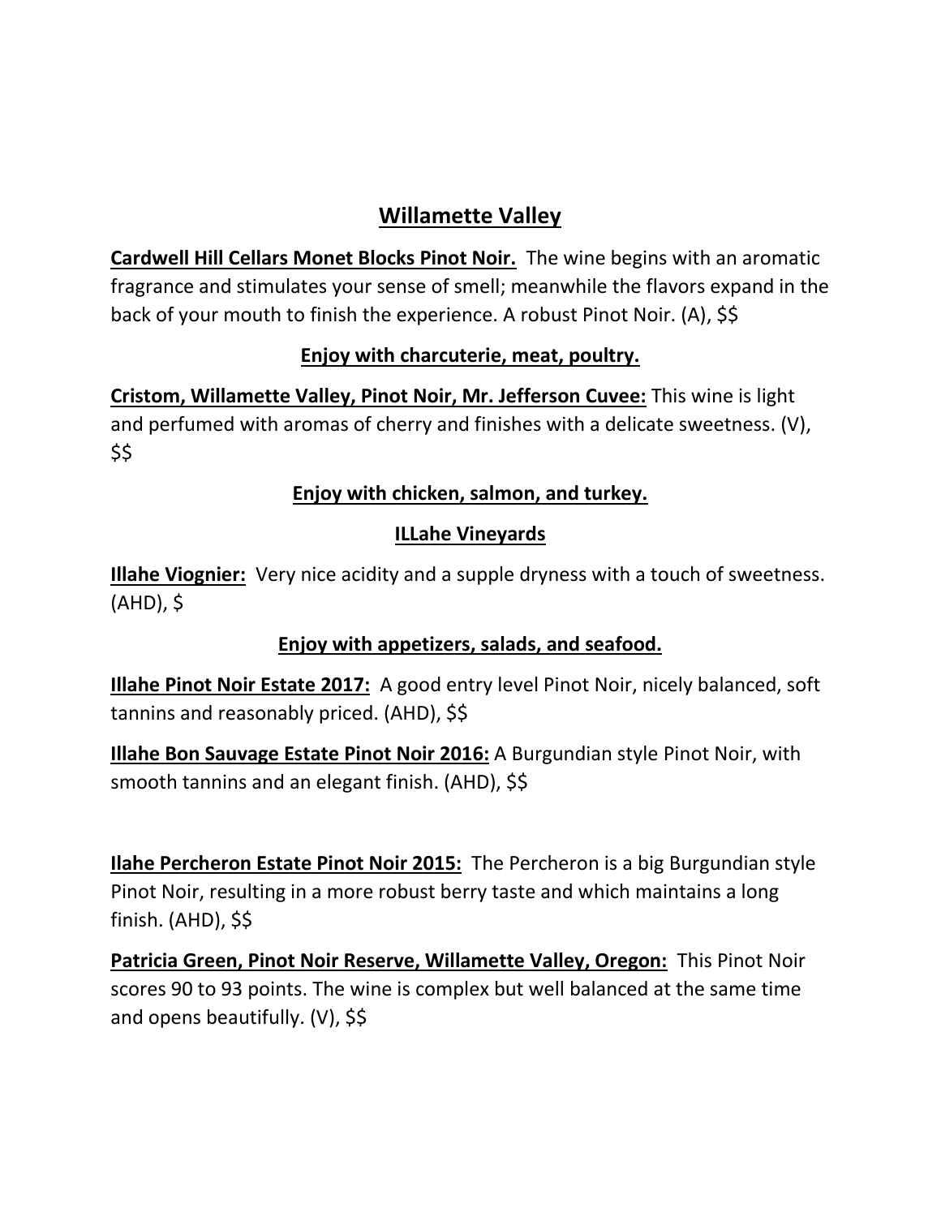## Willamette Valley

**Cardwell Hill Cellars Monet Blocks Pinot Noir.** The wine begins with an aromatic fragrance and stimulates your sense of smell; meanwhile the flavors expand in the back of your mouth to finish the experience. A robust Pinot Noir. (A), $$

**Enjoy with charcuterie, meat, poultry.**

**Cristom, Willamette Valley, Pinot Noir, Mr. Jefferson Cuvee:** This wine is light and perfumed with aromas of cherry and finishes with a delicate sweetness. (V), $$

**Enjoy with chicken, salmon, and turkey.**

### ILLahe Vineyards

**Illahe Viognier:** Very nice acidity and a supple dryness with a touch of sweetness. (AHD), $

**Enjoy with appetizers, salads, and seafood.**

**Illahe Pinot Noir Estate 2017:** A good entry level Pinot Noir, nicely balanced, soft tannins and reasonably priced. (AHD), $$

**Illahe Bon Sauvage Estate Pinot Noir 2016:** A Burgundian style Pinot Noir, with smooth tannins and an elegant finish. (AHD), $$

**Ilahe Percheron Estate Pinot Noir 2015:** The Percheron is a big Burgundian style Pinot Noir, resulting in a more robust berry taste and which maintains a long finish. (AHD), $$

**Patricia Green, Pinot Noir Reserve, Willamette Valley, Oregon:** This Pinot Noir scores 90 to 93 points. The wine is complex but well balanced at the same time and opens beautifully. (V), $$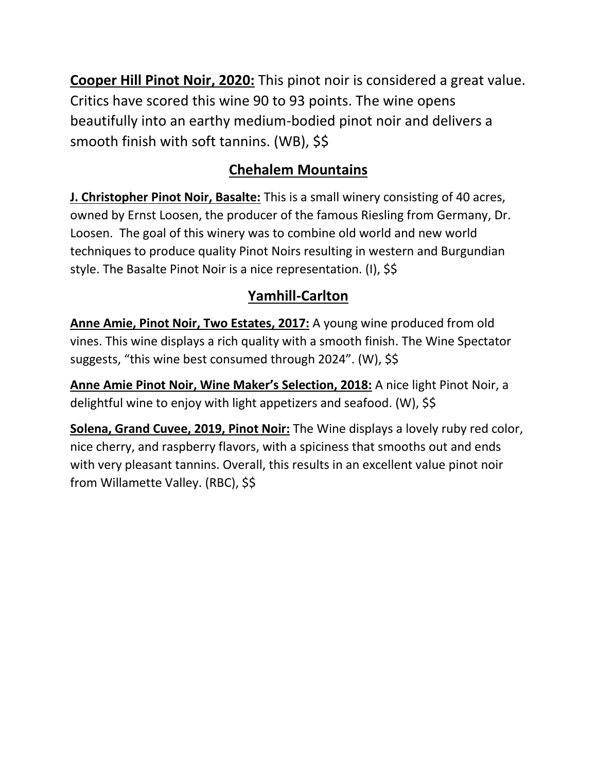**Cooper Hill Pinot Noir, 2020:** This pinot noir is considered a great value. Critics have scored this wine 90 to 93 points. The wine opens beautifully into an earthy medium-bodied pinot noir and delivers a smooth finish with soft tannins. (WB), $$

## Chehalem Mountains

**J. Christopher Pinot Noir, Basalte:** This is a small winery consisting of 40 acres, owned by Ernst Loosen, the producer of the famous Riesling from Germany, Dr. Loosen. The goal of this winery was to combine old world and new world techniques to produce quality Pinot Noirs resulting in western and Burgundian style. The Basalte Pinot Noir is a nice representation. (I), $$

## Yamhill-Carlton

**Anne Amie, Pinot Noir, Two Estates, 2017:** A young wine produced from old vines. This wine displays a rich quality with a smooth finish. The Wine Spectator suggests, "this wine best consumed through 2024". (W), $$

**Anne Amie Pinot Noir, Wine Maker's Selection, 2018:** A nice light Pinot Noir, a delightful wine to enjoy with light appetizers and seafood. (W), $$

**Solena, Grand Cuvee, 2019, Pinot Noir:** The Wine displays a lovely ruby red color, nice cherry, and raspberry flavors, with a spiciness that smooths out and ends with very pleasant tannins. Overall, this results in an excellent value pinot noir from Willamette Valley. (RBC), $$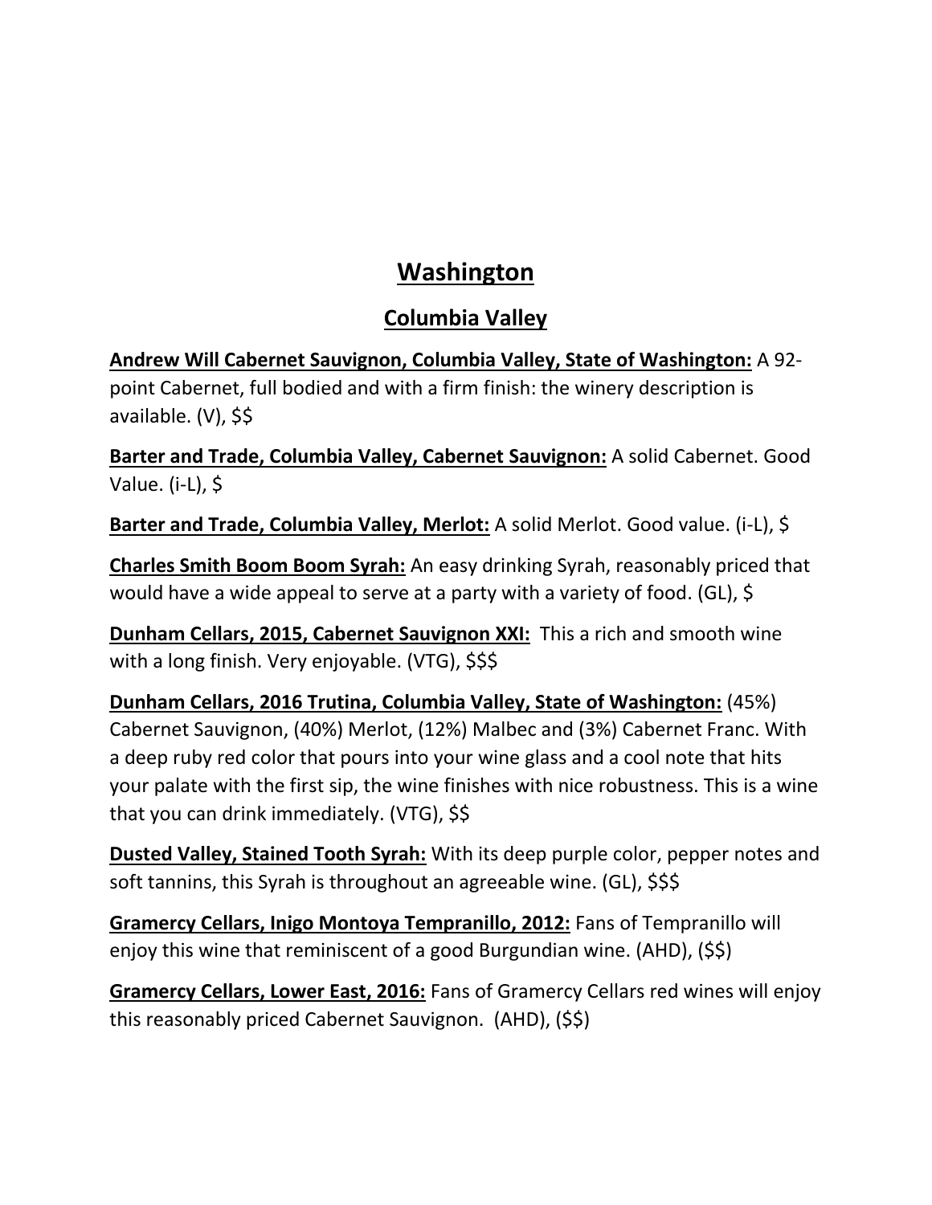# Washington

## Columbia Valley

**Andrew Will Cabernet Sauvignon, Columbia Valley, State of Washington:** A 92-point Cabernet, full bodied and with a firm finish: the winery description is available. (V), $$

**Barter and Trade, Columbia Valley, Cabernet Sauvignon:** A solid Cabernet. Good Value. (i-L), $

**Barter and Trade, Columbia Valley, Merlot:** A solid Merlot. Good value. (i-L), $

**Charles Smith Boom Boom Syrah:** An easy drinking Syrah, reasonably priced that would have a wide appeal to serve at a party with a variety of food. (GL), $

**Dunham Cellars, 2015, Cabernet Sauvignon XXI:** This a rich and smooth wine with a long finish. Very enjoyable. (VTG), $$$

**Dunham Cellars, 2016 Trutina, Columbia Valley, State of Washington:** (45%) Cabernet Sauvignon, (40%) Merlot, (12%) Malbec and (3%) Cabernet Franc. With a deep ruby red color that pours into your wine glass and a cool note that hits your palate with the first sip, the wine finishes with nice robustness. This is a wine that you can drink immediately. (VTG), $$

**Dusted Valley, Stained Tooth Syrah:** With its deep purple color, pepper notes and soft tannins, this Syrah is throughout an agreeable wine. (GL), $$$

**Gramercy Cellars, Inigo Montoya Tempranillo, 2012:** Fans of Tempranillo will enjoy this wine that reminiscent of a good Burgundian wine. (AHD), ($$)

**Gramercy Cellars, Lower East, 2016:** Fans of Gramercy Cellars red wines will enjoy this reasonably priced Cabernet Sauvignon. (AHD), ($$)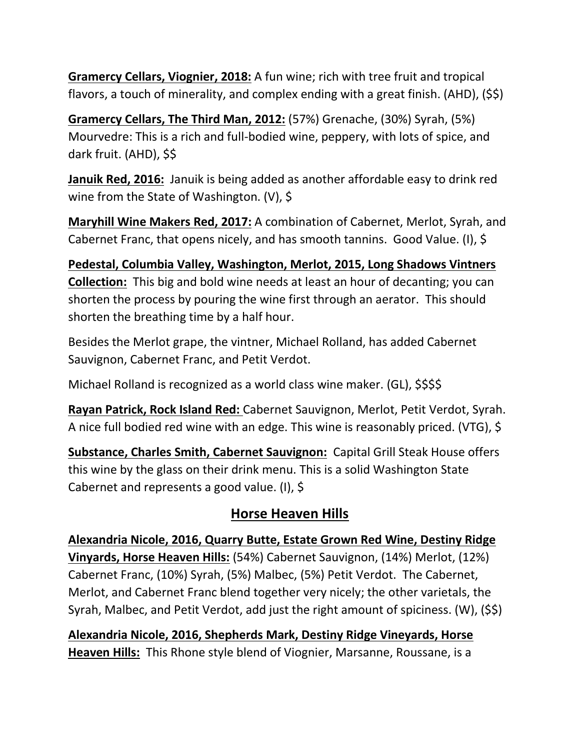**Gramercy Cellars, Viognier, 2018:** A fun wine; rich with tree fruit and tropical flavors, a touch of minerality, and complex ending with a great finish. (AHD), ($$)

**Gramercy Cellars, The Third Man, 2012:** (57%) Grenache, (30%) Syrah, (5%) Mourvedre: This is a rich and full-bodied wine, peppery, with lots of spice, and dark fruit. (AHD), $$

**Januik Red, 2016:** Januik is being added as another affordable easy to drink red wine from the State of Washington. (V), $

**Maryhill Wine Makers Red, 2017:** A combination of Cabernet, Merlot, Syrah, and Cabernet Franc, that opens nicely, and has smooth tannins. Good Value. (I), $

**Pedestal, Columbia Valley, Washington, Merlot, 2015, Long Shadows Vintners Collection:** This big and bold wine needs at least an hour of decanting; you can shorten the process by pouring the wine first through an aerator. This should shorten the breathing time by a half hour.

Besides the Merlot grape, the vintner, Michael Rolland, has added Cabernet Sauvignon, Cabernet Franc, and Petit Verdot.

Michael Rolland is recognized as a world class wine maker. (GL), $$$$

**Rayan Patrick, Rock Island Red:** Cabernet Sauvignon, Merlot, Petit Verdot, Syrah. A nice full bodied red wine with an edge. This wine is reasonably priced. (VTG), $

**Substance, Charles Smith, Cabernet Sauvignon:** Capital Grill Steak House offers this wine by the glass on their drink menu. This is a solid Washington State Cabernet and represents a good value. (I), $

## Horse Heaven Hills

**Alexandria Nicole, 2016, Quarry Butte, Estate Grown Red Wine, Destiny Ridge Vinyards, Horse Heaven Hills:** (54%) Cabernet Sauvignon, (14%) Merlot, (12%) Cabernet Franc, (10%) Syrah, (5%) Malbec, (5%) Petit Verdot. The Cabernet, Merlot, and Cabernet Franc blend together very nicely; the other varietals, the Syrah, Malbec, and Petit Verdot, add just the right amount of spiciness. (W), ($$)

**Alexandria Nicole, 2016, Shepherds Mark, Destiny Ridge Vineyards, Horse Heaven Hills:** This Rhone style blend of Viognier, Marsanne, Roussane, is a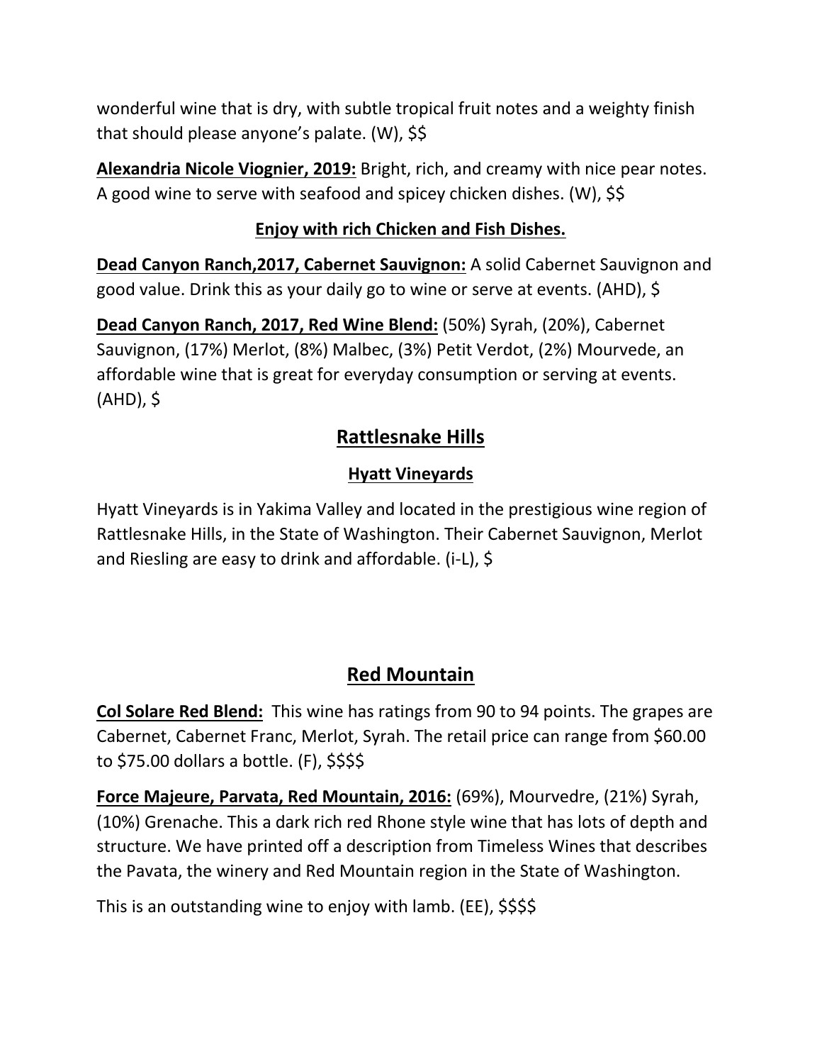wonderful wine that is dry, with subtle tropical fruit notes and a weighty finish that should please anyone's palate. (W), $$

**Alexandria Nicole Viognier, 2019:** Bright, rich, and creamy with nice pear notes. A good wine to serve with seafood and spicey chicken dishes. (W), $$

**Enjoy with rich Chicken and Fish Dishes.**

**Dead Canyon Ranch,2017, Cabernet Sauvignon:** A solid Cabernet Sauvignon and good value. Drink this as your daily go to wine or serve at events. (AHD), $

**Dead Canyon Ranch, 2017, Red Wine Blend:** (50%) Syrah, (20%), Cabernet Sauvignon, (17%) Merlot, (8%) Malbec, (3%) Petit Verdot, (2%) Mourvede, an affordable wine that is great for everyday consumption or serving at events. (AHD), $

## Rattlesnake Hills

### Hyatt Vineyards

Hyatt Vineyards is in Yakima Valley and located in the prestigious wine region of Rattlesnake Hills, in the State of Washington. Their Cabernet Sauvignon, Merlot and Riesling are easy to drink and affordable. (i-L), $

## Red Mountain

**Col Solare Red Blend:** This wine has ratings from 90 to 94 points. The grapes are Cabernet, Cabernet Franc, Merlot, Syrah. The retail price can range from $60.00 to $75.00 dollars a bottle. (F), $$$$

**Force Majeure, Parvata, Red Mountain, 2016:** (69%), Mourvedre, (21%) Syrah, (10%) Grenache. This a dark rich red Rhone style wine that has lots of depth and structure. We have printed off a description from Timeless Wines that describes the Pavata, the winery and Red Mountain region in the State of Washington.

This is an outstanding wine to enjoy with lamb. (EE), $$$$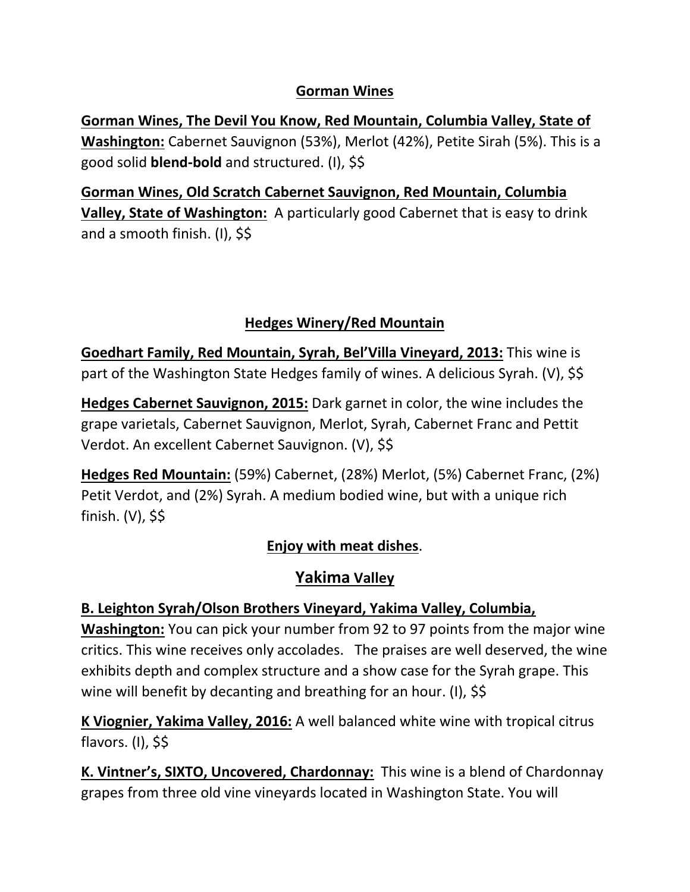## Gorman Wines

**Gorman Wines, The Devil You Know, Red Mountain, Columbia Valley, State of Washington:** Cabernet Sauvignon (53%), Merlot (42%), Petite Sirah (5%). This is a good solid **blend-bold** and structured. (I), $$

**Gorman Wines, Old Scratch Cabernet Sauvignon, Red Mountain, Columbia Valley, State of Washington:** A particularly good Cabernet that is easy to drink and a smooth finish. (I), $$

## Hedges Winery/Red Mountain

**Goedhart Family, Red Mountain, Syrah, Bel'Villa Vineyard, 2013:** This wine is part of the Washington State Hedges family of wines. A delicious Syrah. (V), $$

**Hedges Cabernet Sauvignon, 2015:** Dark garnet in color, the wine includes the grape varietals, Cabernet Sauvignon, Merlot, Syrah, Cabernet Franc and Pettit Verdot. An excellent Cabernet Sauvignon. (V), $$

**Hedges Red Mountain:** (59%) Cabernet, (28%) Merlot, (5%) Cabernet Franc, (2%) Petit Verdot, and (2%) Syrah. A medium bodied wine, but with a unique rich finish. (V), $$

**Enjoy with meat dishes**.

## Yakima Valley

**B. Leighton Syrah/Olson Brothers Vineyard, Yakima Valley, Columbia, Washington:** You can pick your number from 92 to 97 points from the major wine critics. This wine receives only accolades. The praises are well deserved, the wine exhibits depth and complex structure and a show case for the Syrah grape. This wine will benefit by decanting and breathing for an hour. (I), $$

**K Viognier, Yakima Valley, 2016:** A well balanced white wine with tropical citrus flavors. (I), $$

**K. Vintner's, SIXTO, Uncovered, Chardonnay:** This wine is a blend of Chardonnay grapes from three old vine vineyards located in Washington State. You will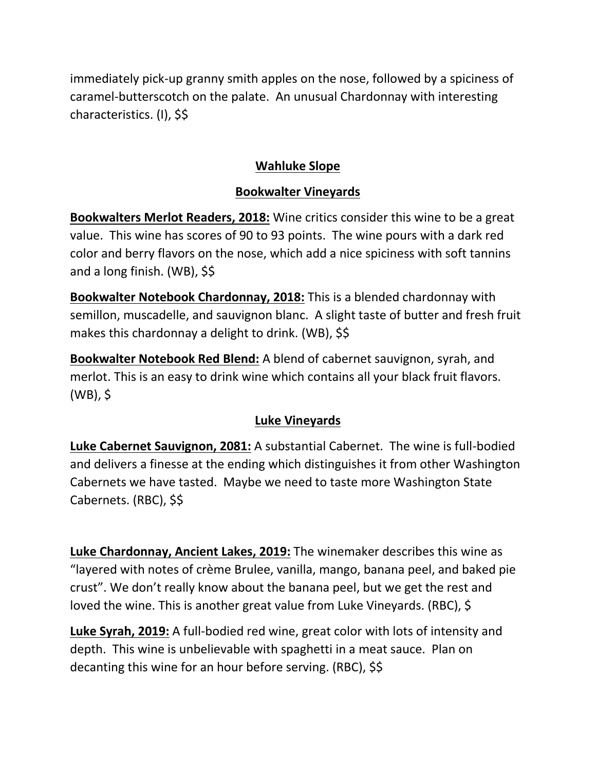immediately pick-up granny smith apples on the nose, followed by a spiciness of caramel-butterscotch on the palate. An unusual Chardonnay with interesting characteristics. (I), $$

## Wahluke Slope

### Bookwalter Vineyards

**Bookwalters Merlot Readers, 2018:** Wine critics consider this wine to be a great value. This wine has scores of 90 to 93 points. The wine pours with a dark red color and berry flavors on the nose, which add a nice spiciness with soft tannins and a long finish. (WB), $$

**Bookwalter Notebook Chardonnay, 2018:** This is a blended chardonnay with semillon, muscadelle, and sauvignon blanc. A slight taste of butter and fresh fruit makes this chardonnay a delight to drink. (WB), $$

**Bookwalter Notebook Red Blend:** A blend of cabernet sauvignon, syrah, and merlot. This is an easy to drink wine which contains all your black fruit flavors. (WB), $

### Luke Vineyards

**Luke Cabernet Sauvignon, 2081:** A substantial Cabernet. The wine is full-bodied and delivers a finesse at the ending which distinguishes it from other Washington Cabernets we have tasted. Maybe we need to taste more Washington State Cabernets. (RBC), $$

**Luke Chardonnay, Ancient Lakes, 2019:** The winemaker describes this wine as "layered with notes of crème Brulee, vanilla, mango, banana peel, and baked pie crust". We don't really know about the banana peel, but we get the rest and loved the wine. This is another great value from Luke Vineyards. (RBC), $

**Luke Syrah, 2019:** A full-bodied red wine, great color with lots of intensity and depth. This wine is unbelievable with spaghetti in a meat sauce. Plan on decanting this wine for an hour before serving. (RBC), $$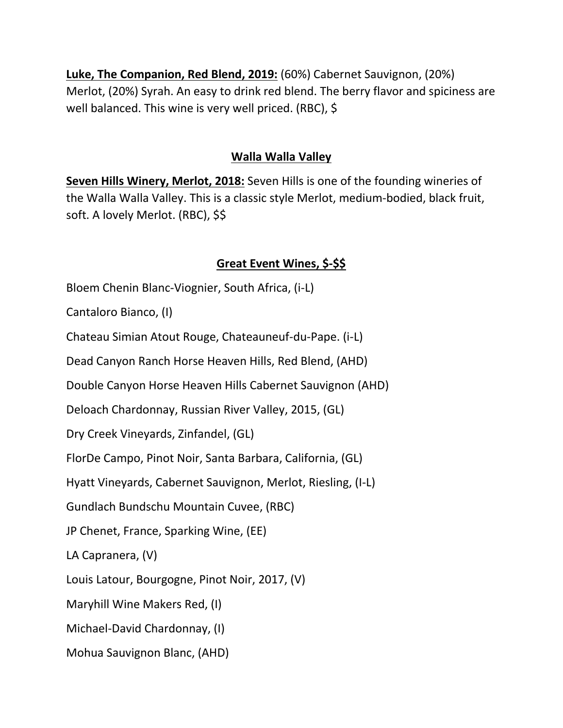**Luke, The Companion, Red Blend, 2019:** (60%) Cabernet Sauvignon, (20%) Merlot, (20%) Syrah. An easy to drink red blend. The berry flavor and spiciness are well balanced. This wine is very well priced. (RBC), $

## Walla Walla Valley

**Seven Hills Winery, Merlot, 2018:** Seven Hills is one of the founding wineries of the Walla Walla Valley. This is a classic style Merlot, medium-bodied, black fruit, soft. A lovely Merlot. (RBC), $$

## Great Event Wines, $-$$

Bloem Chenin Blanc-Viognier, South Africa, (i-L)

Cantaloro Bianco, (I)

Chateau Simian Atout Rouge, Chateauneuf-du-Pape. (i-L)

Dead Canyon Ranch Horse Heaven Hills, Red Blend, (AHD)

Double Canyon Horse Heaven Hills Cabernet Sauvignon (AHD)

Deloach Chardonnay, Russian River Valley, 2015, (GL)

Dry Creek Vineyards, Zinfandel, (GL)

FlorDe Campo, Pinot Noir, Santa Barbara, California, (GL)

Hyatt Vineyards, Cabernet Sauvignon, Merlot, Riesling, (I-L)

Gundlach Bundschu Mountain Cuvee, (RBC)

JP Chenet, France, Sparking Wine, (EE)

LA Capranera, (V)

Louis Latour, Bourgogne, Pinot Noir, 2017, (V)

Maryhill Wine Makers Red, (I)

Michael-David Chardonnay, (I)

Mohua Sauvignon Blanc, (AHD)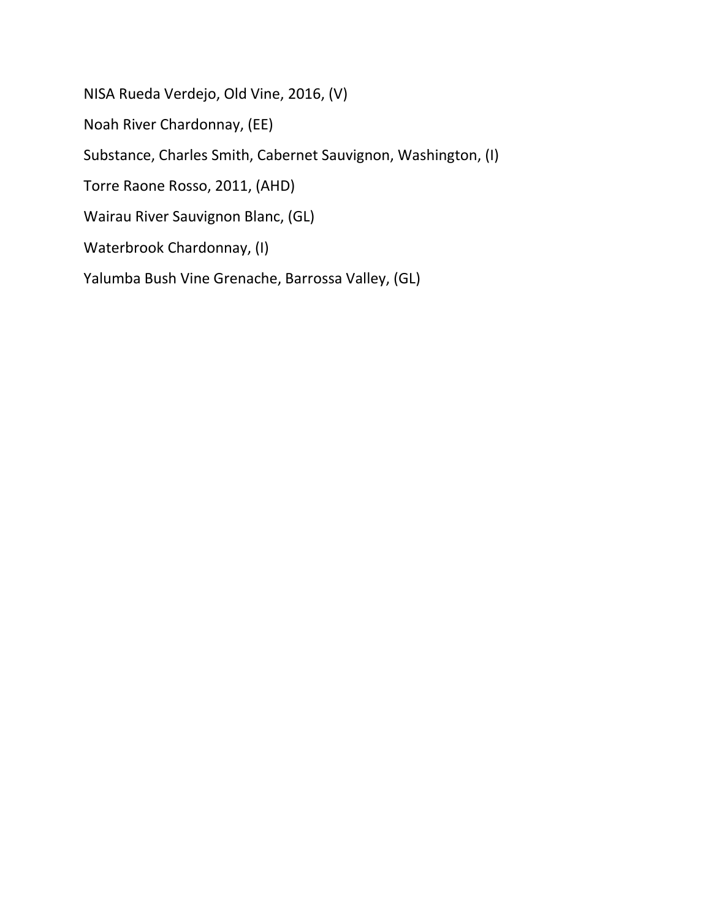NISA Rueda Verdejo, Old Vine, 2016, (V)

Noah River Chardonnay, (EE)

Substance, Charles Smith, Cabernet Sauvignon, Washington, (I)

Torre Raone Rosso, 2011, (AHD)

Wairau River Sauvignon Blanc, (GL)

Waterbrook Chardonnay, (I)

Yalumba Bush Vine Grenache, Barrossa Valley, (GL)